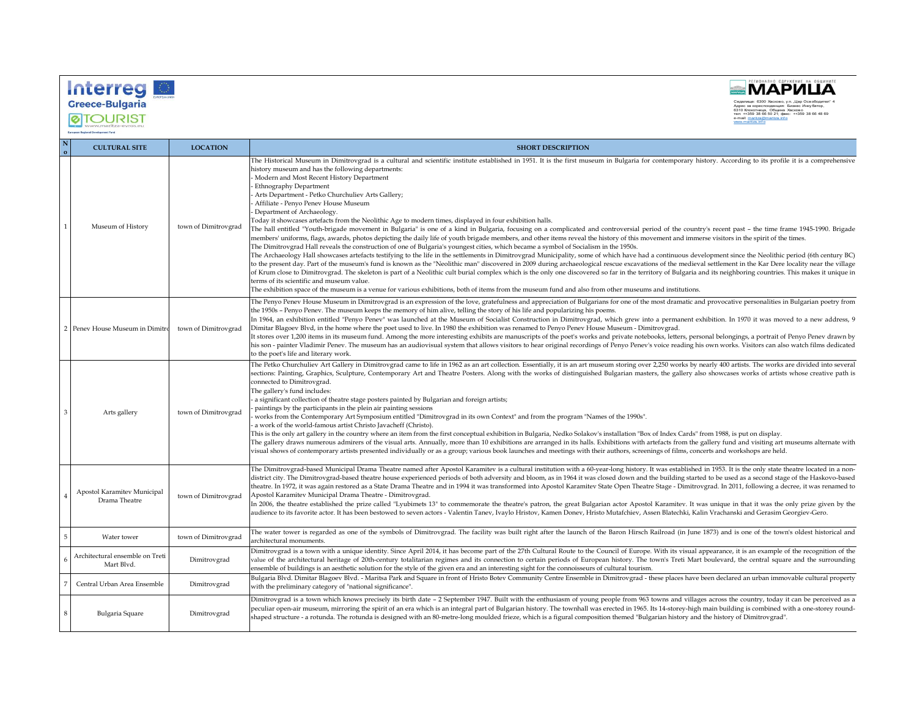| No | CULTURAL SITE | LOCATION | SHORT DESCRIPTION |
|---|---|---|---|
| 1 | Museum of History | town of Dimitrovgrad | The Historical Museum in Dimitrovgrad is a cultural and scientific institute established in 1951. It is the first museum in Bulgaria for contemporary history. According to its profile it is a comprehensive history museum and has the following departments:<br>- Modern and Most Recent History Department<br>- Ethnography Department<br>- Arts Department - Petko Churchuliev Arts Gallery;<br>- Affiliate - Penyo Penev House Museum<br>- Department of Archaeology.<br>Today it showcases artefacts from the Neolithic Age to modern times, displayed in four exhibition halls.<br>The hall entitled "Youth-brigade movement in Bulgaria" is one of a kind in Bulgaria, focusing on a complicated and controversial period of the country's recent past – the time frame 1945-1990. Brigade members' uniforms, flags, awards, photos depicting the daily life of youth brigade members, and other items reveal the history of this movement and immerse visitors in the spirit of the times.<br>The Dimitrovgrad Hall reveals the construction of one of Bulgaria's youngest cities, which became a symbol of Socialism in the 1950s.<br>The Archaeology Hall showcases artefacts testifying to the life in the settlements in Dimitrovgrad Municipality, some of which have had a continuous development since the Neolithic period (6th century BC) to the present day. Part of the museum's fund is known as the "Neolithic man" discovered in 2009 during archaeological rescue excavations of the medieval settlement in the Kar Dere locality near the village of Krum close to Dimitrovgrad. The skeleton is part of a Neolithic cult burial complex which is the only one discovered so far in the territory of Bulgaria and its neighboring countries. This makes it unique in terms of its scientific and museum value.<br>The exhibition space of the museum is a venue for various exhibitions, both of items from the museum fund and also from other museums and institutions. |
| 2 | Penev House Museum in Dimitro | town of Dimitrovgrad | The Penyo Penev House Museum in Dimitrovgrad is an expression of the love, gratefulness and appreciation of Bulgarians for one of the most dramatic and provocative personalities in Bulgarian poetry from the 1950s – Penyo Penev. The museum keeps the memory of him alive, telling the story of his life and popularizing his poems.<br>In 1964, an exhibition entitled "Penyo Penev" was launched at the Museum of Socialist Construction in Dimitrovgrad, which grew into a permanent exhibition. In 1970 it was moved to a new address, 9 Dimitar Blagoev Blvd, in the home where the poet used to live. In 1980 the exhibition was renamed to Penyo Penev House Museum - Dimitrovgrad.<br>It stores over 1,200 items in its museum fund. Among the more interesting exhibits are manuscripts of the poet's works and private notebooks, letters, personal belongings, a portrait of Penyo Penev drawn by his son - painter Vladimir Penev. The museum has an audiovisual system that allows visitors to hear original recordings of Penyo Penev's voice reading his own works. Visitors can also watch films dedicated to the poet's life and literary work. |
| 3 | Arts gallery | town of Dimitrovgrad | The Petko Churchuliev Art Gallery in Dimitrovgrad came to life in 1962 as an art collection. Essentially, it is an art museum storing over 2,250 works by nearly 400 artists. The works are divided into several sections: Painting, Graphics, Sculpture, Contemporary Art and Theatre Posters. Along with the works of distinguished Bulgarian masters, the gallery also showcases works of artists whose creative path is connected to Dimitrovgrad.<br>The gallery's fund includes:<br>- a significant collection of theatre stage posters painted by Bulgarian and foreign artists;<br>- paintings by the participants in the plein air painting sessions<br>- works from the Contemporary Art Symposium entitled "Dimitrovgrad in its own Context" and from the program "Names of the 1990s".<br>- a work of the world-famous artist Christo Javacheff (Christo).<br>This is the only art gallery in the country where an item from the first conceptual exhibition in Bulgaria, Nedko Solakov's installation "Box of Index Cards" from 1988, is put on display.<br>The gallery draws numerous admirers of the visual arts. Annually, more than 10 exhibitions are arranged in its halls. Exhibitions with artefacts from the gallery fund and visiting art museums alternate with visual shows of contemporary artists presented individually or as a group; various book launches and meetings with their authors, screenings of films, concerts and workshops are held. |
| 4 | Apostol Karamitev Municipal Drama Theatre | town of Dimitrovgrad | The Dimitrovgrad-based Municipal Drama Theatre named after Apostol Karamitev is a cultural institution with a 60-year-long history. It was established in 1953. It is the only state theatre located in a non-district city. The Dimitrovgrad-based theatre house experienced periods of both adversity and bloom, as in 1964 it was closed down and the building started to be used as a second stage of the Haskovo-based theatre. In 1972, it was again restored as a State Drama Theatre and in 1994 it was transformed into Apostol Karamitev State Open Theatre Stage - Dimitrovgrad. In 2011, following a decree, it was renamed to Apostol Karamitev Municipal Drama Theatre - Dimitrovgrad.<br>In 2006, the theatre established the prize called "Lyubimets 13" to commemorate the theatre's patron, the great Bulgarian actor Apostol Karamitev. It was unique in that it was the only prize given by the audience to its favorite actor. It has been bestowed to seven actors - Valentin Tanev, Ivaylo Hristov, Kamen Donev, Hristo Mutafchiev, Assen Blatechki, Kalin Vrachanski and Gerasim Georgiev-Gero. |
| 5 | Water tower | town of Dimitrovgrad | The water tower is regarded as one of the symbols of Dimitrovgrad. The facility was built right after the launch of the Baron Hirsch Railroad (in June 1873) and is one of the town's oldest historical and architectural monuments. |
| 6 | Architectural ensemble on Treti Mart Blvd. | Dimitrovgrad | Dimitrovgrad is a town with a unique identity. Since April 2014, it has become part of the 27th Cultural Route to the Council of Europe. With its visual appearance, it is an example of the recognition of the value of the architectural heritage of 20th-century totalitarian regimes and its connection to certain periods of European history. The town's Treti Mart boulevard, the central square and the surrounding ensemble of buildings is an aesthetic solution for the style of the given era and an interesting sight for the connoisseurs of cultural tourism. |
| 7 | Central Urban Area Ensemble | Dimitrovgrad | Bulgaria Blvd. Dimitar Blagoev Blvd. - Maritsa Park and Square in front of Hristo Botev Community Centre Ensemble in Dimitrovgrad - these places have been declared an urban immovable cultural property with the preliminary category of "national significance". |
| 8 | Bulgaria Square | Dimitrovgrad | Dimitrovgrad is a town which knows precisely its birth date – 2 September 1947. Built with the enthusiasm of young people from 963 towns and villages across the country, today it can be perceived as a peculiar open-air museum, mirroring the spirit of an era which is an integral part of Bulgarian history. The townhall was erected in 1965. Its 14-storey-high main building is combined with a one-storey round-shaped structure - a rotunda. The rotunda is designed with an 80-metre-long moulded frieze, which is a figural composition themed "Bulgarian history and the history of Dimitrovgrad". |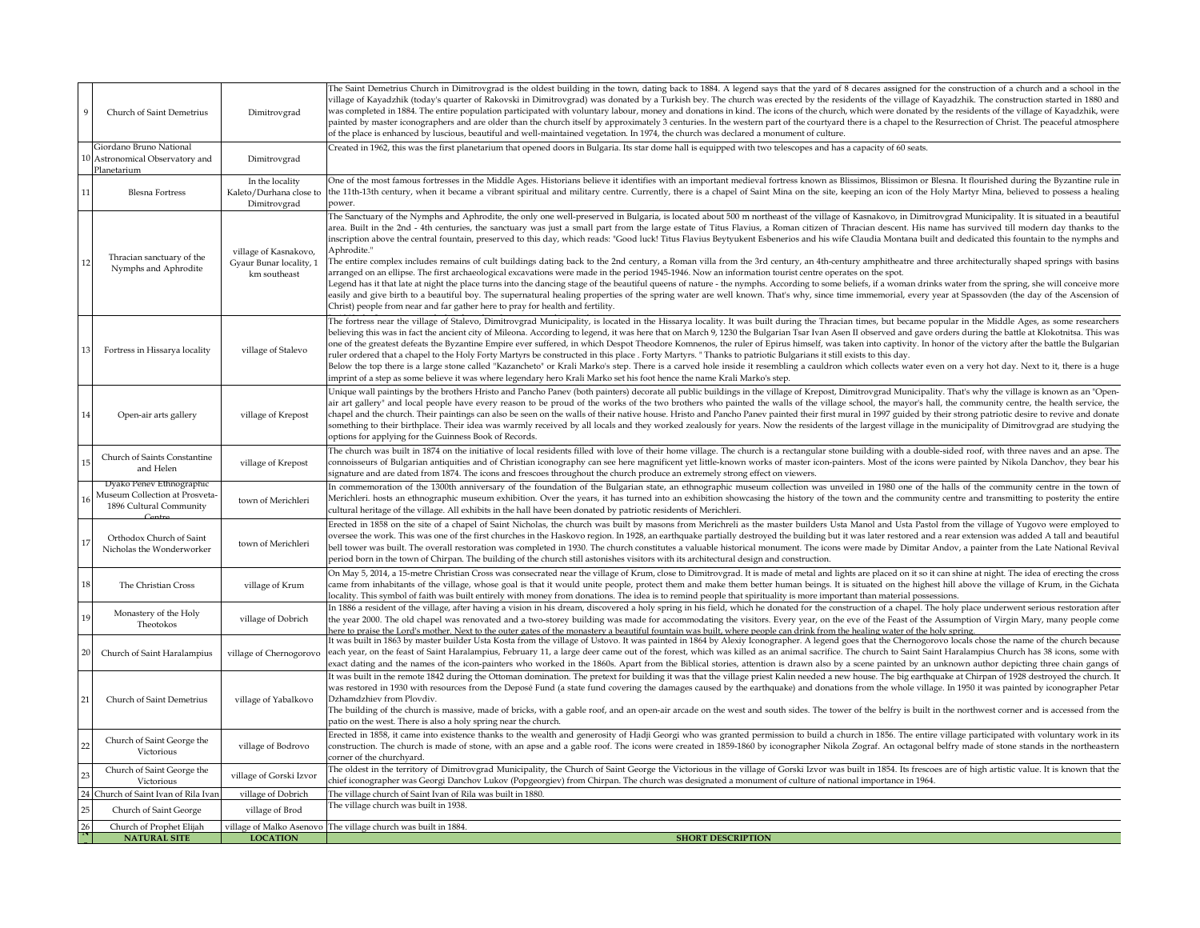| | | | |
|---|---|---|---|
| 9 | Church of Saint Demetrius | Dimitrovgrad | The Saint Demetrius Church in Dimitrovgrad is the oldest building in the town, dating back to 1884. A legend says that the yard of 8 decares assigned for the construction of a church and a school in the village of Kayadzhik (today's quarter of Rakovski in Dimitrovgrad) was donated by a Turkish bey. The church was erected by the residents of the village of Kayadzhik. The construction started in 1880 and was completed in 1884. The entire population participated with voluntary labour, money and donations in kind. The icons of the church, which were donated by the residents of the village of Kayadzhik, were painted by master iconographers and are older than the church itself by approximately 3 centuries. In the western part of the courtyard there is a chapel to the Resurrection of Christ. The peaceful atmosphere of the place is enhanced by luscious, beautiful and well-maintained vegetation. In 1974, the church was declared a monument of culture. |
| 10 | Giordano Bruno National Astronomical Observatory and Planetarium | Dimitrovgrad | Created in 1962, this was the first planetarium that opened doors in Bulgaria. Its star dome hall is equipped with two telescopes and has a capacity of 60 seats. |
| 11 | Blesna Fortress | In the locality Kaleto/Durhana close to Dimitrovgrad | One of the most famous fortresses in the Middle Ages. Historians believe it identifies with an important medieval fortress known as Blissimos, Blissimon or Blesna. It flourished during the Byzantine rule in the 11th-13th century, when it became a vibrant spiritual and military centre. Currently, there is a chapel of Saint Mina on the site, keeping an icon of the Holy Martyr Mina, believed to possess a healing power. |
| 12 | Thracian sanctuary of the Nymphs and Aphrodite | village of Kasnakovo, Gyaur Bunar locality, 1 km southeast | The Sanctuary of the Nymphs and Aphrodite, the only one well-preserved in Bulgaria, is located about 500 m northeast of the village of Kasnakovo, in Dimitrovgrad Municipality. It is situated in a beautiful area. Built in the 2nd - 4th centuries, the sanctuary was just a small part from the large estate of Titus Flavius, a Roman citizen of Thracian descent. His name has survived till modern day thanks to the inscription above the central fountain, preserved to this day, which reads: "Good luck! Titus Flavius Beytyukent Esbenerios and his wife Claudia Montana built and dedicated this fountain to the nymphs and Aphrodite."<br>The entire complex includes remains of cult buildings dating back to the 2nd century, a Roman villa from the 3rd century, an 4th-century amphitheatre and three architecturally shaped springs with basins arranged on an ellipse. The first archaeological excavations were made in the period 1945-1946. Now an information tourist centre operates on the spot.<br>Legend has it that late at night the place turns into the dancing stage of the beautiful queens of nature - the nymphs. According to some beliefs, if a woman drinks water from the spring, she will conceive more easily and give birth to a beautiful boy. The supernatural healing properties of the spring water are well known. That's why, since time immemorial, every year at Spassovden (the day of the Ascension of Christ) people from near and far gather here to pray for health and fertility. |
| 13 | Fortress in Hissarya locality | village of Stalevo | The fortress near the village of Stalevo, Dimitrovgrad Municipality, is located in the Hissarya locality. It was built during the Thracian times, but became popular in the Middle Ages, as some researchers believing this was in fact the ancient city of Mileona. According to legend, it was here that on March 9, 1230 the Bulgarian Tsar Ivan Asen II observed and gave orders during the battle at Klokotnitsa. This was one of the greatest defeats the Byzantine Empire ever suffered, in which Despot Theodore Komnenos, the ruler of Epirus himself, was taken into captivity. In honor of the victory after the battle the Bulgarian ruler ordered that a chapel to the Holy Forty Martyrs be constructed in this place . Forty Martyrs. " Thanks to patriotic Bulgarians it still exists to this day.<br>Below the top there is a large stone called "Kazancheto" or Krali Marko's step. There is a carved hole inside it resembling a cauldron which collects water even on a very hot day. Next to it, there is a huge imprint of a step as some believe it was where legendary hero Krali Marko set his foot hence the name Krali Marko's step. |
| 14 | Open-air arts gallery | village of Krepost | Unique wall paintings by the brothers Hristo and Pancho Panev (both painters) decorate all public buildings in the village of Krepost, Dimitrovgrad Municipality. That's why the village is known as an "Open-air art gallery" and local people have every reason to be proud of the works of the two brothers who painted the walls of the village school, the mayor's hall, the community centre, the health service, the chapel and the church. Their paintings can also be seen on the walls of their native house. Hristo and Pancho Panev painted their first mural in 1997 guided by their strong patriotic desire to revive and donate something to their birthplace. Their idea was warmly received by all locals and they worked zealously for years. Now the residents of the largest village in the municipality of Dimitrovgrad are studying the options for applying for the Guinness Book of Records. |
| 15 | Church of Saints Constantine and Helen | village of Krepost | The church was built in 1874 on the initiative of local residents filled with love of their home village. The church is a rectangular stone building with a double-sided roof, with three naves and an apse. The connoisseurs of Bulgarian antiquities and of Christian iconography can see here magnificent yet little-known works of master icon-painters. Most of the icons were painted by Nikola Danchov, they bear his signature and are dated from 1874. The icons and frescoes throughout the church produce an extremely strong effect on viewers. |
| 16 | Dyako Penev Ethnographic Museum Collection at Prosveta-1896 Cultural Community Centre | town of Merichleri | In commemoration of the 1300th anniversary of the foundation of the Bulgarian state, an ethnographic museum collection was unveiled in 1980 one of the halls of the community centre in the town of Merichleri. hosts an ethnographic museum exhibition. Over the years, it has turned into an exhibition showcasing the history of the town and the community centre and transmitting to posterity the entire cultural heritage of the village. All exhibits in the hall have been donated by patriotic residents of Merichleri. |
| 17 | Orthodox Church of Saint Nicholas the Wonderworker | town of Merichleri | Erected in 1858 on the site of a chapel of Saint Nicholas, the church was built by masons from Merichreli as the master builders Usta Manol and Usta Pastol from the village of Yugovo were employed to oversee the work. This was one of the first churches in the Haskovo region. In 1928, an earthquake partially destroyed the building but it was later restored and a rear extension was added A tall and beautiful bell tower was built. The overall restoration was completed in 1930. The church constitutes a valuable historical monument. The icons were made by Dimitar Andov, a painter from the Late National Revival period born in the town of Chirpan. The building of the church still astonishes visitors with its architectural design and construction. |
| 18 | The Christian Cross | village of Krum | On May 5, 2014, a 15-metre Christian Cross was consecrated near the village of Krum, close to Dimitrovgrad. It is made of metal and lights are placed on it so it can shine at night. The idea of erecting the cross came from inhabitants of the village, whose goal is that it would unite people, protect them and make them better human beings. It is situated on the highest hill above the village of Krum, in the Gichata locality. This symbol of faith was built entirely with money from donations. The idea is to remind people that spirituality is more important than material possessions. |
| 19 | Monastery of the Holy Theotokos | village of Dobrich | In 1886 a resident of the village, after having a vision in his dream, discovered a holy spring in his field, which he donated for the construction of a chapel. The holy place underwent serious restoration after the year 2000. The old chapel was renovated and a two-storey building was made for accommodating the visitors. Every year, on the eve of the Feast of the Assumption of Virgin Mary, many people come here to praise the Lord's mother. Next to the outer gates of the monastery a beautiful fountain was built, where people can drink from the healing water of the holy spring. |
| 20 | Church of Saint Haralampius | village of Chernogorovo | It was built in 1863 by master builder Usta Kosta from the village of Ustovo. It was painted in 1864 by Alexiy Iconographer. A legend goes that the Chernogorovo locals chose the name of the church because each year, on the feast of Saint Haralampius, February 11, a large deer came out of the forest, which was killed as an animal sacrifice. The church to Saint Haralampius Church has 38 icons, some with exact dating and the names of the icon-painters who worked in the 1860s. Apart from the Biblical stories, attention is drawn also by a scene painted by an unknown author depicting three chain gangs of |
| 21 | Church of Saint Demetrius | village of Yabalkovo | It was built in the remote 1842 during the Ottoman domination. The pretext for building it was that the village priest Kalin needed a new house. The big earthquake at Chirpan of 1928 destroyed the church. It was restored in 1930 with resources from the Deposé Fund (a state fund covering the damages caused by the earthquake) and donations from the whole village. In 1950 it was painted by iconographer Petar Dzhamdzhiev from Plovdiv.<br>The building of the church is massive, made of bricks, with a gable roof, and an open-air arcade on the west and south sides. The tower of the belfry is built in the northwest corner and is accessed from the patio on the west. There is also a holy spring near the church. |
| 22 | Church of Saint George the Victorious | village of Bodrovo | Erected in 1858, it came into existence thanks to the wealth and generosity of Hadji Georgi who was granted permission to build a church in 1856. The entire village participated with voluntary work in its construction. The church is made of stone, with an apse and a gable roof. The icons were created in 1859-1860 by iconographer Nikola Zograf. An octagonal belfry made of stone stands in the northeastern corner of the churchyard. |
| 23 | Church of Saint George the Victorious | village of Gorski Izvor | The oldest in the territory of Dimitrovgrad Municipality, the Church of Saint George the Victorious in the village of Gorski Izvor was built in 1854. Its frescoes are of high artistic value. It is known that the chief iconographer was Georgi Danchov Lukov (Popgeorgiev) from Chirpan. The church was designated a monument of culture of national importance in 1964. |
| 24 | Church of Saint Ivan of Rila Ivan | village of Dobrich | The village church of Saint Ivan of Rila was built in 1880. |
| 25 | Church of Saint George | village of Brod | The village church was built in 1938. |
| 26 | Church of Prophet Elijah | village of Malko Asenovo | The village church was built in 1884. |
| № | **NATURAL SITE** | **LOCATION** | **SHORT DESCRIPTION** |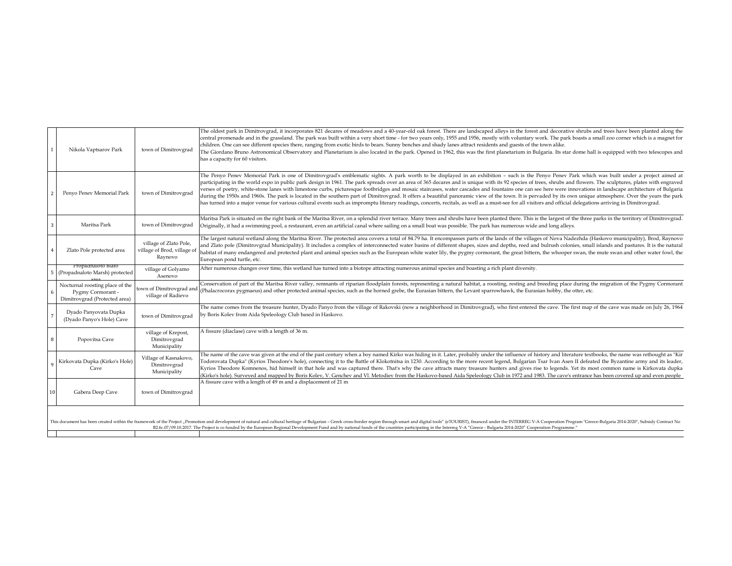| 1 | Nikola Vaptsarov Park | town of Dimitrovgrad | The oldest park in Dimitrovgrad, it incorporates 821 decares of meadows and a 40-year-old oak forest. There are landscaped alleys in the forest and decorative shrubs and trees have been planted along the central promenade and in the grassland. The park was built within a very short time - for two years only, 1955 and 1956, mostly with voluntary work. The park boasts a small zoo corner which is a magnet for children. One can see different species there, ranging from exotic birds to bears. Sunny benches and shady lanes attract residents and guests of the town alike.<br>The Giordano Bruno Astronomical Observatory and Planetarium is also located in the park. Opened in 1962, this was the first planetarium in Bulgaria. Its star dome hall is equipped with two telescopes and has a capacity for 60 visitors. |
|---|---|---|---|
| 2 | Penyo Penev Memorial Park | town of Dimitrovgrad | The Penyo Penev Memorial Park is one of Dimitrovgrad's emblematic sights. A park worth to be displayed in an exhibition – such is the Penyo Penev Park which was built under a project aimed at participating in the world expo in public park design in 1961. The park spreads over an area of 365 decares and is unique with its 92 species of trees, shrubs and flowers. The sculptures, plates with engraved verses of poetry, white-stone lanes with limestone curbs, picturesque footbridges and mosaic staircases, water cascades and fountains one can see here were innovations in landscape architecture of Bulgaria during the 1950s and 1960s. The park is located in the southern part of Dimitrovgrad. It offers a beautiful panoramic view of the town. It is pervaded by its own unique atmosphere. Over the years the park has turned into a major venue for various cultural events such as impromptu literary readings, concerts, recitals, as well as a must-see for all visitors and official delegations arriving in Dimitrovgrad. |
| 3 | Maritsa Park | town of Dimitrovgrad | Maritsa Park is situated on the right bank of the Maritsa River, on a splendid river terrace. Many trees and shrubs have been planted there. This is the largest of the three parks in the territory of Dimitrovgrad. Originally, it had a swimming pool, a restaurant, even an artificial canal where sailing on a small boat was possible. The park has numerous wide and long alleys. |
| 4 | Zlato Pole protected area | village of Zlato Pole, village of Brod, village of Raynovo | The largest natural wetland along the Maritsa River. The protected area covers a total of 84.79 ha. It encompasses parts of the lands of the villages of Nova Nadezhda (Haskovo municipality), Brod, Raynovo and Zlato pole (Dimitrovgrad Municipality). It includes a complex of interconnected water basins of different shapes, sizes and depths, reed and bulrush colonies, small islands and pastures. It is the natural habitat of many endangered and protected plant and animal species such as the European white water lily, the pygmy cormorant, the great bittern, the whooper swan, the mute swan and other water fowl, the European pond turtle, etc. |
| 5 | Propadnaloto blato (Propadnaloto Marsh) protected area | village of Golyamo Asenovo | After numerous changes over time, this wetland has turned into a biotope attracting numerous animal species and boasting a rich plant diversity. |
| 6 | Nocturnal roosting place of the Pygmy Cormorant - Dimitrovgrad (Protected area) | town of Dimitrovgrad and village of Radievo | Conservation of part of the Maritsa River valley, remnants of riparian floodplain forests, representing a natural habitat, a roosting, resting and breeding place during the migration of the Pygmy Cormorant (Phalacrocorax pygmaeus) and other protected animal species, such as the horned grebe, the Eurasian bittern, the Levant sparrowhawk, the Eurasian hobby, the otter, etc. |
| 7 | Dyado Panyovata Dupka (Dyado Panyo's Hole) Cave | town of Dimitrovgrad | The name comes from the treasure hunter, Dyado Panyo from the village of Rakovski (now a neighborhood in Dimitrovgrad), who first entered the cave. The first map of the cave was made on July 26, 1964 by Boris Kolev from Aida Speleology Club based in Haskovo. |
| 8 | Popovitsa Cave | village of Krepost, Dimitrovgrad Municipality | A fissure (diaclase) cave with a length of 36 m. |
| 9 | Kirkovata Dupka (Kirko's Hole) Cave | Village of Kasnakovo, Dimitrovgrad Municipality | The name of the cave was given at the end of the past century when a boy named Kirko was hiding in it. Later, probably under the influence of history and literature textbooks, the name was rethought as "Kir Todorovata Dupka" (Kyrios Theodore's hole), connecting it to the Battle of Klokotnitsa in 1230. According to the more recent legend, Bulgarian Tsar Ivan Asen II defeated the Byzantine army and its leader, Kyrios Theodore Komnenos, hid himself in that hole and was captured there. That's why the cave attracts many treasure hunters and gives rise to legends. Yet its most common name is Kirkovata dupka (Kirko's hole). Surveyed and mapped by Boris Kolev, V. Genchev and Vl. Metodiev from the Haskovo-based Aida Speleology Club in 1972 and 1983. The cave's entrance has been covered up and even people |
| 10 | Gabera Deep Cave | town of Dimitrovgrad | A fissure cave with a length of 49 m and a displacement of 21 m |

This document has been created within the framework of the Project „Promotion and development of natural and cultural heritage of Bulgarian – Greek cross-border region through smart and digital tools" (eTOURIST), financed under the INTERREG V-A Cooperation Program "Greece-Bulgaria 2014-2020", Subsidy Contract No B2.6c.07/09.10.2017. The Project is co funded by the European Regional Development Fund and by national funds of the countries participating in the Interreg V-A "Greece - Bulgaria 2014-2020" Cooperation Programme."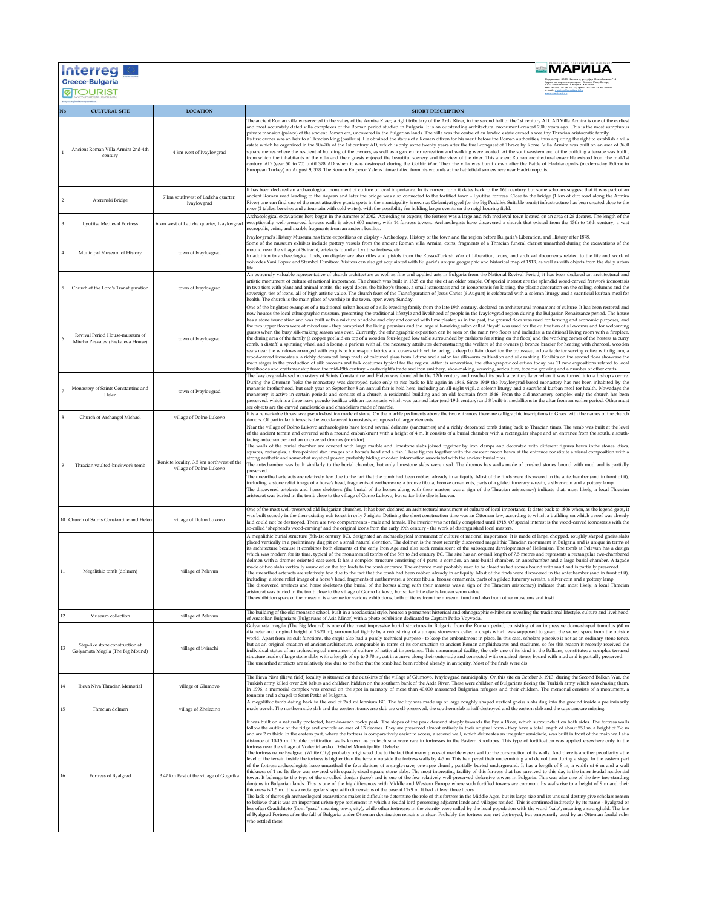| No | CULTURAL SITE | LOCATION | SHORT DESCRIPTION |
|---|---|---|---|
| 1 | Ancient Roman Villa Armira 2nd-4th century | 4 km west of Ivaylovgrad | The ancient Roman villa was erected in the valley of the Armira River, a right tributary of the Arda River, in the second half of the 1st century AD. AD Villa Armira is one of the earliest and most accurately dated villa complexes of the Roman period studied in Bulgaria. It is an outstanding architectural monument created 2000 years ago. This is the most sumptuous private mansion (palace) of the ancient Roman era, uncovered in the Bulgarian lands. The villa was the centre of an landed estate owned a wealthy Thracian aristocratic family. Its first owner was an heir to a Thracian king (basileus). He obtained the status of a Roman citizen for his merit before the Roman authorities, thus acquiring the right to establish a villa estate which he organized in the 50s-70s of the 1st century AD, which is only some twenty years after the final conquest of Thrace by Rome. Villa Armira was built on an area of 3600 square metres where the residential building of the owners, as well as a garden for recreation and walking were located. At the south-eastern end of the building a terrace was built , from which the inhabitants of the villa and their guests enjoyed the beautiful scenery and the view of the river. This ancient Roman architectural ensemble existed from the mid-1st century AD (year 50 to 70) until 378 AD when it was destroyed during the Gothic War. Then the villa was burnt down after the Battle of Hadrianopolis (modern-day Edirne in European Turkey) on August 9, 378. The Roman Emperor Valens himself died from his wounds at the battlefield somewhere near Hadrianopolis. |
| 2 | Aterenski Bridge | 7 km southwest of Ladzha quarter, Ivaylovgrad | It has been declared an archaeological monument of culture of local importance. In its current form it dates back to the 16th century but some scholars suggest that it was part of an ancient Roman road leading to the Aegean and later the bridge was also connected to the fortified town - Lyutitsa fortress. Close to the bridge (1 km of dirt road along the Armira River) one can find one of the most attractive picnic spots in the municipality known as Golemiyat gyol (or the Big Puddle). Suitable tourist infrastructure has been created close to the river (2 tables, benches and a fountain with cold water), with the possibility for holding larger events on the neighbouring field. |
| 3 | Lyutitsa Medieval Fortress | 6 km west of Ladzha quarter, Ivaylovgrad | Archaeological excavations here began in the summer of 2002. According to experts, the fortress was a large and rich medieval town located on an area of 26 decares. The length of the exceptionally well-preserved fortress walls is about 600 meters, with 14 fortress towers. Archaeologists have discovered a church that existed from the 13th to 16th century, a vast necropolis, coins, and marble fragments from an ancient basilica. |
| 4 | Municipal Museum of History | town of Ivaylovgrad | Ivaylovgrad's History Museum has three expositions on display - Archeology, History of the town and the region before Bulgaria's Liberation, and History after 1878. Some of the museum exhibits include pottery vessels from the ancient Roman villa Armira, coins, fragments of a Thracian funeral chariot unearthed during the excavations of the mound near the village of Svirachi, artefacts found at Lyutitsa fortress, etc. In addition to archaeological finds, on display are also rifles and pistols from the Russo-Turkish War of Liberation, icons, and archival documents related to the life and work of voivodes Yani Popov and Stambol Dimitrov. Visitors can also get acquainted with Bulgaria's unique geographic and historical map of 1913, as well as with objects from the daily urban life. |
| 5 | Church of the Lord's Transfiguration | town of Ivaylovgrad | An extremely valuable representative of church architecture as well as fine and applied arts in Bulgaria from the National Revival Period, it has been declared an architectural and artistic monument of culture of national importance. The church was built in 1828 on the site of an older temple. Of special interest are the splendid wood-carved fretwork iconostasis in two tiers with plant and animal motifs, the royal doors, the bishop's throne, a small iconostasis and an iconostasis for kissing, the plastic decoration on the ceiling, columns and the sovereign tier of icons, all of high artistic value. The church feast of the Transfiguration of Jesus Christ (6 August) is celebrated with a solemn liturgy and a sacrificial kurban meal for health. The church is the main place of worship in the town, open every Sunday. |
| 6 | Revival Period House-museum of Mircho Paskalev (Paskaleva House) | town of Ivaylovgrad | One of the brightest examples of a traditional urban house of a silk-breeding family from the late 19th century, declared an architectural monument of culture. It has been restored and now houses the local ethnographic museum, presenting the traditional lifestyle and livelihood of people in the Ivaylovgrad region during the Bulgarian Renaissance period. The house has a stone foundation and was built with a mixture of adobe and clay and coated with lime plaster, as in the past, the ground floor was used for farming and economic purposes, and the two upper floors were of mixed use - they comprised the living premises and the large silk-making salon called "feyat" was used for the cultivation of silkworms and for welcoming guests when the busy silk-making season was over. Currently, the ethnographic exposition can be seen on the main two floors and includes: a traditional living room with a fireplace, the dining area of the family (a copper pot laid on top of a wooden four-legged low table surrounded by cushions for sitting on the floor) and the working corner of the hostess (a curry comb, a distaff, a spinning wheel and a loom), a parlour with all the necessary attributes demonstrating the welfare of the owners (a bronze brazier for heating with charcoal, wooden seats near the windows arranged with exquisite home-spun fabrics and covers with white lacing, a deep built-in closet for the trousseau, a low table for serving coffee with fig jam, a wood-carved iconostasis, a richly decorated lamp made of coloured glass from Edirne and a salon for silkworm cultivation and silk making. Exhibits on the second floor showcase the main stages in the production of silk cocoons and folk costumes typical for the region. After its renovation, the ethnographic collection today has 11 new expositions related to local livelihoods and craftsmanship from the mid-19th century – cartwright's trade and iron smithery, shoe-making, weaving, sericulture, tobacco growing and a number of other crafts. |
| 7 | Monastery of Saints Constantine and Helen | town of Ivaylovgrad | The Ivaylovgrad-based monastery of Saints Constantine and Helen was founded in the 12th century and reached its peak a century later when it was turned into a bishop's centre. During the Ottoman Yoke the monastery was destroyed twice only to rise back to life again in 1846. Since 1949 the Ivaylovgrad-based monastery has not been inhabited by the monastic brotherhood, but each year on September 8 an annual fair is held here, including an all-night vigil, a solemn liturgy and a sacrificial kurban meal for health. Nowadays the monastery is active in certain periods and consists of a church, a residential building and an old fountain from 1846. From the old monastery complex only the church has been preserved, which is a three-nave pseudo-basilica with an iconostasis which was painted later (end-19th century) and 8 built-in medallions in the altar from an earlier period. Other must see objects are the carved candlesticks and chandeliers made of marble. |
| 8 | Church of Archangel Michael | village of Dolno Lukovo | It is a remarkable three-nave pseudo-basilica made of stone. On the marble pediments above the two entrances there are calligraphic inscriptions in Greek with the names of the church donors. Of particular interest is the wood-carved iconostasis, composed of larger elements. |
| 9 | Thracian vaulted-brickwork tomb | Ronkite locality, 3.5 km northwest of the village of Dolno Lukovo | Near the village of Dolno Lukovo archaeologists have found several dolmens (sanctuaries) and a richly decorated tomb dating back to Thracian times. The tomb was built at the level of the ancient terrain and covered with a mound embankment with a height of 4 m. It consists of a burial chamber with a rectangular shape and an entrance from the south, a south-facing antechamber and an uncovered dromos (corridor). The walls of the burial chamber are covered with large marble and limestone slabs joined together by iron clamps and decorated with different figures hewn inthe stones: discs, squares, rectangles, a five-pointed star, images of a horse's head and a fish. These figures together with the crescent moon hewn at the entrance constitute a visual composition with a strong aesthetic and somewhat mystical power, probably hiding encoded information associated with the ancient burial rites. The antechamber was built similarly to the burial chamber, but only limestone slabs were used. The dromos has walls made of crushed stones bound with mud and is partially preserved. The unearthed artefacts are relatively few due to the fact that the tomb had been robbed already in antiquity. Most of the finds were discovered in the antechamber (and in front of it), including: a stone relief image of a horse's head, fragments of earthenware, a bronze fibula, bronze ornaments, parts of a gilded funerary wreath, a silver coin and a pottery lamp The discovered artefacts and horse skeletons (the burial of the horses along with their masters was a sign of the Thracian aristocracy) indicate that, most likely, a local Thracian aristocrat was buried in the tomb close to the village of Gorno Lukovo, but so far little else is known. |
| 10 | Church of Saints Constantine and Helen | village of Dolno Lukovo | One of the most well-preserved old Bulgarian churches. It has been declared an architectural monument of culture of local importance. It dates back to 1806 when, as the legend goes, it was built secretly in the then-existing oak forest in only 7 nights. Defining the short construction time was an Ottoman law, according to which a building on which a roof was already laid could not be destroyed. There are two compartments - male and female. The interior was not fully completed until 1918. Of special interest is the wood-carved iconostasis with the so-called "shepherd's wood-carving" and the original icons from the early 19th century - the work of distinguished local masters. |
| 11 | Megalithic tomb (dolmen) | village of Pelevun | A megalithic burial structure (5th-1st century BC), designated an archaeological monument of culture of national importance. It is made of large, chopped, roughly shaped gneiss slabs placed vertically in a preliminary dug pit on a small natural elevation. The dolmen is the most recently discovered megalithic Thracian monument in Bulgaria and is unique in terms of its architecture because it combines both elements of the early Iron Age and also such reminiscent of the subsequent developments of Hellenism. The tomb at Pelevun has a design which was modern for its time, typical of the monumental tombs of the 5th to 3rd century BC. The site has an overall length of 7.5 metres and represents a rectangular two-chambered dolmen with a dromos oriented east-west. It has a complex structure consisting of 4 parts: a corridor, an ante-burial chamber, an antechamber and a large burial chamber. A façade made of two slabs vertically rounded on the top leads to the tomb entrance. The entrance most probably used to be closed ushed stones bound with mud and is partially preserved. The unearthed artefacts are relatively few due to the fact that the tomb had been robbed already in antiquity. Most of the finds were discovered in the antechamber (and in front of it), including: a stone relief image of a horse's head, fragments of earthenware, a bronze fibula, bronze ornaments, parts of a gilded funerary wreath, a silver coin and a pottery lamp The discovered artefacts and horse skeletons (the burial of the horses along with their masters was a sign of the Thracian aristocracy) indicate that, most likely, a local Thracian aristocrat was buried in the tomb close to the village of Gorno Lukovo, but so far little else is known.seum value. The exhibition space of the museum is a venue for various exhibitions, both of items from the museum fund and also from other museums and insti |
| 12 | Museum collection | village of Pelevun | The building of the old monastic school, built in a neoclassical style, houses a permanent historical and ethnographic exhibition revealing the traditional lifestyle, culture and livelihood of Anatolian Bulgarians (Bulgarians of Asia Minor) with a photo exhibition dedicated to Captain Petko Voyvoda. |
| 13 | Step-like stone construction at Golyamata Mogila (The Big Mound) | village of Svirachi | Golyamata mogila (The Big Mound) is one of the most impressive burial structures in Bulgaria from the Roman period, consisting of an impressive dome-shaped tumulus (60 m diameter and original height of 18-20 m), surrounded tightly by a robust ring of a unique stonework called a crepis which was supposed to guard the sacred space from the outside world. Apart from its cult functions, the crepis also had a purely technical purpose - to keep the embankment in place. In this case, scholars perceive it not as an ordinary stone fence, but as an original creation of ancient architecture, comparable in terms of its construction to ancient Roman amphitheatres and stadiums, so for this reason it recently received the individual status of an archaeological monument of culture of national importance. This monumental facility, the only one of its kind in the Balkans, constitutes a complex terraced structure made of large stone slabs with a length of up to 3.70 m, cut in a curve along their outer side and connected with crushed stones bound with mud and is partially preserved. The unearthed artefacts are relatively few due to the fact that the tomb had been robbed already in antiquity. Most of the finds were dis |
| 14 | Ilieva Niva Thracian Memorial | village of Glumovo | The Ilieva Niva (Ilieva field) locality is situated on the outskirts of the village of Glumovo, Ivaylovgrad municipality. On this site on October 3, 1913, during the Second Balkan War, the Turkish army killed over 200 babies and children hidden on the southern bank of the Arda River. These were children of Bulgarians fleeing the Turkish army which was chasing them. In 1996, a memorial complex was erected on the spot in memory of more than 40,000 massacred Bulgarian refugees and their children. The memorial consists of a monument, a fountain and a chapel to Saint Petka of Bulgaria. |
| 15 | Thracian dolmen | village of Zhelezino | A megalithic tomb dating back to the end of 2nd millennium BC. The facility was made up of large roughly shaped vertical gneiss slabs dug into the ground inside a preliminarily made trench. The northern side slab and the western transverse slab are well-preserved, the southern slab is half-destroyed and the eastern slab and the capstone are missing. |
| 16 | Fortress of Byalgrad | 3.47 km East of the village of Gugutka | It was built on a naturally protected, hard-to-reach rocky peak. The slopes of the peak descend steeply towards the Byala River, which surrounds it on both sides. The fortress walls follow the outline of the ridge and encircle an area of 13 decares. They are preserved almost entirely in their original form - they have a total length of about 550 m, a height of 7-8 m and are 2 m thick. In the eastern part, where the fortress is comparatively easier to access, a second wall, which delineates an irregular semicircle, was built in front of the main wall at a distance of 10-15 m. Double fortification walls known as proteichisma were rare in fortresses in the Eastern Rhodopes. This type of fortification was applied elsewhere only in the fortress near the village of Vodenicharsko, Dzhebel Municipality. Dzhebel The fortress name Byalgrad (White City) probably originated due to the fact that many pieces of marble were used for the construction of its walls. And there is another peculiarity - the level of the terrain inside the fortress is higher than the terrain outside the fortress walls by 4-5 m. This hampered their undermining and demolition during a siege. In the eastern part of the fortress archaeologists have unearthed the foundations of a single-nave, one-apse church, partially buried underground. It has a length of 8 m, a width of 6 m and a wall thickness of 1 m. Its floor was covered with equally-sized square stone slabs. The most interesting facility of this fortress that has survived to this day is the inner feudal residential tower. It belongs to the type of the so-called donjon (keep) and is one of the few relatively well-preserved defensive towers in Bulgaria. This was also one of the few free-standing donjons in Bulgarian lands. This is one of the big differences with Middle and Western Europe where such fortified towers are common. Its walls rise to a height of 9 m and their thickness is 1.5 m. It has a rectangular shape with dimensions of the base at 11x9 m. It had at least three floors. The lack of thorough archaeological excavations makes it difficult to determine the role of this fortress in the Middle Ages, but its large size and its unusual destiny give scholars reason to believe that it was an important urban-type settlement in which a feudal lord possessing adjacent lands and villages resided. This is confirmed indirectly by its name - Byalgrad or less often Gradishteto (from "grad" meaning town, city), while other fortresses in the vicinity were called by the local population with the word "kale", meaning a stronghold. The fate of Byalgrad Fortress after the fall of Bulgaria under Ottoman domination remains unclear. Probably the fortress was not destroyed, but temporarily used by an Ottoman feudal ruler who settled there. |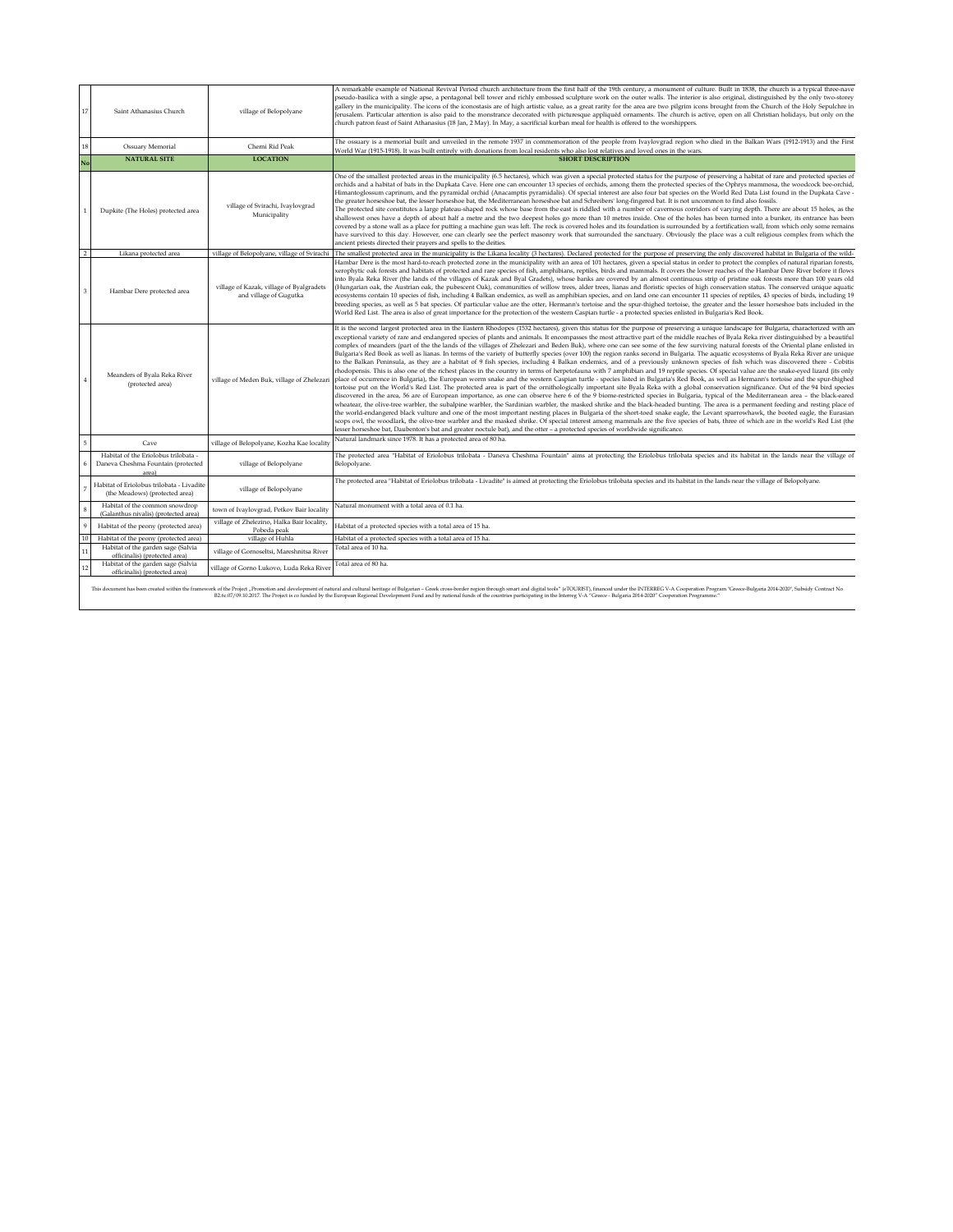| No | | | |
|---|---|---|---|
| 17 | Saint Athanasius Church | village of Belopolyane | A remarkable example of National Revival Period church architecture from the first half of the 19th century, a monument of culture. Built in 1838, the church is a typical three-nave pseudo-basilica with a single apse, a pentagonal bell tower and richly embossed sculpture work on the outer walls. The interior is also original, distinguished by the only two-storey gallery in the municipality. The icons of the iconostasis are of high artistic value, as a great rarity for the area are two pilgrim icons brought from the Church of the Holy Sepulchre in Jerusalem. Particular attention is also paid to the monstrance decorated with picturesque appliquéd ornaments. The church is active, open on all Christian holidays, but only on the church patron feast of Saint Athanasius (18 Jan, 2 May). In May, a sacrificial kurban meal for health is offered to the worshippers. |
| 18 | Ossuary Memorial | Cherni Rid Peak | The ossuary is a memorial built and unveiled in the remote 1937 in commemoration of the people from Ivaylovgrad region who died in the Balkan Wars (1912-1913) and the First World War (1915-1918). It was built entirely with donations from local residents who also lost relatives and loved ones in the wars. |
| **No** | **NATURAL SITE** | **LOCATION** | **SHORT DESCRIPTION** |
| 1 | Dupkite (The Holes) protected area | village of Svirachi, Ivaylovgrad Municipality | One of the smallest protected areas in the municipality (6.5 hectares), which was given a special protected status for the purpose of preserving a habitat of rare and protected species of orchids and a habitat of bats in the Dupkata Cave. Here one can encounter 13 species of orchids, among them the protected species of the Ophrys mammosa, the woodcock bee-orchid, Himantoglossum caprinum, and the pyramidal orchid (Anacamptis pyramidalis). Of special interest are also four bat species on the World Red Data List found in the Dupkata Cave - the greater horseshoe bat, the lesser horseshoe bat, the Mediterranean horseshoe bat and Schreibers' long-fingered bat. It is not uncommon to find also fossils. The protected site constitutes a large plateau-shaped rock whose base from the east is riddled with a number of cavernous corridors of varying depth. There are about 15 holes, as the shallowest ones have a depth of about half a metre and the two deepest holes go more than 10 metres inside. One of the holes has been turned into a bunker, its entrance has been covered by a stone wall as a place for putting a machine gun was left. The rock is covered holes and its foundation is surrounded by a fortification wall, from which only some remains have survived to this day. However, one can clearly see the perfect masonry work that surrounded the sanctuary. Obviously the place was a cult religious complex from which the ancient priests directed their prayers and spells to the deities. |
| 2 | Likana protected area | village of Belopolyane, village of Svirachi | The smallest protected area in the municipality is the Likana locality (3 hectares). Declared protected for the purpose of preserving the only discovered habitat in Bulgaria of the wild. |
| 3 | Hambar Dere protected area | village of Kazak, village of Byalgradets and village of Gugutka | Hambar Dere is the most hard-to-reach protected zone in the municipality with an area of 101 hectares, given a special status in order to protect the complex of natural riparian forests, xerophytic oak forests and habitats of protected and rare species of fish, amphibians, reptiles, birds and mammals. It covers the lower reaches of the Hambar Dere River before it flows into Byala Reka River (the lands of the villages of Kazak and Byal Gradets), whose banks are covered by an almost continuous strip of pristine oak forests more than 100 years old (Hungarian oak, the Austrian oak, the pubescent Oak), communities of willow trees, alder trees, lianas and floristic species of high conservation status. The conserved unique aquatic ecosystems contain 10 species of fish, including 4 Balkan endemics, as well as amphibian species, and on land one can encounter 11 species of reptiles, 43 species of birds, including 19 breeding species, as well as 5 bat species. Of particular value are the otter, Hermann's tortoise and the spur-thighed tortoise, the greater and the lesser horseshoe bats included in the World Red List. The area is also of great importance for the protection of the western Caspian turtle - a protected species enlisted in Bulgaria's Red Book. |
| 4 | Meanders of Byala Reka River (protected area) | village of Meden Buk, village of Zhelezari | It is the second largest protected area in the Eastern Rhodopes (1532 hectares), given this status for the purpose of preserving a unique landscape for Bulgaria, characterized with an exceptional variety of rare and endangered species of plants and animals. It encompasses the most attractive part of the middle reaches of Byala Reka river distinguished by a beautiful complex of meanders (part of the the lands of the villages of Zhelezari and Beden Buk), where one can see some of the few surviving natural forests of the Oriental plane enlisted in Bulgaria's Red Book as well as lianas. In terms of the variety of butterfly species (over 100) the region ranks second in Bulgaria. The aquatic ecosystems of Byala Reka River are unique to the Balkan Peninsula, as they are a habitat of 9 fish species, including 4 Balkan endemics, and of a previously unknown species of fish which was discovered there - Cobitis rhodopensis. This is also one of the richest places in the country in terms of herpetofauna with 7 amphibian and 19 reptile species. Of special value are the snake-eyed lizard (its only place of occurrence in Bulgaria), the European worm snake and the western Caspian turtle - species listed in Bulgaria's Red Book, as well as Hermann's tortoise and the spur-thighed tortoise put on the World's Red List. The protected area is part of the ornithologically important site Byala Reka with a global conservation significance. Out of the 94 bird species discovered in the area, 56 are of European importance, as one can observe here 6 of the 9 biome-restricted species in Bulgaria, typical of the Mediterranean area – the black-eared wheatear, the olive-tree warbler, the subalpine warbler, the Sardinian warbler, the masked shrike and the black-headed bunting. The area is a permanent feeding and resting place of the world-endangered black vulture and one of the most important nesting places in Bulgaria of the short-toed snake eagle, the Levant sparrowhawk, the booted eagle, the Eurasian scops owl, the woodlark, the olive-tree warbler and the masked shrike. Of special interest among mammals are the five species of bats, three of which are in the world's Red List (the lesser horseshoe bat, Daubenton's bat and greater noctule bat), and the otter – a protected species of worldwide significance. |
| 5 | Cave | village of Belopolyane, Kozha Kae locality | Natural landmark since 1978. It has a protected area of 80 ha. |
| 6 | Habitat of the Eriolobus trilobata - Daneva Cheshma Fountain (protected area) | village of Belopolyane | The protected area "Habitat of Eriolobus trilobata - Daneva Cheshma Fountain" aims at protecting the Eriolobus trilobata species and its habitat in the lands near the village of Belopolyane. |
| 7 | Habitat of Eriolobus trilobata - Livadite (the Meadows) (protected area) | village of Belopolyane | The protected area "Habitat of Eriolobus trilobata - Livadite" is aimed at protecting the Eriolobus trilobata species and its habitat in the lands near the village of Belopolyane. |
| 8 | Habitat of the common snowdrop (Galanthus nivalis) (protected area) | town of Ivaylovgrad, Petkov Bair locality | Natural monument with a total area of 0.1 ha. |
| 9 | Habitat of the peony (protected area) | village of Zhelezino, Halka Bair locality, Pobeda peak | Habitat of a protected species with a total area of 15 ha. |
| 10 | Habitat of the peony (protected area) | village of Huhla | Habitat of a protected species with a total area of 15 ha. |
| 11 | Habitat of the garden sage (Salvia officinalis) (protected area) | village of Gornoseltsi, Mareshnitsa River | Total area of 10 ha. |
| 12 | Habitat of the garden sage (Salvia officinalis) (protected area) | village of Gorno Lukovo, Luda Reka River | Total area of 80 ha. |

This document has been created within the framework of the Project „Promotion and development of natural and cultural heritage of Bulgarian – Greek cross-border region through smart and digital tools" (eTOURIST), financed under the INTERREG V-A Cooperation Program "Greece-Bulgaria 2014-2020", Subsidy Contract No B2.6c.07/09.10.2017. The Project is co funded by the European Regional Development Fund and by national funds of the countries participating in the Interreg V-A "Greece - Bulgaria 2014-2020" Cooperation Programme."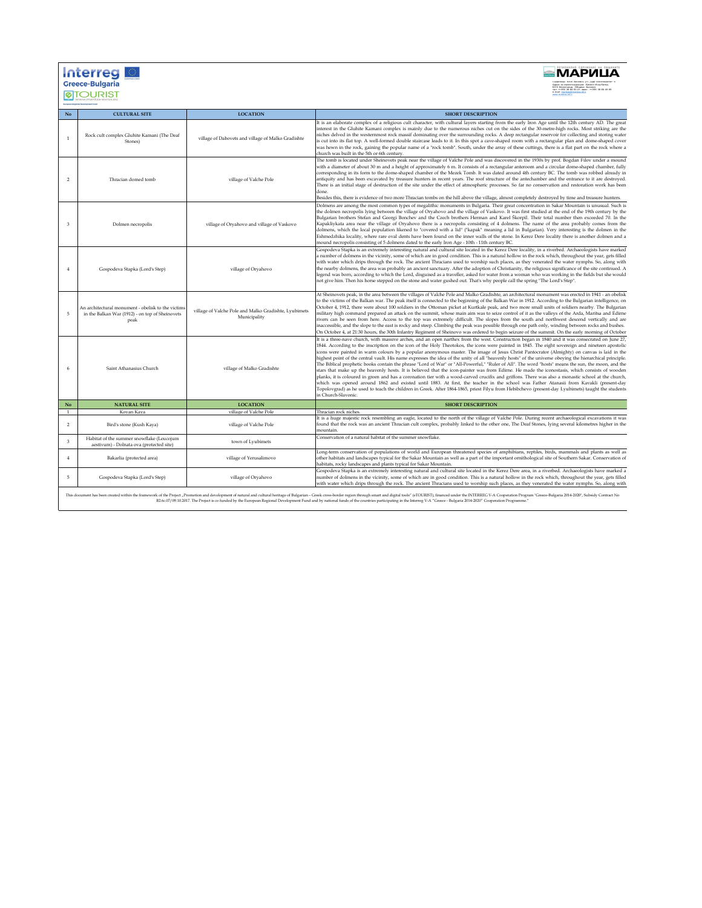| No | CULTURAL SITE | LOCATION | SHORT DESCRIPTION |
|---|---|---|---|
| 1 | Rock cult complex Gluhite Kamani (The Deaf Stones) | village of Dabovets and village of Malko Gradishte | It is an elaborate complex of a religious cult character, with cultural layers starting from the early Iron Age until the 12th century AD. The great interest in the Gluhite Kamani complex is mainly due to the numerous niches cut on the sides of the 30-metre-high rocks. Most striking are the niches delved in the westernmost rock massif dominating over the surrounding rocks. A deep rectangular reservoir for collecting and storing water is cut into its flat top. A well-formed double staircase leads to it. In this spot a cave-shaped room with a rectangular plan and dome-shaped cover was hewn in the rock, gaining the popular name of a "rock tomb". South, under the array of these cuttings, there is a flat part on the rock where a church was built in the 5th or 6th century. |
| 2 | Thracian domed tomb | village of Valche Pole | The tomb is located under Sheinovets peak near the village of Valche Pole and was discovered in the 1930s by prof. Bogdan Filov under a mound with a diameter of about 30 m and a height of approximately 6 m. It consists of a rectangular anteroom and a circular dome-shaped chamber, fully corresponding in its form to the dome-shaped chamber of the Mezek Tomb. It was dated around 4th century BC. The tomb was robbed already in antiquity and has been excavated by treasure hunters in recent years. The roof structure of the antechamber and the entrance to it are destroyed. There is an initial stage of destruction of the site under the effect of atmospheric processes. So far no conservation and restoration work has been done.<br>Besides this, there is evidence of two more Thracian tombs on the hill above the village, almost completely destroyed by time and treasure hunters. |
| 3 | Dolmen necropolis | village of Oryahovo and village of Vaskovo | Dolmens are among the most common types of megalithic monuments in Bulgaria. Their great concentration in Sakar Mountain is unusual. Such is the dolmen necropolis lying between the village of Oryahovo and the village of Vaskovo. It was first studied at the end of the 19th century by the Bulgarian brothers Stefan and Georgi Bonchev and the Czech brothers Herman and Karel Škorpil. Their total number then exceeded 70. In the Kapakliykata area near the village of Oryahovo there is a necropolis consisting of 4 dolmens. The name of the area probably comes from the dolmens, which the local population likened to "covered with a lid" ("kapak" meaning a lid in Bulgarian). Very interesting is the dolmen in the Eshmedzhika locality, where rare oval dents have been found on the inner walls of the stone. In Kerez Dere locality there is another dolmen and a mound necropolis consisting of 5 dolmens dated to the early Iron Age - 10th - 11th century BC. |
| 4 | Gospodeva Stapka (Lord's Step) | village of Oryahovo | Gospodeva Stapka is an extremely interesting natural and cultural site located in the Kerez Dere locality, in a riverbed. Archaeologists have marked a number of dolmens in the vicinity, some of which are in good condition. This is a natural hollow in the rock which, throughout the year, gets filled with water which drips through the rock. The ancient Thracians used to worship such places, as they venerated the water nymphs. So, along with the nearby dolmens, the area was probably an ancient sanctuary. After the adoption of Christianity, the religious significance of the site continued. A legend was born, according to which the Lord, disguised as a traveller, asked for water from a woman who was working in the fields but she would not give him. Then his horse stepped on the stone and water gushed out. That's why people call the spring "The Lord's Step". |
| 5 | An architectural monument - obelisk to the victims in the Balkan War (1912) - on top of Sheinovets peak | village of Valche Pole and Malko Gradishte, Lyubimets Municipality | At Sheinovets peak, in the area between the villages of Valche Pole and Malko Gradishte, an architectural monument was erected in 1941 - an obelisk to the victims of the Balkan war. The peak itself is connected to the beginning of the Balkan War in 1912. According to the Bulgarian intelligence, on October 4, 1912, there were about 100 soldiers in the Ottoman picket at Kurtkale peak, and two more small units of soldiers nearby. The Bulgarian military high command prepared an attack on the summit, whose main aim was to seize control of it as the valleys of the Arda, Maritsa and Edirne rivers can be seen from here. Access to the top was extremely difficult. The slopes from the south and northwest descend vertically and are inaccessible, and the slope to the east is rocky and steep. Climbing the peak was possible through one path only, winding between rocks and bushes. On October 4, at 21:30 hours, the 30th Infantry Regiment of Sheinovo was ordered to begin seizure of the summit. On the early morning of October |
| 6 | Saint Athanasius Church | village of Malko Gradishte | It is a three-nave church, with massive arches, and an open narthex from the west. Construction began in 1840 and it was consecrated on June 27, 1844. According to the inscription on the icon of the Holy Theotokos, the icons were painted in 1845. The eight sovereign and nineteen apostolic icons were painted in warm colours by a popular anonymous master. The image of Jesus Christ Pantocrator (Almighty) on canvas is laid in the highest point of the central vault. His name expresses the idea of the unity of all "heavenly hosts" of the universe obeying the hierarchical principle. The Biblical prophetic books contain the phrase "Lord of War" or "All-Powerful," "Ruler of All". The word "hosts" means the sun, the moon, and the stars that make up the heavenly hosts. It is believed that the icon-painter was from Edirne. He made the iconostasis, which consists of wooden planks, it is coloured in green and has a coronation tier with a wood-carved crucifix and griffons. There was also a monastic school at the church, which was opened around 1862 and existed until 1883. At first, the teacher in the school was Father Atanasii from Kavakli (present-day Topolovgrad) as he used to teach the children in Greek. After 1864-1865, priest Filyu from Hebibchevo (present-day Lyubimets) taught the students in Church-Slavonic. |

| No | NATURAL SITE | LOCATION | SHORT DESCRIPTION |
|---|---|---|---|
| 1 | Kovan Kaya | village of Valche Pole | Thracian rock niches. |
| 2 | Bird's stone (Kush Kaya) | village of Valche Pole | It is a huge majestic rock resembling an eagle, located to the north of the village of Valche Pole. During recent archaeological excavations it was found that the rock was an ancient Thracian cult complex, probably linked to the other one, The Deaf Stones, lying several kilometres higher in the mountain. |
| 3 | Habitat of the summer snowflake (Leucojum aestivum) - Dolnata ova (protected site) | town of Lyubimets | Conservation of a natural habitat of the summer snowflake. |
| 4 | Bakarlia (protected area) | village of Yerusalimovo | Long-term conservation of populations of world and European threatened species of amphibians, reptiles, birds, mammals and plants as well as other habitats and landscapes typical for the Sakar Mountain as well as a part of the important ornithological site of Southern Sakar. Conservation of habitats, rocky landscapes and plants typical for Sakar Mountain. |
| 5 | Gospodeva Stapka (Lord's Step) | village of Oryahovo | Gospodeva Stapka is an extremely interesting natural and cultural site located in the Kerez Dere area, in a riverbed. Archaeologists have marked a number of dolmens in the vicinity, some of which are in good condition. This is a natural hollow in the rock which, throughout the year, gets filled with water which drips through the rock. The ancient Thracians used to worship such places, as they venerated the water nymphs. So, along with |

This document has been created within the framework of the Project „Promotion and development of natural and cultural heritage of Bulgarian – Greek cross-border region through smart and digital tools" (eTOURIST), financed under the INTERREG V-A Cooperation Program "Greece-Bulgaria 2014-2020", Subsidy Contract No B2.6c.07/09.10.2017. The Project is co funded by the European Regional Development Fund and by national funds of the countries participating in the Interreg V-A "Greece - Bulgaria 2014-2020" Cooperation Programme.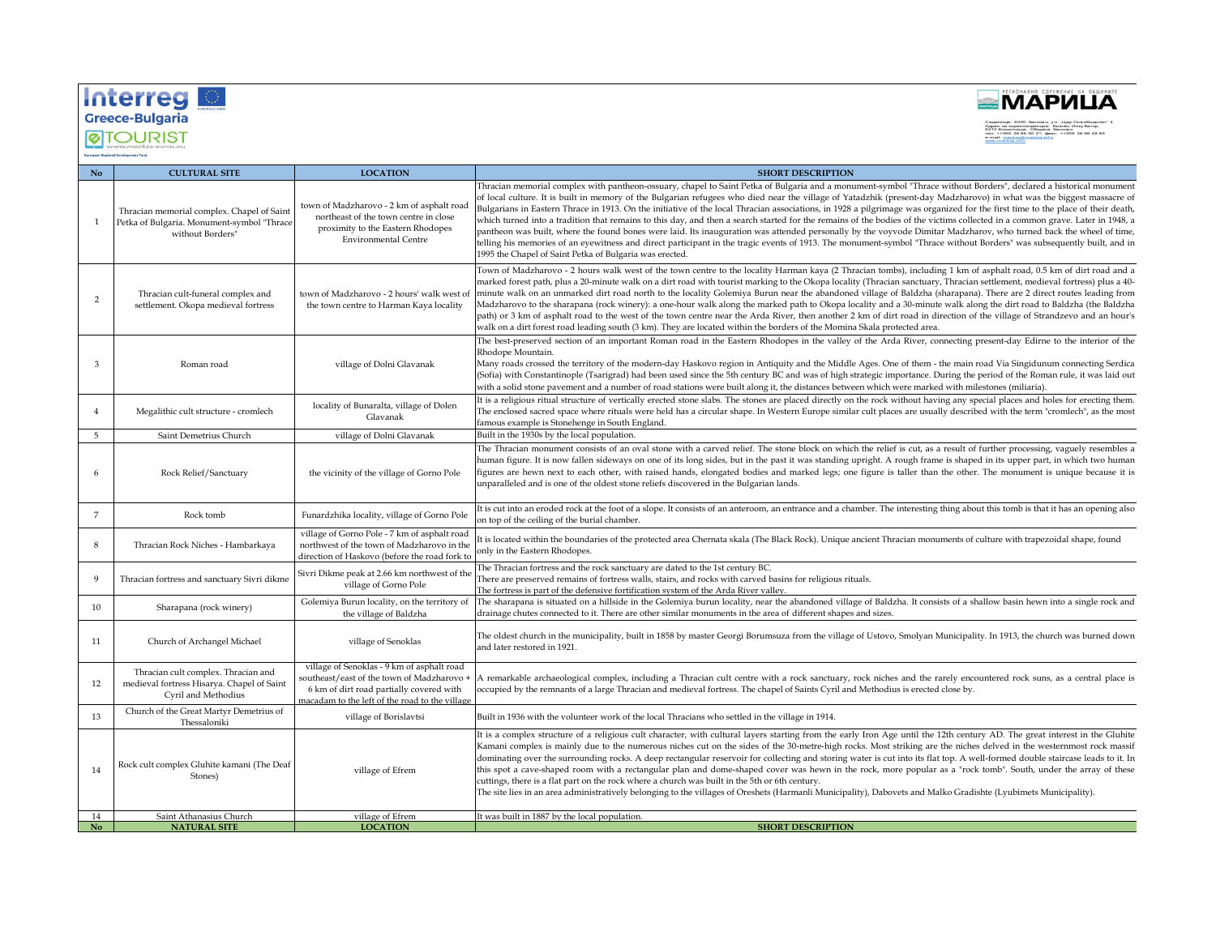| No | CULTURAL SITE | LOCATION | SHORT DESCRIPTION |
|---|---|---|---|
| 1 | Thracian memorial complex. Chapel of Saint Petka of Bulgaria. Monument-symbol "Thrace without Borders" | town of Madzharovo - 2 km of asphalt road northeast of the town centre in close proximity to the Eastern Rhodopes Environmental Centre | Thracian memorial complex with pantheon-ossuary, chapel to Saint Petka of Bulgaria and a monument-symbol "Thrace without Borders", declared a historical monument of local culture. It is built in memory of the Bulgarian refugees who died near the village of Yatadzhik (present-day Madzharovo) in what was the biggest massacre of Bulgarians in Eastern Thrace in 1913. On the initiative of the local Thracian associations, in 1928 a pilgrimage was organized for the first time to the place of their death, which turned into a tradition that remains to this day, and then a search started for the remains of the bodies of the victims collected in a common grave. Later in 1948, a pantheon was built, where the found bones were laid. Its inauguration was attended personally by the voyvode Dimitar Madzharov, who turned back the wheel of time, telling his memories of an eyewitness and direct participant in the tragic events of 1913. The monument-symbol "Thrace without Borders" was subsequently built, and in 1995 the Chapel of Saint Petka of Bulgaria was erected. |
| 2 | Thracian cult-funeral complex and settlement. Okopa medieval fortress | town of Madzharovo - 2 hours' walk west of the town centre to Harman Kaya locality | Town of Madzharovo - 2 hours walk west of the town centre to the locality Harman kaya (2 Thracian tombs), including 1 km of asphalt road, 0.5 km of dirt road and a marked forest path, plus a 20-minute walk on a dirt road with tourist marking to the Okopa locality (Thracian sanctuary, Thracian settlement, medieval fortress) plus a 40-minute walk on an unmarked dirt road north to the locality Golemiya Burun near the abandoned village of Baldzha (sharapana). There are 2 direct routes leading from Madzharovo to the sharapana (rock winery): a one-hour walk along the marked path to Okopa locality and a 30-minute walk along the dirt road to Baldzha (the Baldzha path) or 3 km of asphalt road to the west of the town centre near the Arda River, then another 2 km of dirt road in direction of the village of Strandzevo and an hour's walk on a dirt forest road leading south (3 km). They are located within the borders of the Momina Skala protected area. |
| 3 | Roman road | village of Dolni Glavanak | The best-preserved section of an important Roman road in the Eastern Rhodopes in the valley of the Arda River, connecting present-day Edirne to the interior of the Rhodope Mountain.<br>Many roads crossed the territory of the modern-day Haskovo region in Antiquity and the Middle Ages. One of them - the main road Via Singidunum connecting Serdica (Sofia) with Constantinople (Tsarigrad) had been used since the 5th century BC and was of high strategic importance. During the period of the Roman rule, it was laid out with a solid stone pavement and a number of road stations were built along it, the distances between which were marked with milestones (miliaria). |
| 4 | Megalithic cult structure - cromlech | locality of Bunaralta, village of Dolen Glavanak | It is a religious ritual structure of vertically erected stone slabs. The stones are placed directly on the rock without having any special places and holes for erecting them. The enclosed sacred space where rituals were held has a circular shape. In Western Europe similar cult places are usually described with the term "cromlech", as the most famous example is Stonehenge in South England. |
| 5 | Saint Demetrius Church | village of Dolni Glavanak | Built in the 1930s by the local population. |
| 6 | Rock Relief/Sanctuary | the vicinity of the village of Gorno Pole | The Thracian monument consists of an oval stone with a carved relief. The stone block on which the relief is cut, as a result of further processing, vaguely resembles a human figure. It is now fallen sideways on one of its long sides, but in the past it was standing upright. A rough frame is shaped in its upper part, in which two human figures are hewn next to each other, with raised hands, elongated bodies and marked legs; one figure is taller than the other. The monument is unique because it is unparalleled and is one of the oldest stone reliefs discovered in the Bulgarian lands. |
| 7 | Rock tomb | Funardzhika locality, village of Gorno Pole | It is cut into an eroded rock at the foot of a slope. It consists of an anteroom, an entrance and a chamber. The interesting thing about this tomb is that it has an opening also on top of the ceiling of the burial chamber. |
| 8 | Thracian Rock Niches - Hambarkaya | village of Gorno Pole - 7 km of asphalt road northwest of the town of Madzharovo in the direction of Haskovo (before the road fork to | It is located within the boundaries of the protected area Chernata skala (The Black Rock). Unique ancient Thracian monuments of culture with trapezoidal shape, found only in the Eastern Rhodopes. |
| 9 | Thracian fortress and sanctuary Sivri dikme | Sivri Dikme peak at 2.66 km northwest of the village of Gorno Pole | The Thracian fortress and the rock sanctuary are dated to the 1st century BC.<br>There are preserved remains of fortress walls, stairs, and rocks with carved basins for religious rituals.<br>The fortress is part of the defensive fortification system of the Arda River valley. |
| 10 | Sharapana (rock winery) | Golemiya Burun locality, on the territory of the village of Baldzha | The sharapana is situated on a hillside in the Golemiya burun locality, near the abandoned village of Baldzha. It consists of a shallow basin hewn into a single rock and drainage chutes connected to it. There are other similar monuments in the area of different shapes and sizes. |
| 11 | Church of Archangel Michael | village of Senoklas | The oldest church in the municipality, built in 1858 by master Georgi Borumsuza from the village of Ustovo, Smolyan Municipality. In 1913, the church was burned down and later restored in 1921. |
| 12 | Thracian cult complex. Thracian and medieval fortress Hisarya. Chapel of Saint Cyril and Methodius | village of Senoklas - 9 km of asphalt road southeast/east of the town of Madzharovo + 6 km of dirt road partially covered with macadam to the left of the road to the village | A remarkable archaeological complex, including a Thracian cult centre with a rock sanctuary, rock niches and the rarely encountered rock suns, as a central place is occupied by the remnants of a large Thracian and medieval fortress. The chapel of Saints Cyril and Methodius is erected close by. |
| 13 | Church of the Great Martyr Demetrius of Thessaloniki | village of Borislavtsi | Built in 1936 with the volunteer work of the local Thracians who settled in the village in 1914. |
| 14 | Rock cult complex Gluhite kamani (The Deaf Stones) | village of Efrem | It is a complex structure of a religious cult character, with cultural layers starting from the early Iron Age until the 12th century AD. The great interest in the Gluhite Kamani complex is mainly due to the numerous niches cut on the sides of the 30-metre-high rocks. Most striking are the niches delved in the westernmost rock massif dominating over the surrounding rocks. A deep rectangular reservoir for collecting and storing water is cut into its flat top. A well-formed double staircase leads to it. In this spot a cave-shaped room with a rectangular plan and dome-shaped cover was hewn in the rock, more popular as a "rock tomb". South, under the array of these cuttings, there is a flat part on the rock where a church was built in the 5th or 6th century.<br>The site lies in an area administratively belonging to the villages of Oreshets (Harmanli Municipality), Dabovets and Malko Gradishte (Lyubimets Municipality). |
| 14 | Saint Athanasius Church | village of Efrem | It was built in 1887 by the local population. |
| **No** | **NATURAL SITE** | **LOCATION** | **SHORT DESCRIPTION** |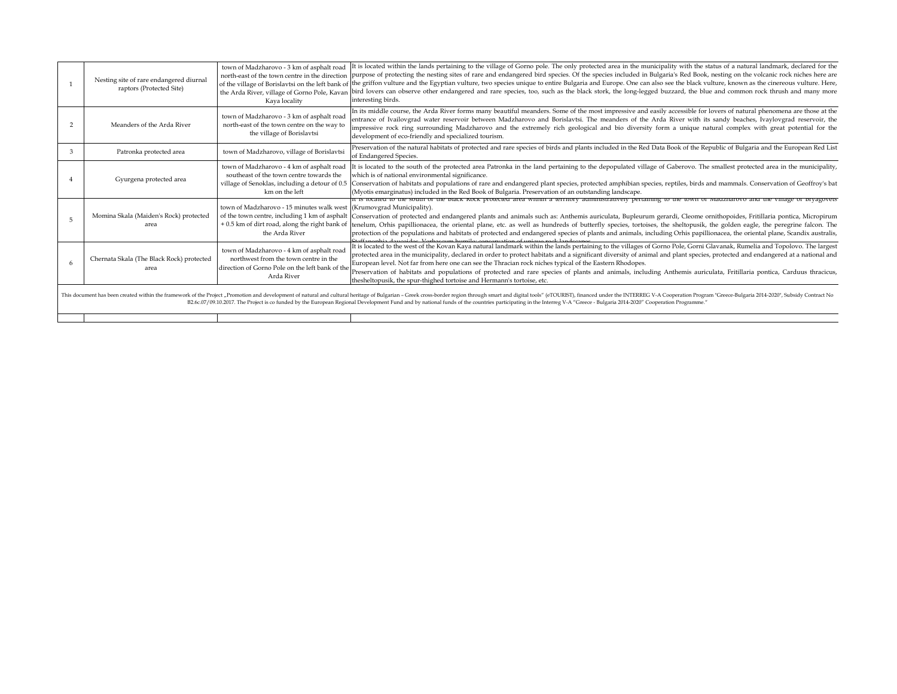| 1 | Nesting site of rare endangered diurnal raptors (Protected Site) | town of Madzharovo - 3 km of asphalt road north-east of the town centre in the direction of the village of Borislavtsi on the left bank of the Arda River, village of Gorno Pole, Kavan Kaya locality | It is located within the lands pertaining to the village of Gorno pole. The only protected area in the municipality with the status of a natural landmark, declared for the purpose of protecting the nesting sites of rare and endangered bird species. Of the species included in Bulgaria's Red Book, nesting on the volcanic rock niches here are the griffon vulture and the Egyptian vulture, two species unique to entire Bulgaria and Europe. One can also see the black vulture, known as the cinereous vulture. Here, bird lovers can observe other endangered and rare species, too, such as the black stork, the long-legged buzzard, the blue and common rock thrush and many more interesting birds. |
|---|---|---|---|
| 2 | Meanders of the Arda River | town of Madzharovo - 3 km of asphalt road north-east of the town centre on the way to the village of Borislavtsi | In its middle course, the Arda River forms many beautiful meanders. Some of the most impressive and easily accessible for lovers of natural phenomena are those at the entrance of Ivailovgrad water reservoir between Madzharovo and Borislavtsi. The meanders of the Arda River with its sandy beaches, Ivaylovgrad reservoir, the impressive rock ring surrounding Madzharovo and the extremely rich geological and bio diversity form a unique natural complex with great potential for the development of eco-friendly and specialized tourism. |
| 3 | Patronka protected area | town of Madzharovo, village of Borislavtsi | Preservation of the natural habitats of protected and rare species of birds and plants included in the Red Data Book of the Republic of Bulgaria and the European Red List of Endangered Species. |
| 4 | Gyurgena protected area | town of Madzharovo - 4 km of asphalt road southeast of the town centre towards the village of Senoklas, including a detour of 0.5 km on the left | It is located to the south of the protected area Patronka in the land pertaining to the depopulated village of Gaberovo. The smallest protected area in the municipality, which is of national environmental significance.<br>Conservation of habitats and populations of rare and endangered plant species, protected amphibian species, reptiles, birds and mammals. Conservation of Geoffroy's bat (Myotis emarginatus) included in the Red Book of Bulgaria. Preservation of an outstanding landscape. |
| 5 | Momina Skala (Maiden's Rock) protected area | town of Madzharovo - 15 minutes walk west of the town centre, including 1 km of asphalt + 0.5 km of dirt road, along the right bank of the Arda River | It is located to the south of the Black Rock protected area within a territory administratively pertaining to the town of Madzharovo and the village of Bryagovets (Krumovgrad Municipality).<br>Conservation of protected and endangered plants and animals such as: Anthemis auriculata, Bupleurum gerardi, Cleome ornithopoides, Fritillaria pontica, Micropirum tenelum, Orhis papillionacea, the oriental plane, etc. as well as hundreds of butterfly species, tortoises, the sheltopusik, the golden eagle, the peregrine falcon. The protection of the populations and habitats of protected and endangered species of plants and animals, including Orhis papillionacea, the oriental plane, Scandix australis, Steffanophia daucoides, Verbascum humile; conservation of unique rock landscapes. |
| 6 | Chernata Skala (The Black Rock) protected area | town of Madzharovo - 4 km of asphalt road northwest from the town centre in the direction of Gorno Pole on the left bank of the Arda River | It is located to the west of the Kovan Kaya natural landmark within the lands pertaining to the villages of Gorno Pole, Gorni Glavanak, Rumelia and Topolovo. The largest protected area in the municipality, declared in order to protect habitats and a significant diversity of animal and plant species, protected and endangered at a national and European level. Not far from here one can see the Thracian rock niches typical of the Eastern Rhodopes.<br>Preservation of habitats and populations of protected and rare species of plants and animals, including Anthemis auriculata, Fritillaria pontica, Carduus thracicus, thesheltopusik, the spur-thighed tortoise and Hermann's tortoise, etc. |

This document has been created within the framework of the Project „Promotion and development of natural and cultural heritage of Bulgarian – Greek cross-border region through smart and digital tools" (eTOURIST), financed under the INTERREG V-A Cooperation Program "Greece-Bulgaria 2014-2020", Subsidy Contract No B2.6c.07/09.10.2017. The Project is co funded by the European Regional Development Fund and by national funds of the countries participating in the Interreg V-A "Greece - Bulgaria 2014-2020" Cooperation Programme."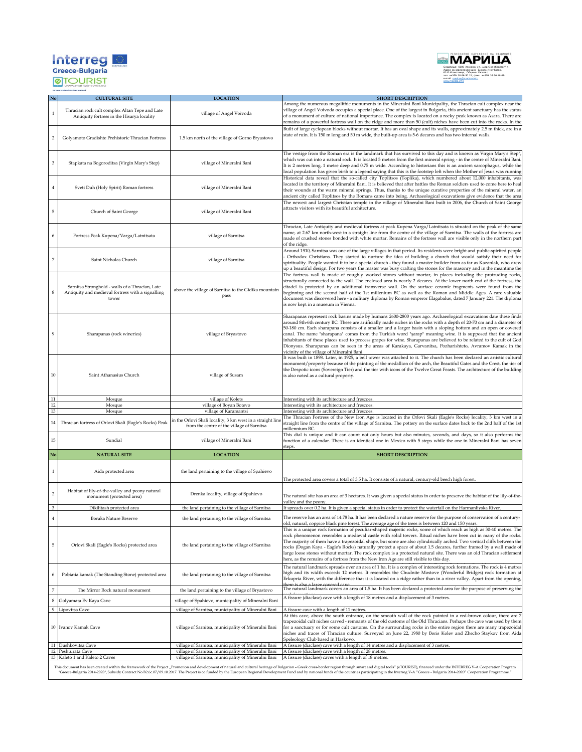| No | CULTURAL SITE | LOCATION | SHORT DESCRIPTION |
|---|---|---|---|
| 1 | Thracian rock cult complex Altan Tepe and Late Antiquity fortress in the Hisarya locality | village of Angel Voivoda | Among the numerous megalithic monuments in the Mineralni Bani Municipality, the Thracian cult complex near the village of Angel Voivoda occupies a special place. One of the largest in Bulgaria, this ancient sanctuary has the status of a monument of culture of national importance. The complex is located on a rocky peak known as Asara. There are remains of a powerful fortress wall on the ridge and more than 50 (cult) niches have been cut into the rocks. In the |
| 2 | Golyamoto Gradishte Prehistoric Thracian Fortress | 1.5 km north of the village of Gorno Bryastovo | Built of large cyclopean blocks without mortar. It has an oval shape and its walls, approximately 2.5 m thick, are in a state of ruin. It is 150 m long and 50 m wide, the built-up area is 5-6 decares and has two internal walls. |
| 3 | Stapkata na Bogoroditsa (Virgin Mary's Step) | village of Mineralni Bani | The vestige from the Roman era is the landmark that has survived to this day and is known as Virgin Mary's Step", which was cut into a natural rock. It is located 5 metres from the first mineral spring - in the centre of Mineralni Bani. It is 2 metres long, 1 metre deep and 0.75 m wide. According to historians this is an ancient sarcophagus, while the local population has given birth to a legend saying that this is the footstep left when the Mother of Jesus was running |
| 4 | Sveti Duh (Holy Spirit) Roman fortress | village of Mineralni Bani | Historical data reveal that the so-called city Toplitsos (Toplika), which numbered about 12,000 inhabitants, was located in the territory of Mineralni Bani. It is believed that after battles the Roman soldiers used to come here to heal their wounds at the warm mineral springs. Thus, thanks to the unique curative properties of the mineral water, an ancient city called Toplitsos by the Romans came into being. Archaeological excavations give evidence that the area |
| 5 | Church of Saint George | village of Mineralni Bani | The newest and largest Christian temple in the village of Mineralni Bani built in 2006, the Church of Saint George attracts visitors with its beautiful architecture. |
| 6 | Fortress Peak Kupena/Varga/Latnitsata | village of Sarnitsa | Thracian, Late Antiquity and medieval fortress at peak Kupena Varga/Latnitsata is situated on the peak of the same name, at 2.67 km north-west in a straight line from the centre of the village of Sarnitsa. The walls of the fortress are made of crushed stones bonded with white mortar. Remains of the fortress wall are visible only in the northern part of the ridge. |
| 7 | Saint Nicholas Church | village of Sarnitsa | Around 1910, Sarnitsa was one of the large villages in that period. Its residents were bright and public-spirited people - Orthodox Christians. They started to nurture the idea of building a church that would satisfy their need for spirituality. People wanted it to be a special church - they found a master builder from as far as Kazanlak, who drew up a beautiful design. For two years the master was busy crafting the stones for the masonry and in the meantime the |
| 8 | Sarnitsa Stronghold - walls of a Thracian, Late Antiquity and medieval fortress with a signalling tower | above the village of Sarnitsa to the Gidika mountain pass | The fortress wall is made of roughly worked stones without mortar, in places including the protruding rocks, structurally connected to the wall. The enclosed area is nearly 2 decares. At the lower north end of the fortress, the citadel is protected by an additional transverse wall. On the surface ceramic fragments were found from the beginning and the second half of the 1st millenium BC as well as the Roman and Middle Ages. A rare valuable document was discovered here - a military diploma by Roman emperor Elagabalus, dated 7 January 221. The diploma is now kept in a museum in Vienna. |
| 9 | Sharapanas (rock wineries) | village of Bryastovo | Sharapanas represent rock basins made by humans 2600-2800 years ago. Archaeological excavations date these finds around 8th-6th century BC. These are artificially made niches in the rocks with a depth of 20-70 cm and a diameter of 50-180 cm. Each sharapana consists of a smaller and a larger basin with a sloping bottom and an open or covered canal. The name "sharapana" comes from the Turkish word "şarap" meaning wine. It is supposed that the ancient inhabitants of these places used to process grapes for wine. Sharapanas are believed to be related to the cult of God Dionysus. Sharapanas can be seen in the areas of Karakaya, Garvanitsa, Pozharishteto, Avramov Kamak in the vicinity of the village of Mineralni Bani. |
| 10 | Saint Athanasius Church | village of Susam | It was built in 1898. Later, in 1925, a bell tower was attached to it. The church has been declared an artistic cultural monument/property because of the painting of the medallion of the arch, the Beautiful Gates and the Crest, the tier of the Despotic icons (Sovereign Tier) and the tier with icons of the Twelve Great Feasts. The architecture of the building is also noted as a cultural property. |
| 11 | Mosque | village of Kolets | Interesting with its architecture and frescoes. |
| 12 | Mosque | village of Boyan Botevo | Interesting with its architecture and frescoes. |
| 13 | Mosque | village of Karamantsi | Interesting with its architecture and frescoes. |
| 14 | Thracian fortress of Orlovi Skali (Eagle's Rocks) Peak | in the Orlovi Skali locality, 3 km west in a straight line from the centre of the village of Sarnitsa | The Thracian Fortress of the New Iron Age is located in the Orlovi Skali (Eagle's Rocks) locality, 3 km west in a straight line from the centre of the village of Sarnitsa. The pottery on the surface dates back to the 2nd half of the 1st millennium BC. |
| 15 | Sundial | village of Mineralni Bani | This dial is unique and it can count not only hours but also minutes, seconds, and days, so it also performs the function of a calendar. There is an identical one in Mexico with 5 steps while the one in Mineralni Bani has seven steps. |

| No | NATURAL SITE | LOCATION | SHORT DESCRIPTION |
|---|---|---|---|
| 1 | Aida protected area | the land pertaining to the village of Spahievo | The protected area covers a total of 3.5 ha. It consists of a natural, century-old beech high forest. |
| 2 | Habitat of lily-of-the-valley and peony natural monument (protected area) | Drenka locality, village of Spahievo | The natural site has an area of 3 hectares. It was given a special status in order to preserve the habitat of the lily-of-the-valley and the peony. |
| 3 | Dikilitash protected area | the land pertaining to the village of Sarnitsa | It spreads over 0.2 ha. It is given a special status in order to protect the waterfall on the Harmanliyska River. |
| 4 | Boraka Nature Reserve | the land pertaining to the village of Sarnitsa | The reserve has an area of 14.78 ha. It has been declared a nature reserve for the purpose of conservation of a century-old, natural, coppice black pine forest. The average age of the trees is between 120 and 150 years. |
| 5 | Orlovi Skali (Eagle's Rocks) protected area | the land pertaining to the village of Sarnitsa | This is a unique rock formation of peculiar-shaped majestic rocks, some of which reach as high as 30-40 metres. The rock phenomenon resembles a medieval castle with solid towers. Ritual niches have been cut in many of the rocks. The majority of them have a trapezoidal shape, but some are also cylindrically arched. Two vertical cliffs between the rocks (Dogan Kaya - Eagle's Rocks) naturally protect a space of about 1.5 decares, further framed by a wall made of large loose stones without mortar. The rock complex is a protected natural site. There was an old Thracian settlement here, as the remains of a fortress from the New Iron Age are still visible to this day. |
| 6 | Pobiatia kamak (The Standing Stone) protected area | the land pertaining to the village of Sarnitsa | The natural landmark spreads over an area of 1 ha. It is a complex of interesting rock formations. The rock is 4 metres high and its width exceeds 12 metres. It resembles the Chudnite Mostove (Wonderful Bridges) rock formation at Erkupria River, with the difference that it is located on a ridge rather than in a river valley. Apart from the opening, there is also a large covered cave |
| 7 | The Mirror Rock natural monument | the land pertaining to the village of Bryastovo | The natural landmark covers an area of 1.5 ha. It has been declared a protected area for the purpose of preserving the |
| 8 | Golyamata Ev Kaya Cave | village of Spahievo, municipality of Mineralni Bani | A fissure (diaclase) cave with a length of 18 metres and a displacement of 3 metres. |
| 9 | Lipovitsa Cave | village of Sarnitsa, municipality of Mineralni Bani | A fissure cave with a length of 11 metres. |
| 10 | Ivanov Kamak Cave | village of Sarnitsa, municipality of Mineralni Bani | At this cave, above the south entrance, on the smooth wall of the rock painted in a red-brown colour, there are 7 trapezoidal cult niches carved - remnants of the old customs of the Old Thracians. Perhaps the cave was used by them for a sanctuary or for some cult customs. On the surrounding rocks in the entire region there are many trapezoidal niches and traces of Thracian culture. Surveyed on June 22, 1980 by Boris Kolev and Zhecho Staykov from Aida Speleology Club based in Haskovo. |
| 11 | Dushkovitsa Cave | village of Sarnitsa, municipality of Mineralni Bani | A fissure (diaclase) cave with a length of 14 metres and a displacement of 3 metres. |
| 12 | Peshturata Cave | village of Sarnitsa, municipality of Mineralni Bani | A fissure (diaclase) cave with a length of 28 metres. |
| 13 | Kaleto 1 and Kaleto 2 Caves | village of Sarnitsa, municipality of Mineralni Bani | A fissure (diaclase) caves with a length of 18 metres. |

This document has been created within the framework of the Project „Promotion and development of natural and cultural heritage of Bulgarian - Greek cross-border region through smart and digital tools" (eTOURIST), financed under the INTERREG V-A Cooperation Program "Greece-Bulgaria 2014-2020", Subsidy Contract No B2.6c.07/09.10.2017. The Project is co funded by the European Regional Development Fund and by national funds of the countries participating in the Interreg V-A "Greece - Bulgaria 2014-2020" Cooperation Programme."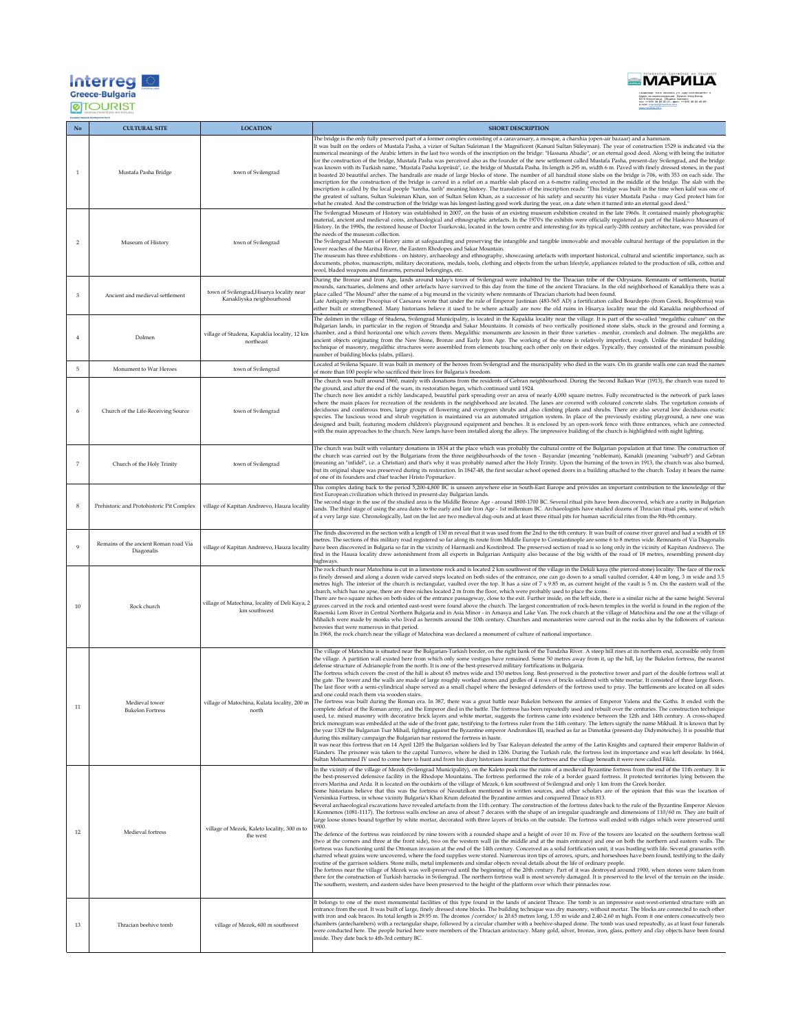| No | CULTURAL SITE | LOCATION | SHORT DESCRIPTION |
|---|---|---|---|
| 1 | Mustafa Pasha Bridge | town of Svilengrad | The bridge is the only fully preserved part of a former complex consisting of a caravansary, a mosque, a charshia (open-air bazaar) and a hammam.<br>It was built on the orders of Mustafa Pasha, a vizier of Sultan Suleiman I the Magnificent (Kanuni Sultan Süleyman). The year of construction 1529 is indicated via the numerical meanings of the Arabic letters in the last two words of the inscription on the bridge: "Hassana Abadie", or an eternal good deed. Along with being the initiator for the construction of the bridge, Mustafa Pasha was perceived also as the founder of the new settlement called Mustafa Pasha, present-day Svilengrad, and the bridge was known with its Turkish name, "Mustafa Pasha köprüsü", i.e. the bridge of Mustafa Pasha. Its length is 295 m, width 6 m. Paved with finely dressed stones, in the past it boasted 20 beautiful arches. The handrails are made of large blocks of stone. The number of all handrail stone slabs on the bridge is 706, with 353 on each side. The inscription for the construction of the bridge is carved in a relief on a marble slab placed on a 6-metre railing erected in the middle of the bridge. The slab with the inscription is called by the local people "tareha, tarih" meaning history. The translation of the inscription reads: "This bridge was built in the time when kalif was one of the greatest of sultans, Sultan Suleiman Khan, son of Sultan Selim Khan, as a successor of his safety and security his vizier Mustafa Pasha - may God protect him for what he created. And the construction of the bridge was his longest-lasting good work during the year, on a date when it turned into an eternal good deed." |
| 2 | Museum of History | town of Svilengrad | The Svilengrad Museum of History was established in 2007, on the basis of an existing museum exhibition created in the late 1960s. It contained mainly photographic material, ancient and medieval coins, archaeological and ethnographic artefacts. In the 1970s the exhibits were officially registered as part of the Haskovo Museum of History. In the 1990s, the restored house of Doctor Tsurkovski, located in the town centre and interesting for its typical early-20th century architecture, was provided for the needs of the museum collection.<br>The Svilengrad Museum of History aims at safeguarding and preserving the intangible and tangible immovable and movable cultural heritage of the population in the lower reaches of the Maritsa River, the Eastern Rhodopes and Sakar Mountain.<br>The museum has three exhibitions - on history, archaeology and ethnography, showcasing artefacts with important historical, cultural and scientific importance, such as documents, photos, manuscripts, military decorations, medals, tools, clothing and objects from the urban lifestyle, appliances related to the production of silk, cotton and wool, bladed weapons and firearms, personal belongings, etc. |
| 3 | Ancient and medieval settlement | town of Svilengrad,Hisarya locality near Kanakliyska neighbourhood | During the Bronze and Iron Age, lands around today's town of Svilengrad were inhabited by the Thracian tribe of the Odrysians. Remnants of settlements, burial mounds, sanctuaries, dolmens and other artefacts have survived to this day from the time of the ancient Thracians. In the old neighborhood of Kanakliya there was a place called "The Mound" after the name of a big mound in the vicinity where remnants of Thracian chariots had been found.<br>Late Antiquity writer Procopius of Caesarea wrote that under the rule of Emperor Justinian (483-565 AD) a fortification called Bourdepto (from Greek, Βουρδέπτω) was either built or strengthened. Many historians believe it used to be where actually are now the old ruins in Hisarya locality near the old Kanaklia neighborhood of |
| 4 | Dolmen | village of Studena, Kapaklia locality, 12 km northeast | The dolmen in the village of Studena, Svilengrad Municipality, is located in the Kapaklia locality near the village. It is part of the so-called "megalithic culture" on the Bulgarian lands, in particular in the region of Strandja and Sakar Mountains. It consists of two vertically positioned stone slabs, stuck in the ground and forming a chamber, and a third horizontal one which covers them. Megalithic monuments are known in their three varieties - menhir, cromlech and dolmen. The megaliths are ancient objects originating from the New Stone, Bronze and Early Iron Age. The working of the stone is relatively imperfect, rough. Unlike the standard building technique of masonry, megalithic structures were assembled from elements touching each other only on their edges. Typically, they consisted of the minimum possible number of building blocks (slabs, pillars). |
| 5 | Monument to War Heroes | town of Svilengrad | Located at Svilena Square. It was built in memory of the heroes from Svilengrad and the municipality who died in the wars. On its granite walls one can read the names of more than 100 people who sacrificed their lives for Bulgaria's freedom. |
| 6 | Church of the Life-Receiving Source | town of Svilengrad | The church was built around 1860, mainly with donations from the residents of Gebran neighbourhood. During the Second Balkan War (1913), the church was razed to the ground, and after the end of the wars, its restoration began, which continued until 1924.<br>The church now lies amidst a richly landscaped, beautiful park spreading over an area of nearly 4,000 square metres. Fully reconstructed is the network of park lanes where the main places for recreation of the residents in the neighborhood are located. The lanes are covered with coloured concrete slabs. The vegetation consists of deciduous and coniferous trees, large groups of flowering and evergreen shrubs and also climbing plants and shrubs. There are also several low deciduous exotic species. The luscious wood and shrub vegetation is maintained via an automated irrigation system. In place of the previously existing playground, a new one was designed and built, featuring modern children's playground equipment and benches. It is enclosed by an open-work fence with three entrances, which are connected with the main approaches to the church. New lamps have been installed along the alleys. The impressive building of the church is highlighted with night lighting. |
| 7 | Church of the Holy Trinity | town of Svilengrad | The church was built with voluntary donations in 1834 at the place which was probably the cultural centre of the Bulgarian population at that time. The construction of the church was carried out by the Bulgarians from the three neighbourhoods of the town - Bayandar (meaning "nobleman), Kanakli (meaning "suburb") and Gebran (meaning an "infidel", i.e. a Christian) and that's why it was probably named after the Holy Trinity. Upon the burning of the town in 1913, the church was also burned, but its original shape was preserved during its restoration. In 1847-48, the first secular school opened doors in a building attached to the church. Today it bears the name of one of its founders and chief teacher Hristo Popmarkov. |
| 8 | Prehistoric and Protohistoric Pit Complex | village of Kapitan Andreevo, Hauza locality | This complex dating back to the period 5,200-4,800 BC is unseen anywhere else in South-East Europe and provides an important contribution to the knowledge of the first European civilization which thrived in present-day Bulgarian lands.<br>The second stage in the use of the studied area is the Middle Bronze Age - around 1800-1700 BC. Several ritual pits have been discovered, which are a rarity in Bulgarian lands. The third stage of using the area dates to the early and late Iron Age - 1st millenium BC. Archaeologists have studied dozens of Thracian ritual pits, some of which of a very large size. Chronologically, last on the list are two medieval dug-outs and at least three ritual pits for human sacrificial rites from the 8th-9th century. |
| 9 | Remains of the ancient Roman road Via Diagonalis | village of Kapitan Andreevo, Hauza locality | The finds discovered in the section with a length of 130 m reveal that it was used from the 2nd to the 6th century. It was built of coarse river gravel and had a width of 18 metres. The sections of this military road registered so far along its route from Middle Europe to Constantinople are some 6 to 8 metres wide. Remnants of Via Diagonalis have been discovered in Bulgaria so far in the vicinity of Harmanli and Kostinbrod. The preserved section of road is so long only in the vicinity of Kapitan Andreevo. The find in the Hausa locality drew astonishment from all experts in Bulgarian Antiquity also because of the big width of the road of 18 metres, resembling present-day highways. |
| 10 | Rock church | village of Matochina, locality of Deli Kaya, 2 km southwest | The rock church near Matochina is cut in a limestone rock and is located 2 km southwest of the village in the Dekili kaya (the pierced stone) locality. The face of the rock is finely dressed and along a dozen wide carved steps located on both sides of the entrance, one can go down to a small vaulted corridor, 4.40 m long, 3 m wide and 3.5 metres high. The interior of the church is rectangular, vaulted over the top. It has a size of 7 x 9.85 m, as current height of the vault is 5 m. On the eastern wall of the church, which has no apse, there are three niches located 2 m from the floor, which were probably used to place the icons.<br>There are two square niches on both sides of the entrance passageway, close to the exit. Further inside, on the left side, there is a similar niche at the same height. Several graves carved in the rock and oriented east-west were found above the church. The largest concentration of rock-hewn temples in the world is found in the region of the Rusenski Lom River in Central Northern Bulgaria and in Asia Minor - in Amasya and Lake Van. The rock church at the village of Matochina and the one at the village of Mihalich were made by monks who lived as hermits around the 10th century. Churches and monasteries were carved out in the rocks also by the followers of various heresies that were numerous in that period.<br>In 1968, the rock church near the village of Matochina was declared a monument of culture of national importance. |
| 11 | Medieval tower<br>Bukelon Fortress | village of Matochina, Kulata locality, 200 m north | The village of Matochina is situated near the Bulgarian-Turkish border, on the right bank of the Tundzha River. A steep hill rises at its northern end, accessible only from the village. A partition wall existed here from which only some vestiges have remained. Some 50 metres away from it, up the hill, lay the Bukelon fortress, the nearest defense structure of Adrianople from the north. It is one of the best-preserved military fortifications in Bulgaria.<br>The fortress which covers the crest of the hill is about 65 metres wide and 150 metres long. Best-preserved is the protective tower and part of the double fortress wall at the gate. The tower and the walls are made of large roughly worked stones and girdles of 4 rows of bricks soldered with white mortar. It consisted of three large floors. The last floor with a semi-cylindrical shape served as a small chapel where the besieged defenders of the fortress used to pray. The battlements are located on all sides and one could reach them via wooden stairs.<br>The fortress was built during the Roman era. In 387, there was a great battle near Bukelon between the armies of Emperor Valens and the Goths. It ended with the complete defeat of the Roman army, and the Emperor died in the battle. The fortress has been repeatedly used and rebuilt over the centuries. The construction technique used, i.e. mixed masonry with decorative brick layers and white mortar, suggests the fortress came into existence between the 12th and 14th century. A cross-shaped brick monogram was embedded at the side of the front gate, testifying to the fortress ruler from the 14th century. The letters signify the name Mikhail. It is known that by the year 1328 the Bulgarian Tsar Mihail, fighting against the Byzantine emperor Andronikos III, reached as far as Dimotika (present-day Didymoteicho). It is possible that during this military campaign the Bulgarian tsar restored the fortress in haste.<br>It was near this fortress that on 14 April 1205 the Bulgarian soldiers led by Tsar Kaloyan defeated the army of the Latin Knights and captured their emperor Baldwin of Flanders. The prisoner was taken to the capital Turnovo, where he died in 1206. During the Turkish rule, the fortress lost its importance and was left desolate. In 1664, Sultan Mohammed IV used to come here to hunt and from his diary historians learnt that the fortress and the village beneath it were now called Fikla. |
| 12 | Medieval fortress | village of Mezek, Kaleto locality, 300 m to the west | In the vicinity of the village of Mezek (Svilengrad Municipality), on the Kaleto peak rise the ruins of a medieval Byzantine fortress from the end of the 11th century. It is the best-preserved defensive facility in the Rhodope Mountains. The fortress performed the role of a border guard fortress. It protected territories lying between the rivers Maritsa and Arda. It is located on the outskirts of the village of Mezek, 6 km southwest of Svilengrad and only 1 km from the Greek border.<br>Some historians believe that this was the fortress of Neoutzikon mentioned in written sources, and other scholars are of the opinion that this was the location of Versinikia Fortress, in whose vicinity Bulgaria's Khan Krum defeated the Byzantine armies and conquered Thrace in 813.<br>Several archaeological excavations have revealed artefacts from the 11th century. The construction of the fortress dates back to the rule of the Byzantine Emperor Alexios I Komnenos (1081-1117). The fortress walls enclose an area of about 7 decares with the shape of an irregular quadrangle and dimensions of 110/60 m. They are built of large loose stones bound together by white mortar, decorated with three layers of bricks on the outside. The fortress wall ended with ridges which were preserved until 1900.<br>The defence of the fortress was reinforced by nine towers with a rounded shape and a height of over 10 m. Five of the towers are located on the southern fortress wall (two at the corners and three at the front side), two on the western wall (in the middle and at the main entrance) and one on both the northern and eastern walls. The fortress was functioning until the Ottoman invasion at the end of the 14th century. Conceived as a solid fortification unit, it was bustling with life. Several granaries with charred wheat grains were uncovered, where the food supplies were stored. Numerous iron tips of arrows, spurs, and horseshoes have been found, testifying to the daily routine of the garrison soldiers. Stone mills, metal implements and similar objects reveal details about the life of ordinary people.<br>The fortress near the village of Mezek was well-preserved until the beginning of the 20th century. Part of it was destroyed around 1900, when stones were taken from there for the construction of Turkish barracks in Svilengrad. The northern fortress wall is most severely damaged. It is preserved to the level of the terrain on the inside. The southern, western, and eastern sides have been preserved to the height of the platform over which their pinnacles rose. |
| 13 | Thracian beehive tomb | village of Mezek, 600 m southwest | It belongs to one of the most monumental facilities of this type found in the lands of ancient Thrace. The tomb is an impressive east-west-oriented structure with an entrance from the east. It was built of large, finely dressed stone blocks. The building technique was dry masonry, without mortar. The blocks are connected to each other with iron and oak braces. Its total length is 29.95 m. The dromos /corridor/ is 20.65 metres long, 1.55 m wide and 2.40-2.60 m high. From it one enters consecutively two chambers (antechambers) with a rectangular shape, followed by a circular chamber with a beehive-shaped dome. The tomb was used repeatedly, as at least four funerals were conducted here. The people buried here were members of the Thracian aristocracy. Many gold, silver, bronze, iron, glass, pottery and clay objects have been found inside. They date back to 4th-3rd century BC. |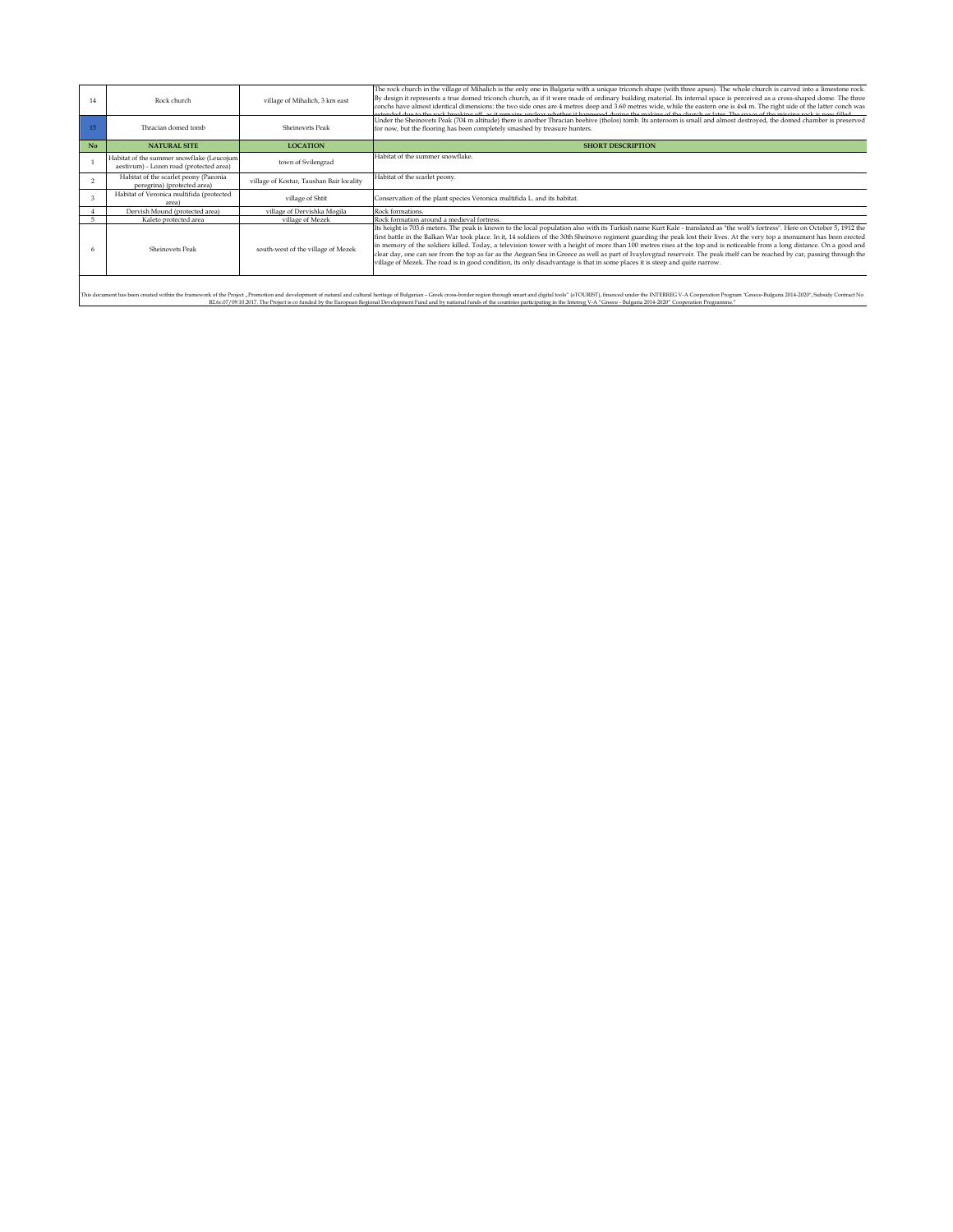| 14 | Rock church | village of Mihalich, 3 km east | The rock church in the village of Mihalich is the only one in Bulgaria with a unique triconch shape (with three apses). The whole church is carved into a limestone rock. By design it represents a true domed triconch church, as if it were made of ordinary building material. Its internal space is perceived as a cross-shaped dome. The three conchs have almost identical dimensions: the two side ones are 4 metres deep and 3.60 metres wide, while the eastern one is 4x4 m. The right side of the latter conch was extended due to the rock breaking off, as it remains unclear whether it happened during the making of the church or later. The space of the missing rock is now filled |
|---|---|---|---|
| 15 | Thracian domed tomb | Sheinovets Peak | Under the Sheinovets Peak (704 m altitude) there is another Thracian beehive (tholos) tomb. Its anteroom is small and almost destroyed, the domed chamber is preserved for now, but the flooring has been completely smashed by treasure hunters. |

| No | NATURAL SITE | LOCATION | SHORT DESCRIPTION |
|---|---|---|---|
| 1 | Habitat of the summer snowflake (Leucojum aestivum) - Lozen road (protected area) | town of Svilengrad | Habitat of the summer snowflake. |
| 2 | Habitat of the scarlet peony (Paeonia peregrina) (protected area) | village of Kostur, Taushan Bair locality | Habitat of the scarlet peony. |
| 3 | Habitat of Veronica multifida (protected area) | village of Shtit | Conservation of the plant species Veronica multifida L. and its habitat. |
| 4 | Dervish Mound (protected area) | village of Dervishka Mogila | Rock formations. |
| 5 | Kaleto protected area | village of Mezek | Rock formation around a medieval fortress. |
| 6 | Sheinovets Peak | south-west of the village of Mezek | Its height is 703.6 meters. The peak is known to the local population also with its Turkish name Kurt Kale - translated as "the wolf's fortress". Here on October 5, 1912 the first battle in the Balkan War took place. In it, 14 soldiers of the 30th Sheinovo regiment guarding the peak lost their lives. At the very top a monument has been erected in memory of the soldiers killed. Today, a television tower with a height of more than 100 metres rises at the top and is noticeable from a long distance. On a good and clear day, one can see from the top as far as the Aegean Sea in Greece as well as part of Ivaylovgrad reservoir. The peak itself can be reached by car, passing through the village of Mezek. The road is in good condition, its only disadvantage is that in some places it is steep and quite narrow. |

This document has been created within the framework of the Project „Promotion and development of natural and cultural heritage of Bulgarian – Greek cross-border region through smart and digital tools" (eTOURIST), financed under the INTERREG V-A Cooperation Program "Greece-Bulgaria 2014-2020", Subsidy Contract No B2.6c.07/09.10.2017. The Project is co funded by the European Regional Development Fund and by national funds of the countries participating in the Interreg V-A "Greece - Bulgaria 2014-2020" Cooperation Programme."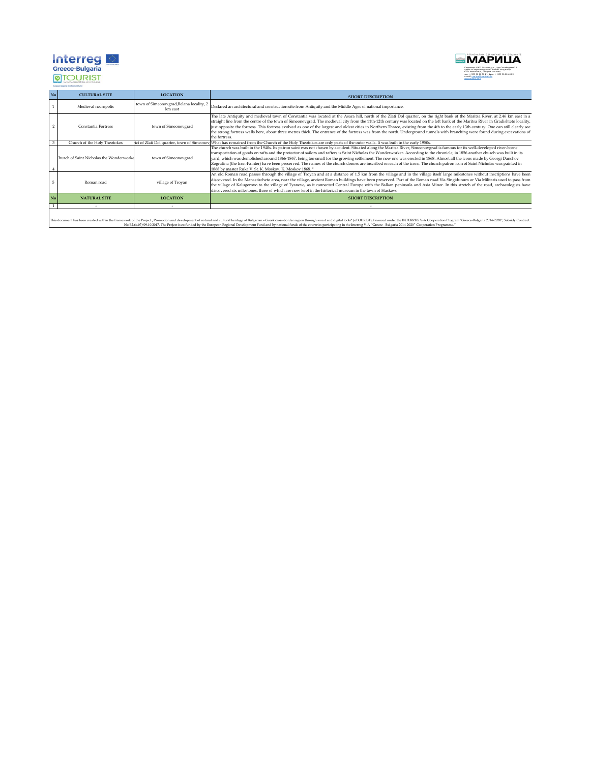| No | CULTURAL SITE | LOCATION | SHORT DESCRIPTION |
|---|---|---|---|
| 1 | Medieval necropolis | town of Simeonovgrad,Belana locality, 2 km east | Declared an architectural and construction site from Antiquity and the Middle Ages of national importance. |
| 2 | Constantia Fortress | town of Simeonovgrad | The late Antiquity and medieval town of Constantia was located at the Asara hill, north of the Zlati Dol quarter, on the right bank of the Maritsa River, at 2.46 km east in a straight line from the centre of the town of Simeonovgrad. The medieval city from the 11th-12th century was located on the left bank of the Maritsa River in Gradishteto locality, just opposite the fortress. This fortress evolved as one of the largest and oldest cities in Northern Thrace, existing from the 4th to the early 13th century. One can still clearly see the strong fortress walls here, about three metres thick. The entrance of the fortress was from the north. Underground tunnels with branching were found during excavations of the fortress. |
| 3 | Church of the Holy Theotokos | ict of Zlati Dol quarter, town of Simeonov | What has remained from the Church of the Holy Theotokos are only parts of the outer walls. It was built in the early 1950s. |
| 4 | Church of Saint Nicholas the Wonderworke | town of Simeonovgrad | The church was built in the 1940s. Its patron saint was not chosen by accident. Situated along the Maritsa River, Simeonovgrad is famous for its well-developed river-borne transportation of goods on rafts and the protector of sailors and rafters is Saint Nicholas the Wonderworker. According to the chronicle, in 1856 another church was built in its yard, which was demolished around 1866-1867, being too small for the growing settlement. The new one was erected in 1868. Almost all the icons made by Georgi Danchov Zografina (the Icon-Painter) have been preserved. The names of the church donors are inscribed on each of the icons. The church patron icon of Saint Nicholas was painted in 1868 by master Ruka V. St. K. Moskov. K. Moskov 1868. " |
| 5 | Roman road | village of Troyan | An old Roman road passes through the village of Troyan and at a distance of 1.5 km from the village and in the village itself large milestones without inscriptions have been discovered. In the Manastircheto area, near the village, ancient Roman buildings have been preserved. Part of the Roman road Via Singidunum or Via Militaris used to pass from the village of Kalugerovo to the village of Tyanevo, as it connected Central Europe with the Balkan peninsula and Asia Minor. In this stretch of the road, archaeologists have discovered six milestones, three of which are now kept in the historical museum in the town of Haskovo. |
| **No** | **NATURAL SITE** | **LOCATION** | **SHORT DESCRIPTION** |
| 1 | - | - | - |

This document has been created within the framework of the Project „Promotion and development of natural and cultural heritage of Bulgarian – Greek cross-border region through smart and digital tools" (eTOURIST), financed under the INTERREG V-A Cooperation Program "Greece-Bulgaria 2014-2020", Subsidy Contract No B2.6c.07/09.10.2017. The Project is co funded by the European Regional Development Fund and by national funds of the countries participating in the Interreg V-A "Greece - Bulgaria 2014-2020" Cooperation Programme."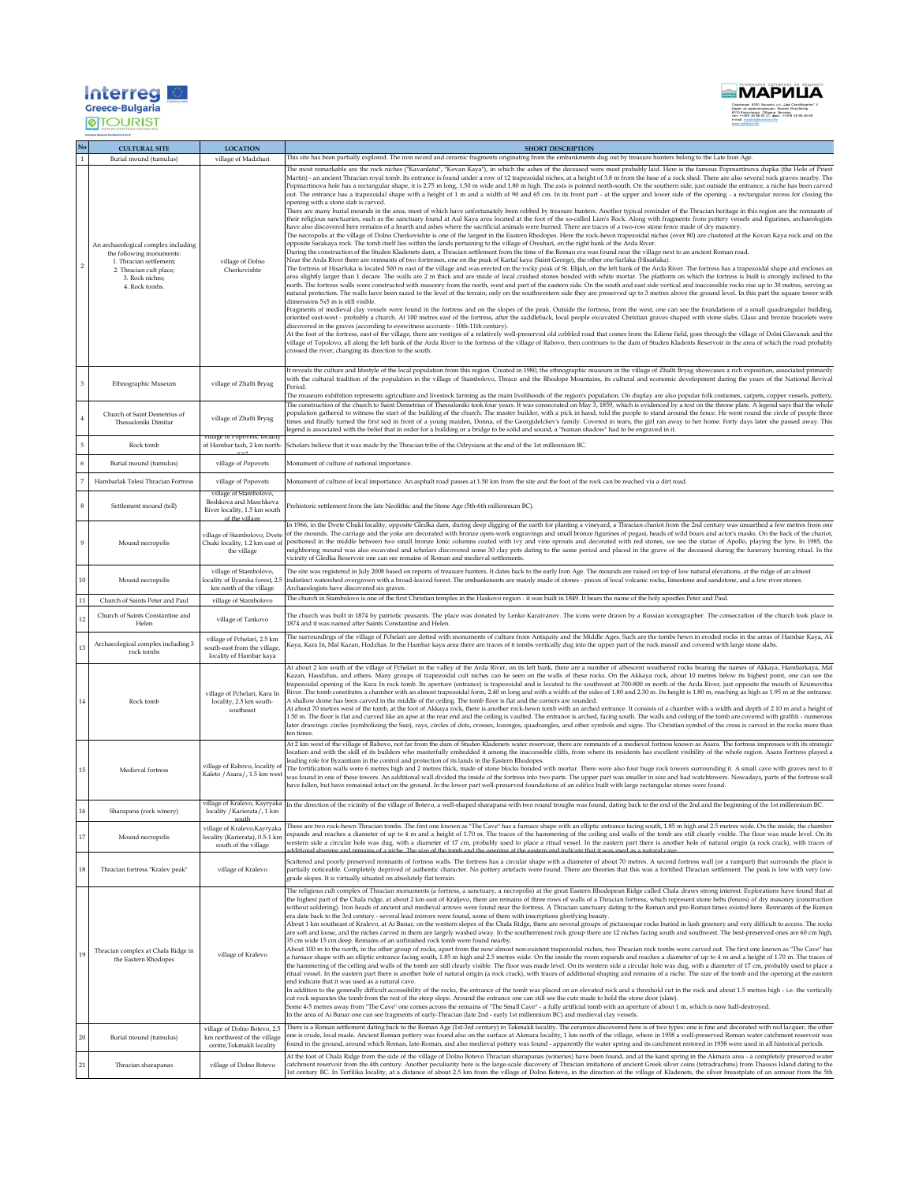| No | CULTURAL SITE | LOCATION | SHORT DESCRIPTION |
|---|---|---|---|
| 1 | Burial mound (tumulus) | village of Madzhari | This site has been partially explored. The iron sword and ceramic fragments originating from the embankments dug out by treasure hunters belong to the Late Iron Age. |
| 2 | An archaeological complex including the following monuments: 1. Thracian settlement; 2. Thracian cult place; 3. Rock niches; 4. Rock tombs. | village of Dolno Cherkovishte | The most remarkable are the rock niches ("Kavanlatsi", "Kovan Kaya"), in which the ashes of the deceased were most probably laid. Here is the famous Popmartinova dupka (the Hole of Priest Martin) - an ancient Thracian royal tomb. Its entrance is found under a row of 12 trapezoidal niches, at a height of 3.8 m from the base of a rock shed. There are also several rock graves nearby. The Popmartinova hole has a rectangular shape, it is 2.75 m long, 1.50 m wide and 1.80 m high. The axis is pointed north-south. On the southern side, just outside the entrance, a niche has been carved out. The entrance has a trapezoidal shape with a height of 1 m and a width of 90 and 65 cm. In its front part - at the upper and lower side of the opening - a rectangular recess for closing the opening with a stone slab is carved. There are many burial mounds in the area, most of which have unfortunately been robbed by treasure hunters. Another typical reminder of the Thracian heritage in this region are the remnants of their religious sanctuaries, such as the sanctuary found at Aul Kaya area located at the foot of the so-called Lion's Rock. Along with fragments from pottery vessels and figurines, archaeologists have also discovered here remains of a hearth and ashes where the sacrificial animals were burned. There are traces of a two-row stone fence made of dry masonry. The necropolis at the village of Dolno Cherkovishte is one of the largest in the Eastern Rhodopes. Here the rock-hewn trapezoidal niches (over 80) are clustered at the Kovan Kaya rock and on the opposite Sarakaya rock. The tomb itself lies within the lands pertaining to the village of Oreshari, on the right bank of the Arda River. During the construction of the Studen Kladenets dam, a Thracian settlement from the time of the Roman era was found near the village next to an ancient Roman road. Near the Arda River there are remnants of two fortresses, one on the peak of Kartal kaya (Saint George), the other one Sarlaka (Hisarlaka). The fortress of Hisarluka is located 500 m east of the village and was erected on the rocky peak of St. Elijah, on the left bank of the Arda River. The fortress has a trapezoidal shape and encloses an area slightly larger than 1 decare. The walls are 2 m thick and are made of local crushed stones bonded with white mortar. The platform on which the fortress is built is strongly inclined to the north. The fortress walls were constructed with masonry from the north, west and part of the eastern side. On the south and east side vertical and inaccessible rocks rise up to 30 metres, serving as natural protection. The walls have been razed to the level of the terrain; only on the southwestern side they are preserved up to 3 metres above the ground level. In this part the square tower with dimensions 5x5 m is still visible. Fragments of medieval clay vessels were found in the fortress and on the slopes of the peak. Outside the fortress, from the west, one can see the foundations of a small quadrangular building, oriented east-west - probably a church. At 100 metres east of the fortress, after the saddleback, local people excavated Christian graves shaped with stone slabs. Glass and bronze bracelets were discovered in the graves (according to eyewitness accounts - 10th-11th century). At the foot of the fortress, east of the village, there are vestiges of a relatively well-preserved old cobbled road that comes from the Edirne field, goes through the village of Dolni Glavanak and the village of Topolovo, all along the left bank of the Arda River to the fortress of the village of Rabovo, then continues to the dam of Studen Kladents Reservoir in the area of which the road probably crossed the river, changing its direction to the south. |
| 3 | Ethnographic Museum | village of Zhalti Bryag | It reveals the culture and lifestyle of the local population from this region. Created in 1980, the ethnographic museum in the village of Zhalti Bryag showcases a rich exposition, associated primarily with the cultural tradition of the population in the village of Stambolovo, Thrace and the Rhodope Mountains, its cultural and economic development during the years of the National Revival Period. The museum exhibition represents agriculture and livestock farming as the main livelihoods of the region's population. On display are also popular folk costumes, carpets, copper vessels, pottery, |
| 4 | Church of Saint Demetrius of Thessaloniki Dimitar | village of Zhalti Bryag | The construction of the church to Saint Demetrius of Thessaloniki took four years. It was consecrated on May 3, 1859, which is evidenced by a text on the throne plate. A legend says that the whole population gathered to witness the start of the building of the church. The master builder, with a pick in hand, told the people to stand around the fence. He went round the circle of people three times and finally turned the first sod in front of a young maiden, Donna, of the Georgidelchev's family. Covered in tears, the girl ran away to her home. Forty days later she passed away. This legend is associated with the belief that in order for a building or a bridge to be solid and sound, a "human shadow" had to be engraved in it. |
| 5 | Rock tomb | village of Popovets, locality of Hambar tash, 2 km north-east | Scholars believe that it was made by the Thracian tribe of the Odrysians at the end of the 1st millennium BC. |
| 6 | Burial mound (tumulus) | village of Popovets | Monument of culture of national importance. |
| 7 | Hambarlak Telesi Thracian Fortress | village of Popovets | Monument of culture of local importance. An asphalt road passes at 1.50 km from the site and the foot of the rock can be reached via a dirt road. |
| 8 | Settlement mound (tell) | village of Stambolovo, Beshkova and Maschkova River locality, 1.5 km south of the village | Prehistoric settlement from the late Neolithic and the Stone Age (5th-6th millennium BC). |
| 9 | Mound necropolis | village of Stambolovo, Dvete Chuki locality, 1.2 km east of the village | In 1966, in the Dvete Chuki locality, opposite Gledka dam, during deep digging of the earth for planting a vineyard, a Thracian chariot from the 2nd century was unearthed a few metres from one of the mounds. The carriage and the yoke are decorated with bronze open-work engravings and small bronze figurines of pegasi, heads of wild boars and actor's masks. On the back of the chariot, positioned in the middle between two small bronze Ionic columns coated with ivy and vine sprouts and decorated with red stones, we see the statue of Apollo, playing the lyre. In 1985, the neighboring mound was also excavated and scholars discovered some 30 clay pots dating to the same period and placed in the grave of the deceased during the funerary burning ritual. In the vicinity of Gledka Reservoir one can see remains of Roman and medieval settlements. |
| 10 | Mound necropolis | village of Stambolovo, locality of Ilyarska forest, 2.5 km north of the village | The site was registered in July 2008 based on reports of treasure hunters. It dates back to the early Iron Age. The mounds are raised on top of low natural elevations, at the ridge of an almost indistinct watershed overgrown with a broad-leaved forest. The embankments are mainly made of stones - pieces of local volcanic rocks, limestone and sandstone, and a few river stones. Archaeologists have discovered six graves. |
| 11 | Church of Saints Peter and Paul | village of Stambolovo | The church in Stambolovo is one of the first Christian temples in the Haskovo region - it was built in 1849. It bears the name of the holy apostles Peter and Paul. |
| 12 | Church of Saints Constantine and Helen | village of Tankovo | The church was built in 1874 by patriotic peasants. The place was donated by Lenko Karaivanov. The icons were drawn by a Russian iconographer. The consecration of the church took place in 1874 and it was named after Saints Constantine and Helen. |
| 13 | Archaeological complex including 3 rock tombs | village of Pchelari, 2.5 km south-east from the village, locality of Hambar kaya | The surroundings of the village of Pchelari are dotted with monuments of culture from Antiquity and the Middle Ages. Such are the tombs hewn in eroded rocks in the areas of Hambar Kaya, Ak Kaya, Kara In, Mal Kazan, Hodzhas. In the Hambar kaya area there are traces of 6 tombs vertically dug into the upper part of the rock massif and covered with large stone slabs. |
| 14 | Rock tomb | village of Pchelari, Kara In locality, 2.5 km south-southeast | At about 2 km south of the village of Pchelari in the valley of the Arda River, on its left bank, there are a number of albescent weathered rocks bearing the names of Akkaya, Hambarkaya, Mal Kazan, Haodzhas, and others. Many groups of trapezoidal cult niches can be seen on the walls of these rocks. On the Akkaya rock, about 10 metres below its highest point, one can see the trapezoidal opening of the Kara In rock tomb. Its aperture (entrance) is trapezoidal and is located to the southwest at 700-800 m north of the Arda River, just opposite the mouth of Krumovitsa River. The tomb constitutes a chamber with an almost trapezoidal form, 2.40 m long and with a width of the sides of 1.80 and 2.30 m. Its height is 1.80 m, reaching as high as 1.95 m at the entrance. A shallow dome has been carved in the middle of the ceiling. The tomb floor is flat and the corners are rounded. At about 70 metres west of the tomb, at the foot of Akkaya rock, there is another rock-hewn tomb with an arched entrance. It consists of a chamber with a width and depth of 2.10 m and a height of 1.50 m. The floor is flat and curved like an apse at the rear end and the ceiling is vaulted. The entrance is arched, facing south. The walls and ceiling of the tomb are covered with graffiti - numerous later drawings: circles (symbolizing the Sun), rays, circles of dots, crosses, lozenges, quadrangles, and other symbols and signs. The Christian symbol of the cross is carved in the rocks more than ten times. |
| 15 | Medieval fortress | village of Rabovo, locality of Kaleto /Asara/, 1.5 km west | At 2 km west of the village of Rabovo, not far from the dam of Studen Kladenets water reservoir, there are remnants of a medieval fortress known as Asara. The fortress impresses with its strategic location and with the skill of its builders who masterfully embedded it among the inaccessible cliffs, from where its residents has excellent visibility of the whole region. Asara Fortress played a leading role for Byzantium in the control and protection of its lands in the Eastern Rhodopes. The fortification walls were 6 metres high and 2 metres thick, made of stone blocks bonded with mortar. There were also four huge rock towers surrounding it. A small cave with graves next to it was found in one of these towers. An additional wall divided the inside of the fortress into two parts. The upper part was smaller in size and had watchtowers. Nowadays, parts of the fortress wall have fallen, but have remained intact on the ground. In the lower part well-preserved foundations of an edifice built with large rectangular stones were found. |
| 16 | Sharapana (rock winery) | village of Kralevo, Kayryaka locality /Karierata/, 1 km south | In the direction of the vicinity of the village of Botevo, a well-shaped sharapana with two round troughs was found, dating back to the end of the 2nd and the beginning of the 1st millennium BC. |
| 17 | Mound necropolis | village of Kralevo,Kayryaka locality (Karierata), 0.5-1 km south of the village | These are two rock-hewn Thracian tombs. The first one known as "The Cave" has a furnace shape with an elliptic entrance facing south, 1.85 m high and 2.5 metres wide. On the inside, the chamber expands and reaches a diameter of up to 4 m and a height of 1.70 m. The traces of the hammering of the ceiling and walls of the tomb are still clearly visible. The floor was made level. On its western side a circular hole was dug, with a diameter of 17 cm, probably used to place a ritual vessel. In the eastern part there is another hole of natural origin (a rock crack), with traces of additional shaping and remains of a niche. The size of the tomb and the opening at the eastern end indicate that it was used as a natural cave. |
| 18 | Thracian fortress "Kralev peak" | village of Kralevo | Scattered and poorly preserved remnants of fortress walls. The fortress has a circular shape with a diameter of about 70 metres. A second fortress wall (or a rampart) that surrounds the place is partially noticeable. Completely deprived of authentic character. No pottery artefacts were found. There are theories that this was a fortified Thracian settlement. The peak is low with very low-grade slopes. It is virtually situated on absolutely flat terrain. |
| 19 | Thracian complex at Chala Ridge in the Eastern Rhodopes | village of Kralevo | The religious cult complex of Thracian monuments (a fortress, a sanctuary, a necropolis) at the great Eastern Rhodopean Ridge called Chala draws strong interest. Explorations have found that at the highest part of the Chala ridge, at about 2 km east of Kraljevo, there are remains of three rows of walls of a Thracian fortress, which represent stone belts (fences) of dry masonry (construction without soldering). Iron heads of ancient and medieval arrows were found near the fortress. A Thracian sanctuary dating to the Roman and pre-Roman times existed here. Remnants of the Roman era date back to the 3rd century - several lead mirrors were found, some of them with inscriptions glorifying beauty. About 1 km southeast of Kralevo, at Ai Bunar, on the western slopes of the Chala Ridge, there are several groups of picturesque rocks buried in lush greenery and very difficult to access. The rocks are soft and loose, and the niches carved in them are largely washed away. In the southernmost rock group there are 12 niches facing south and southwest. The best-preserved ones are 60 cm high, 35 cm wide 15 cm deep. Remains of an unfinished rock tomb were found nearby. About 100 m to the north, in the other group of rocks, apart from the now almost non-existent trapezoidal niches, two Thracian rock tombs were carved out. The first one known as "The Cave" has a furnace shape with an elliptic entrance facing south, 1.85 m high and 2.5 metres wide. On the inside the room expands and reaches a diameter of up to 4 m and a height of 1.70 m. The traces of the hammering of the ceiling and walls of the tomb are still clearly visible. The floor was made level. On its western side a circular hole was dug, with a diameter of 17 cm, probably used to place a ritual vessel. In the eastern part there is another hole of natural origin (a rock crack), with traces of additional shaping and remains of a niche. The size of the tomb and the opening at the eastern end indicate that it was used as a natural cave. In addition to the generally difficult accessibility of the rocks, the entrance of the tomb was placed on an elevated rock and a threshold cut in the rock and about 1.5 metres high - i.e. the vertically cut rock separates the tomb from the rest of the steep slope. Around the entrance one can still see the cuts made to hold the stone door (slate). Some 4-5 metres away from "The Cave" one comes across the remains of "The Small Cave" - a fully artificial tomb with an aperture of about 1 m, which is now half-destroyed. In the area of Ai Bunar one can see fragments of early-Thracian (late 2nd - early 1st millennium BC) and medieval clay vessels. |
| 20 | Burial mound (tumulus) | village of Dolno Botevo, 2.5 km northwest of the village centre,Tokmakli locality | There is a Roman settlement dating back to the Roman Age (1st-3rd century) in Tokmakli locality. The ceramics discovered here is of two types: one is fine and decorated with red lacquer, the other one is crude, local made. Ancient Roman pottery was found also on the surface at Akmara locality, 1 km north of the village, where in 1958 a well-preserved Roman water catchment reservoir was found in the ground, around which Roman, late-Roman, and also medieval pottery was found - apparently the water spring and its catchment restored in 1958 were used in all historical periods. |
| 21 | Thracian sharapanas | village of Dolno Botevo | At the foot of Chala Ridge from the side of the village of Dolno Botevo Thracian sharapanas (wineries) have been found, and at the karst spring in the Akmara area - a completely preserved water catchment reservoir from the 4th century. Another peculiarity here is the large-scale discovery of Thracian imitations of ancient Greek silver coins (tetradrachms) from Thassos Island dating to the 1st century BC. In Terfilika locality, at a distance of about 2.5 km from the village of Dolno Botevo, in the direction of the village of Kladenets, the silver breastplate of an armour from the 5th |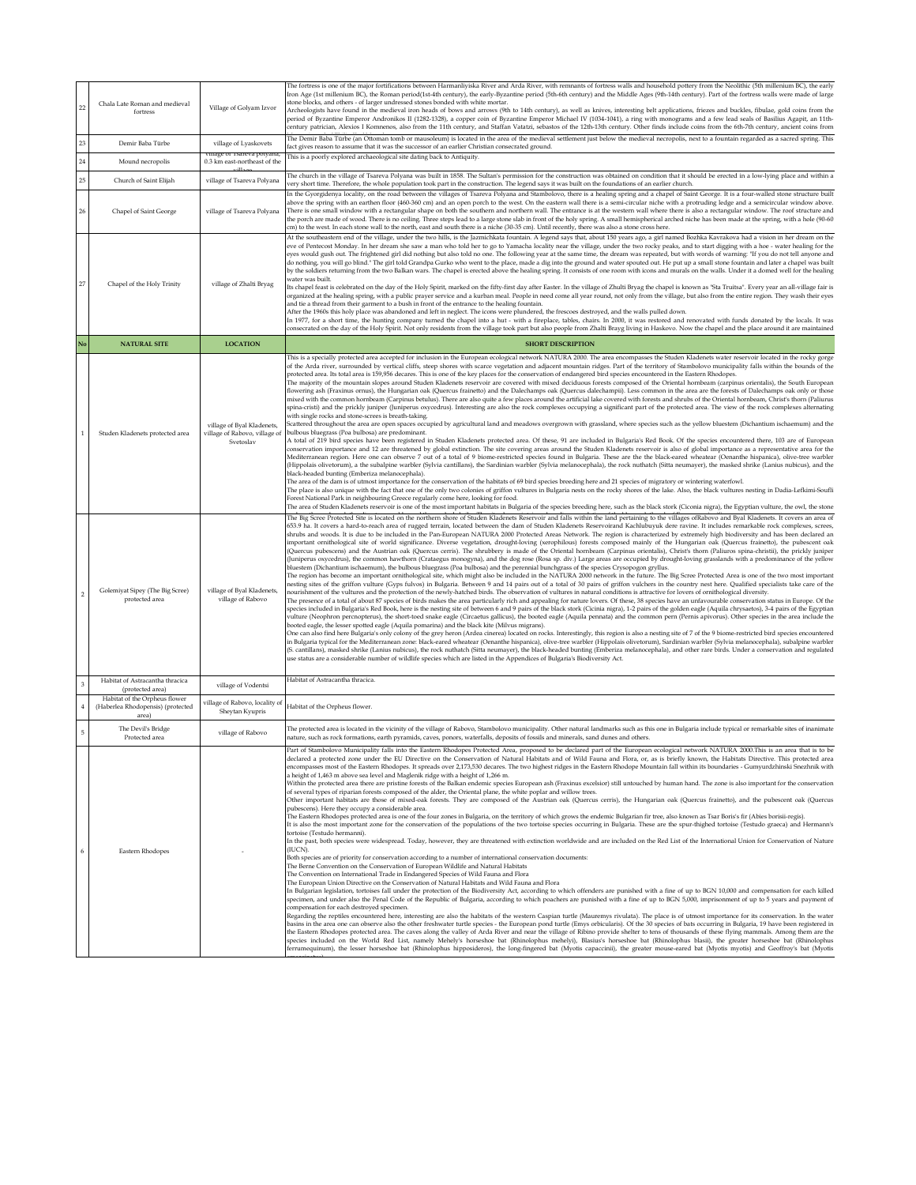| | | | |
|---|---|---|---|
| 22 | Chala Late Roman and medieval fortress | Village of Golyam Izvor | The fortress is one of the major fortifications between Harmanliyiska River and Arda River, with remnants of fortress walls and household pottery from the Neolithic (5th millenium BC), the early Iron Age (1st millenium BC), the Roman period(1st-4th century), the early-Byzantine period (5th-6th century) and the Middle Ages (9th-14th century). Part of the fortress walls were made of large stone blocks, and others - of larger undressed stones bonded with white mortar. Archeologists have found in the medieval iron heads of bows and arrows (9th to 14th century), as well as knives, interesting belt applications, friezes and buckles, fibulae, gold coins from the period of Byzantine Emperor Andronikos II (1282-1328), a copper coin of Byzantine Emperor Michael IV (1034-1041), a ring with monograms and a few lead seals of Basilius Agapit, an 11th-century patrician, Alexios I Komnenos, also from the 11th century, and Staffan Vatatzi, sebastos of the 12th-13th century. Other finds include coins from the 6th-7th century, ancient coins from |
| 23 | Demir Baba Türbe | village of Lyaskovets | The Demir Baba Türbe (an Ottoman tomb or mausoleum) is located in the area of the medieval settlement just below the medieval necropolis, next to a fountain regarded as a sacred spring. This fact gives reason to assume that it was the successor of an earlier Christian consecrated ground. |
| 24 | Mound necropolis | village of Tsareva polyana, 0.3 km east-northeast of the village | This is a poorly explored archaeological site dating back to Antiquity. |
| 25 | Church of Saint Elijah | village of Tsareva Polyana | The church in the village of Tsareva Polyana was built in 1858. The Sultan's permission for the construction was obtained on condition that it should be erected in a low-lying place and within a very short time. Therefore, the whole population took part in the construction. The legend says it was built on the foundations of an earlier church. |
| 26 | Chapel of Saint George | village of Tsareva Polyana | In the Gyorgidenya locality, on the road between the villages of Tsareva Polyana and Stambolovo, there is a healing spring and a chapel of Saint George. It is a four-walled stone structure built above the spring with an earthen floor (460-360 cm) and an open porch to the west. On the eastern wall there is a semi-circular niche with a protruding ledge and a semicircular window above. There is one small window with a rectangular shape on both the southern and northern wall. The entrance is at the western wall where there is also a rectangular window. The roof structure and the porch are made of wood. There is no ceiling. Three steps lead to a large stone slab in front of the holy spring. A small hemispherical arched niche has been made at the spring, with a hole (90-60 cm) to the west. In each stone wall to the north, east and south there is a niche (30-35 cm). Until recently, there was also a stone cross here. |
| 27 | Chapel of the Holy Trinity | village of Zhalti Bryag | At the southeastern end of the village, under the two hills, is the Jazmichkata fountain. A legend says that, about 150 years ago, a girl named Bozhka Kavrakova had a vision in her dream on the eve of Pentecost Monday. In her dream she saw a man who told her to go to Yamacha locality near the village, under the two rocky peaks, and to start digging with a hoe - water healing for the eyes would gush out. The frightened girl did nothing but also told no one. The following year at the same time, the dream was repeated, but with words of warning: "If you do not tell anyone and do nothing, you will go blind." The girl told Grandpa Gurko who went to the place, made a dig into the ground and water spouted out. He put up a small stone fountain and later a chapel was built by the soldiers returning from the two Balkan wars. The chapel is erected above the healing spring. It consists of one room with icons and murals on the walls. Under it a domed well for the healing water was built. Its chapel feast is celebrated on the day of the Holy Spirit, marked on the fifty-first day after Easter. In the village of Zhulti Bryag the chapel is known as "Sta Truitsa". Every year an all-village fair is organized at the healing spring, with a public prayer service and a kurban meal. People in need come all year round, not only from the village, but also from the entire region. They wash their eyes and tie a thread from their garment to a bush in front of the entrance to the healing fountain. After the 1960s this holy place was abandoned and left in neglect. The icons were plundered, the frescoes destroyed, and the walls pulled down. In 1977, for a short time, the hunting company turned the chapel into a hut - with a fireplace, tables, chairs. In 2000, it was restored and renovated with funds donated by the locals. It was consecrated on the day of the Holy Spirit. Not only residents from the village took part but also people from Zhalti Brayg living in Haskovo. Now the chapel and the place around it are maintained |
| **No** | **NATURAL SITE** | **LOCATION** | **SHORT DESCRIPTION** |
| 1 | Studen Kladenets protected area | village of Byal Kladenets, village of Rabovo, village of Svetoslav | This is a specially protected area accepted for inclusion in the European ecological network NATURA 2000. The area encompasses the Studen Kladenets water reservoir located in the rocky gorge of the Arda river, surrounded by vertical cliffs, steep shores with scarce vegetation and adjacent mountain ridges. Part of the territory of Stambolovo municipality falls within the bounds of the protected area. Its total area is 159,956 decares. This is one of the key places for the conservation of endangered bird species encountered in the Eastern Rhodopes. The majority of the mountain slopes around Studen Kladenets reservoir are covered with mixed deciduous forests composed of the Oriental hornbeam (carpinus orientalis), the South European flowering ash (Fraxinus ornus), the Hungarian oak (Quercus frainetto) and the Dalechamps oak (Quercus dalechampii). Less common in the area are the forests of Dalechamps oak only or those mixed with the common hornbeam (Carpinus betulus). There are also quite a few places around the artificial lake covered with forests and shrubs of the Oriental hornbeam, Christ's thorn (Paliurus spina-cristi) and the prickly juniper (Juniperus oxycedrus). Interesting are also the rock complexes occupying a significant part of the protected area. The view of the rock complexes alternating with single rocks and stone-screes is breath-taking. Scattered throughout the area are open spaces occupied by agricultural land and meadows overgrown with grassland, where species such as the yellow bluestem (Dichantium ischaemum) and the bulbous bluegrass (Poa bulbosa) are predominant. A total of 219 bird species have been registered in Studen Kladenets protected area. Of these, 91 are included in Bulgaria's Red Book. Of the species encountered there, 103 are of European conservation importance and 12 are threatened by global extinction. The site covering areas around the Studen Kladenets reservoir is also of global importance as a representative area for the Mediterranean region. Here one can observe 7 out of a total of 9 biome-restricted species found in Bulgaria. These are the the black-eared wheatear (Oenanthe hispanica), olive-tree warbler (Hippolais olivetorum), a the subalpine warbler (Sylvia cantillans), the Sardinian warbler (Sylvia melanocephala), the rock nuthatch (Sitta neumayer), the masked shrike (Lanius nubicus), and the black-headed bunting (Emberiza melanocephala). The area of the dam is of utmost importance for the conservation of the habitats of 69 bird species breeding here and 21 species of migratory or wintering waterfowl. The place is also unique with the fact that one of the only two colonies of griffon vultures in Bulgaria nests on the rocky shores of the lake. Also, the black vultures nesting in Dadia-Lefkimi-Soufli Forest National Park in neighbouring Greece regularly come here, looking for food. The area of Studen Kladenets reservoir is one of the most important habitats in Bulgaria of the species breeding here, such as the black stork (Ciconia nigra), the Egyptian vulture, the owl, the stone |
| 2 | Golemiyat Sipey (The Big Scree) protected area | village of Byal Kladenets, village of Rabovo | The Big Scree Protected Site is located on the northern shore of Studen Kladenets Reservoir and falls within the land pertaining to the villages ofRabovo and Byal Kladenets. It covers an area of 653.9 ha. It covers a hard-to-reach area of rugged terrain, located between the dam of Studen Kladenets Reservoirand Kachlubuyuk dere ravine. It includes remarkable rock complexes, screes, shrubs and woods. It is due to be included in the Pan-European NATURA 2000 Protected Areas Network. The region is characterized by extremely high biodiversity and has been declared an important ornithological site of world significance. Diverse vegetation, drought-loving (xerophilous) forests composed mainly of the Hungarian oak (Quercus frainetto), the pubescent oak (Quercus pubescens) and the Austrian oak (Quercus cerris). The shrubbery is made of the Oriental hornbeam (Carpinus orientalis), Christ's thorn (Paliurus spina-christii), the prickly juniper (Juniperus oxycedrus), the common hawthorn (Crataegus monogyna), and the dog rose (Rosa sp. div.) Large areas are occupied by drought-loving grasslands with a predominance of the yellow bluestem (Dichantium ischaemum), the bulbous bluegrass (Poa bulbosa) and the perennial bunchgrass of the species Crysopogon gryllus. The region has become an important ornithological site, which might also be included in the NATURA 2000 network in the future. The Big Scree Protected Area is one of the two most important nesting sites of the griffon vulture (Gyps fulvus) in Bulgaria. Between 9 and 14 pairs out of a total of 30 pairs of griffon vulchers in the country nest here. Qualified specialists take care of the nourishment of the vultures and the protection of the newly-hatched birds. The observation of vultures in natural conditions is attractive for lovers of ornithological diversity. The presence of a total of about 87 species of birds makes the area particularly rich and appealing for nature lovers. Of these, 38 species have an unfavourable conservation status in Europe. Of the species included in Bulgaria's Red Book, here is the nesting site of between 6 and 9 pairs of the black stork (Cicinia nigra), 1-2 pairs of the golden eagle (Aquila chrysaetos), 3-4 pairs of the Egyptian vulture (Neophron percnopterus), the short-toed snake eagle (Circaetus gallicus), the booted eagle (Aquila pennata) and the common pern (Pernis apivorus). Other species in the area include the booted eagle, the lesser spotted eagle (Aquila pomarina) and the black kite (Milvus migrans). One can also find here Bulgaria's only colony of the grey heron (Ardea cinerea) located on rocks. Interestingly, this region is also a nesting site of 7 of the 9 biome-restricted bird species encountered in Bulgaria typical for the Mediterranean zone: black-eared wheatear (Oenanthe hispanica), olive-tree warbler (Hippolais olivetorum), Sardinian warbler (Sylvia melanocephala), subalpine warbler (S. cantillans), masked shrike (Lanius nubicus), the rock nuthatch (Sitta neumayer), the black-headed bunting (Emberiza melanocephala), and other rare birds. Under a conservation and regulated use status are a considerable number of wildlife species which are listed in the Appendices of Bulgaria's Biodiversity Act. |
| 3 | Habitat of Astracantha thracica (protected area) | village of Vodentsi | Habitat of Astracantha thracica. |
| 4 | Habitat of the Orpheus flower (Haberlea Rhodopensis) (protected area) | village of Rabovo, locality of Sheytan Kyupris | Habitat of the Orpheus flower. |
| 5 | The Devil's Bridge Protected area | village of Rabovo | The protected area is located in the vicinity of the village of Rabovo, Stambolovo municipality. Other natural landmarks such as this one in Bulgaria include typical or remarkable sites of inanimate nature, such as rock formations, earth pyramids, caves, ponors, waterfalls, deposits of fossils and minerals, sand dunes and others. |
| 6 | Eastern Rhodopes | - | Part of Stambolovo Municipality falls into the Eastern Rhodopes Protected Area, proposed to be declared part of the European ecological network NATURA 2000.This is an area that is to be declared a protected zone under the EU Directive on the Conservation of Natural Habitats and of Wild Fauna and Flora, or, as is briefly known, the Habitats Directive. This protected area encompasses most of the Eastern Rhodopes. It spreads over 2,173,530 decares. The two highest ridges in the Eastern Rhodope Mountain fall within its boundaries - Gumyurdzhinski Snezhnik with a height of 1,463 m above sea level and Maglenik ridge with a height of 1,266 m. Within the protected area there are pristine forests of the Balkan endemic species European ash (Fraxinus excelsior) still untouched by human hand. The zone is also important for the conservation of several types of riparian forests composed of the alder, the Oriental plane, the white poplar and willow trees. Other important habitats are those of mixed-oak forests. They are composed of the Austrian oak (Quercus cerris), the Hungarian oak (Quercus frainetto), and the pubescent oak (Quercus pubescens). Here they occupy a considerable area. The Eastern Rhodopes protected area is one of the four zones in Bulgaria, on the territory of which grows the endemic Bulgarian fir tree, also known as Tsar Boris's fir (Abies borisii-regis). It is also the most important zone for the conservation of the populations of the two tortoise species occurring in Bulgaria. These are the spur-thighed tortoise (Testudo graeca) and Hermann's tortoise (Testudo hermanni). In the past, both species were widespread. Today, however, they are threatened with extinction worldwide and are included on the Red List of the International Union for Conservation of Nature (IUCN). Both species are of priority for conservation according to a number of international conservation documents: The Berne Convention on the Conservation of European Wildlife and Natural Habitats The Convention on International Trade in Endangered Species of Wild Fauna and Flora The European Union Directive on the Conservation of Natural Habitats and Wild Fauna and Flora In Bulgarian legislation, tortoises fall under the protection of the Biodiversity Act, according to which offenders are punished with a fine of up to BGN 10,000 and compensation for each killed specimen, and under also the Penal Code of the Republic of Bulgaria, according to which poachers are punished with a fine of up to BGN 5,000, imprisonment of up to 5 years and payment of compensation for each destroyed specimen. Regarding the reptiles encountered here, interesting are also the habitats of the western Caspian turtle (Mauremys rivulata). The place is of utmost importance for its conservation. In the water basins in the area one can observe also the other freshwater turtle species - the European pond turtle (Emys orbicularis). Of the 30 species of bats occurring in Bulgaria, 19 have been registered in the Eastern Rhodopes protected area. The caves along the valley of Arda River and near the village of Ribino provide shelter to tens of thousands of these flying mammals. Among them are the species included on the World Red List, namely Mehely's horseshoe bat (Rhinolophus mehelyi), Blasius's horseshoe bat (Rhinolophus blasii), the greater horseshoe bat (Rhinolophus ferrumequinum), the lesser horseshoe bat (Rhinolophus hipposideros), the long-fingered bat (Myotis capaccinii), the greater mouse-eared bat (Myotis myotis) and Geoffroy's bat (Myotis |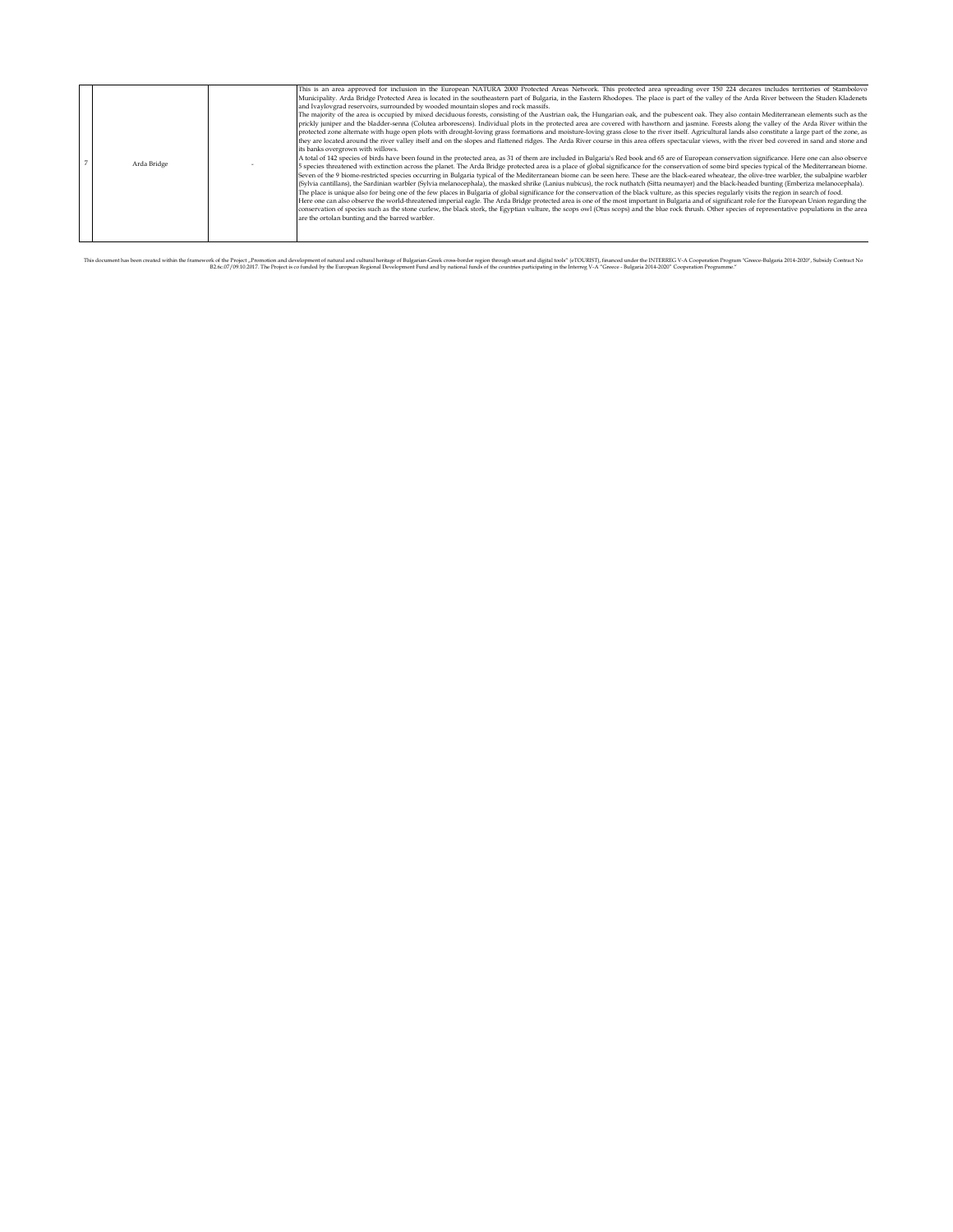| | | | |
|---|---|---|---|
| 7 | Arda Bridge | - | This is an area approved for inclusion in the European NATURA 2000 Protected Areas Network. This protected area spreading over 150 224 decares includes territories of Stambolovo Municipality. Arda Bridge Protected Area is located in the southeastern part of Bulgaria, in the Eastern Rhodopes. The place is part of the valley of the Arda River between the Studen Kladenets and Ivaylovgrad reservoirs, surrounded by wooded mountain slopes and rock massifs.<br>The majority of the area is occupied by mixed deciduous forests, consisting of the Austrian oak, the Hungarian oak, and the pubescent oak. They also contain Mediterranean elements such as the prickly juniper and the bladder-senna (Colutea arborescens). Individual plots in the protected area are covered with hawthorn and jasmine. Forests along the valley of the Arda River within the protected zone alternate with huge open plots with drought-loving grass formations and moisture-loving grass close to the river itself. Agricultural lands also constitute a large part of the zone, as they are located around the river valley itself and on the slopes and flattened ridges. The Arda River course in this area offers spectacular views, with the river bed covered in sand and stone and its banks overgrown with willows.<br>A total of 142 species of birds have been found in the protected area, as 31 of them are included in Bulgaria's Red book and 65 are of European conservation significance. Here one can also observe 5 species threatened with extinction across the planet. The Arda Bridge protected area is a place of global significance for the conservation of some bird species typical of the Mediterranean biome. Seven of the 9 biome-restricted species occurring in Bulgaria typical of the Mediterranean biome can be seen here. These are the black-eared wheatear, the olive-tree warbler, the subalpine warbler (Sylvia cantillans), the Sardinian warbler (Sylvia melanocephala), the masked shrike (Lanius nubicus), the rock nuthatch (Sitta neumayer) and the black-headed bunting (Emberiza melanocephala).<br>The place is unique also for being one of the few places in Bulgaria of global significance for the conservation of the black vulture, as this species regularly visits the region in search of food.<br>Here one can also observe the world-threatened imperial eagle. The Arda Bridge protected area is one of the most important in Bulgaria and of significant role for the European Union regarding the conservation of species such as the stone curlew, the black stork, the Egyptian vulture, the scops owl (Otus scops) and the blue rock thrush. Other species of representative populations in the area are the ortolan bunting and the barred warbler. |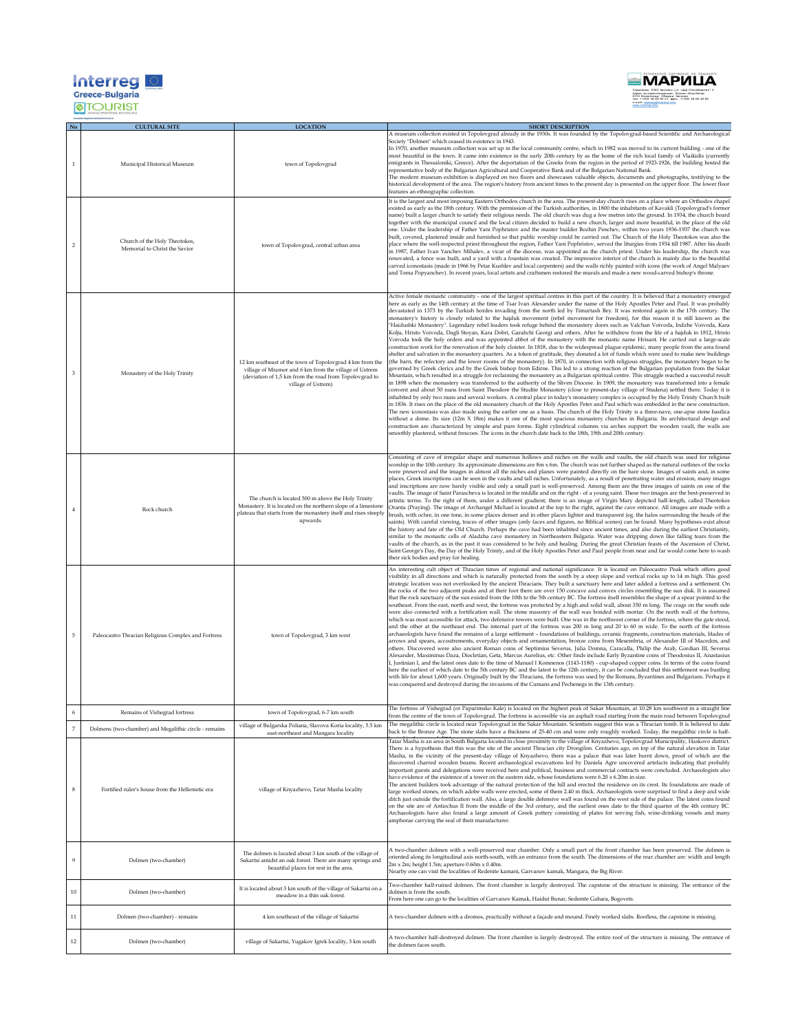| No | CULTURAL SITE | LOCATION | SHORT DESCRIPTION |
|---|---|---|---|
| 1 | Municipal Historical Museum | town of Topolovgrad | A museum collection existed in Topolovgrad already in the 1930s. It was founded by the Topolovgrad-based Scientific and Archaeological Society "Dolmen" which ceased its existence in 1943. In 1970, another museum collection was set up in the local community centre, which in 1982 was moved to its current building - one of the most beautiful in the town. It came into existence in the early 20th century by as the home of the rich local family of Vlaikidis (currently emigrants in Thessaloniki, Greece). After the deportation of the Greeks from the region in the period of 1923-1926, the building hosted the representative body of the Bulgarian Agricultural and Cooperative Bank and of the Bulgarian National Bank. The modern museum exhibition is displayed on two floors and showcases valuable objects, documents and photographs, testifying to the historical development of the area. The region's history from ancient times to the present day is presented on the upper floor. The lower floor features an ethnographic collection. |
| 2 | Church of the Holy Theotokos, Memorial to Christ the Savior | town of Topolovgrad, central urban area | It is the largest and most imposing Eastern Orthodox church in the area. The present-day church rises on a place where an Orthodox chapel existed as early as the 18th century. With the permission of the Turkish authorities, in 1800 the inhabitants of Kavakli (Topolovgrad's former name) built a larger church to satisfy their religious needs. The old church was dug a few metres into the ground. In 1934, the church board together with the municipal council and the local citizen decided to build a new church, larger and more beautiful, in the place of the old one. Under the leadership of Father Yani Pophristov and the master builder Bozhin Penchev, within two years 1936-1937 the church was built, covered, plastered inside and furnished so that public worship could be carried out. The Church of the Holy Theotokos was also the place where the well-respected priest throughout the region, Father Yani Pophristov, served the liturgies from 1934 till 1987. After his death in 1987, Father Ivan Yanchev Mihalev, a vicar of the diocese, was appointed as the church priest. Under his leadership, the church was renovated, a fence was built, and a yard with a fountain was created. The impressive interior of the church is mainly due to the beautiful carved iconostasis (made in 1966 by Petar Kushlev and local carpenters) and the walls richly painted with icons (the work of Angel Malyaev and Toma Popyanchev). In recent years, local artists and craftsmen restored the murals and made a new wood-carved bishop's throne. |
| 3 | Monastery of the Holy Trinity | 12 km southeast of the town of Topolovgrad 4 km from the village of Mramor and 6 km from the village of Ustrem (deviation of 1,5 km from the road from Topolovgrad to village of Ustrem) | Active female monastic community - one of the largest spiritual centres in this part of the country. It is believed that a monastery emerged here as early as the 14th century at the time of Tsar Ivan Alexander under the name of the Holy Apostles Peter and Paul. It was probably devastated in 1373 by the Turkish hordes invading from the north led by Timurtash Bey. It was restored again in the 17th century. The monastery's history is closely related to the hajduk movement (rebel movement for freedom), for this reason it is still known as the "Haidushki Monastery". Legendary rebel leaders took refuge behind the monastery doors such as Valchan Voivoda, Indzhe Voivoda, Kara Kolju, Hristo Voivoda, Dagli Stoyan, Kara Dobri, Garabchi Georgi and others. After he withdrew from the life of a hajduk in 1812, Hristo Voivoda took the holy orders and was appointed abbot of the monastery with the monastic name Hrisant. He carried out a large-scale construction work for the renovation of the holy cloister. In 1818, due to the widespread plague epidemic, many people from the area found shelter and salvation in the monastery quarters. As a token of gratitude, they donated a lot of funds which were used to make new buildings (the barn, the refectory and the lower rooms of the monastery). In 1870, in connection with religious struggles, the monastery began to be governed by Greek clerics and by the Greek bishop from Edirne. This led to a strong reaction of the Bulgarian population from the Sakar Mountain, which resulted in a struggle for reclaiming the monastery as a Bulgarian spiritual centre. This struggle reached a successful result in 1898 when the monastery was transferred to the authority of the Sliven Diocese. In 1909, the monastery was transformed into a female convent and about 50 nuns from Saint Theodore the Studite Monastery (close to present-day village of Studena) settled there. Today it is inhabited by only two nuns and several workers. A central place in today's monastery complex is occupied by the Holy Trinity Church built in 1836. It rises on the place of the old monastery church of the Holy Apostles Peter and Paul which was embedded in the new construction. The new iconostasis was also made using the earlier one as a basis. The church of the Holy Trinity is a three-nave, one-apse stone basilica without a dome. Its size (12m X 18m) makes it one of the most spacious monastery churches in Bulgaria. Its architectural design and construction are characterized by simple and pure forms. Eight cylindrical columns via arches support the wooden vault, the walls are smoothly plastered, without frescoes. The icons in the church date back to the 18th, 19th and 20th century. |
| 4 | Rock church | The church is located 500 m above the Holy Trinity Monastery. It is located on the northern slope of a limestone plateau that starts from the monastery itself and rises steeply upwards. | Consisting of cave of irregular shape and numerous hollows and niches on the walls and vaults, the old church was used for religious worship in the 10th century. Its approximate dimensions are 8m x 6m. The church was not further shaped as the natural outlines of the rocks were preserved and the images in almost all the niches and planes were painted directly on the bare stone. Images of saints and, in some places, Greek inscriptions can be seen in the vaults and tall niches. Unfortunately, as a result of penetrating water and erosion, many images and inscriptions are now barely visible and only a small part is well-preserved. Among them are the three images of saints on one of the vaults. The image of Saint Parascheva is located in the middle and on the right - of a young saint. These two images are the best-preserved in artistic terms. To the right of them, under a different gradient, there is an image of Virgin Mary depicted half-length, called Theotokos Oranta (Praying). The image of Archangel Michael is located at the top to the right, against the cave entrance. All images are made with a brush, with ochre, in one tone, in some places denser and in other places lighter and transparent (eg. the halos surrounding the heads of the saints). With careful viewing, traces of other images (only faces and figures, no Biblical scenes) can be found. Many hypotheses exist about the history and fate of the Old Church. Perhaps the cave had been inhabited since ancient times, and also during the earliest Christianity, similar to the monastic cells of Aladzha cave monastery in Northeastern Bulgaria. Water was dripping down like falling tears from the vaults of the church, as in the past it was considered to be holy and healing. During the great Christian feasts of the Ascension of Christ, Saint George's Day, the Day of the Holy Trinity, and of the Holy Apostles Peter and Paul people from near and far would come here to wash their sick bodies and pray for healing. |
| 5 | Paleocastro Thracian Religious Complex and Fortress | town of Topolovgrad, 3 km west | An interesting cult object of Thracian times of regional and national significance. It is located on Paleocastro Peak which offers good visibility in all directions and which is naturally protected from the south by a steep slope and vertical rocks up to 14 m high. This good strategic location was not overlooked by the ancient Thracians. They built a sanctuary here and later added a fortress and a settlement. On the rocks of the two adjacent peaks and at their foot there are over 150 concave and convex circles resembling the sun disk. It is assumed that the rock sanctuary of the sun existed from the 10th to the 5th century BC. The fortress itself resembles the shape of a spear pointed to the southeast. From the east, north and west, the fortress was protected by a high and solid wall, about 350 m long. The crags on the south side were also connected with a fortification wall. The stone masonry of the wall was bonded with mortar. On the north wall of the fortress, which was most accessible for attack, two defensive towers were built. One was in the northwest corner of the fortress, where the gate stood, and the other at the northeast end. The internal part of the fortress was 200 m long and 20 to 60 m wide. To the north of the fortress archaeologists have found the remains of a large settlement - foundations of buildings, ceramic fragments, construction materials, blades of arrows and spears, accoutrements, everyday objects and ornamentation, bronze coins from Mesembria, of Alexander III of Macedon, and others. Discovered were also ancient Roman coins of Septimius Severus, Julia Domna, Caracalla, Philip the Arab, Gordian III, Severus Alexander, Maximinus Daza, Diocletian, Geta, Marcus Aurelius, etc. Other finds include Early Byzantine coins of Theodosius II, Anastasius I, Justinian I, and the latest ones date to the time of Manuel I Komnenos (1143-1180) - cup-shaped copper coins. In terms of the coins found here the earliest of which date to the 5th century BC and the latest to the 12th century, it can be concluded that this settlement was bustling with life for about 1,600 years. Originally built by the Thracians, the fortress was used by the Romans, Byzantines and Bulgarians. Perhaps it was conquered and destroyed during the invasions of the Cumans and Pechenegs in the 13th century. |
| 6 | Remains of Vishegrad fortress | town of Topolovgrad, 6-7 km south | The fortress of Vishegrad (or Paparimsko Kale) is located on the highest peak of Sakar Mountain, at 10.28 km southwest in a straight line from the centre of the town of Topolovgrad. The fortress is accessible via an asphalt road starting from the main road between Topolovgrad |
| 7 | Dolmens (two-chamber) and Megalithic circle - remains | village of Bulgarska Poliana, Slavova Koria locality, 5.5 km east-northeast and Mangara locality | The megalithic circle is located near Topolovgrad in the Sakar Mountain. Scientists suggest this was a Thracian tomb. It is believed to date back to the Bronze Age. The stone slabs have a thickness of 25-40 cm and were only roughly worked. Today, the megalithic circle is half- |
| 8 | Fortified ruler's house from the Hellenistic era | village of Knyazhevo, Tatar Masha locality | Tatar Masha is an area in South Bulgaria located in close proximity to the village of Knyazhevo, Topolovgrad Municipality, Haskovo district. There is a hypothesis that this was the site of the ancient Thracian city Drongilon. Centuries ago, on top of the natural elevation in Tatar Masha, in the vicinity of the present-day village of Knyazhevo, there was a palace that was later burnt down, proof of which are the discovered charred wooden beams. Recent archaeological excavations led by Daniela Agre uncovered artefacts indicating that probably important guests and delegations were received here and political, business and commercial contracts were concluded. Archaeologists also have evidence of the existence of a tower on the eastern side, whose foundations were 6.20 x 6.20m in size. The ancient builders took advantage of the natural protection of the hill and erected the residence on its crest. Its foundations are made of large worked stones, on which adobe walls were erected, some of them 2.40 m thick. Archaeologists were surprised to find a deep and wide ditch just outside the fortification wall. Also, a large double defensive wall was found on the west side of the palace. The latest coins found on the site are of Antiochus II from the middle of the 3rd century, and the earliest ones date to the third quarter of the 4th century BC. Archaeologists have also found a large amount of Greek pottery consisting of plates for serving fish, wine-drinking vessels and amphorae carrying the seal of their manufacturer. |
| 9 | Dolmen (two-chamber) | The dolmen is located about 3 km south of the village of Sakartsi amidst an oak forest. There are many springs and beautiful places for rest in the area. | A two-chamber dolmen with a well-preserved rear chamber. Only a small part of the front chamber has been preserved. The dolmen is oriented along its longitudinal axis north-south, with an entrance from the south. The dimensions of the rear chamber are: width and length 2m x 2m; height 1.5m; aperture 0.60m x 0.40m. Nearby one can visit the localities of Redenite kamani, Garvanov kamak, Mangara, the Big River. |
| 10 | Dolmen (two-chamber) | It is located about 3 km south of the village of Sakartsi on a meadow in a thin oak forest. | Two-chamber half-ruined dolmen. The front chamber is largely destroyed. The capstone of the structure is missing. The entrance of the dolmen is from the south. From here one can go to the localities of Garvanov Kamak, Haidut Bunar, Sedemte Gabara, Bogovets. |
| 11 | Dolmen (two-chamber) - remains | 4 km southeast of the village of Sakartsi | A two-chamber dolmen with a dromos, practically without a façade and mound. Finely worked slabs. Roofless, the capstone is missing. |
| 12 | Dolmen (two-chamber) | village of Sakartsi, Yugakov Igrek locality, 3 km south | A two-chamber half-destroyed dolmen. The front chamber is largely destroyed. The entire roof of the structure is missing. The entrance of the dolmen faces south. |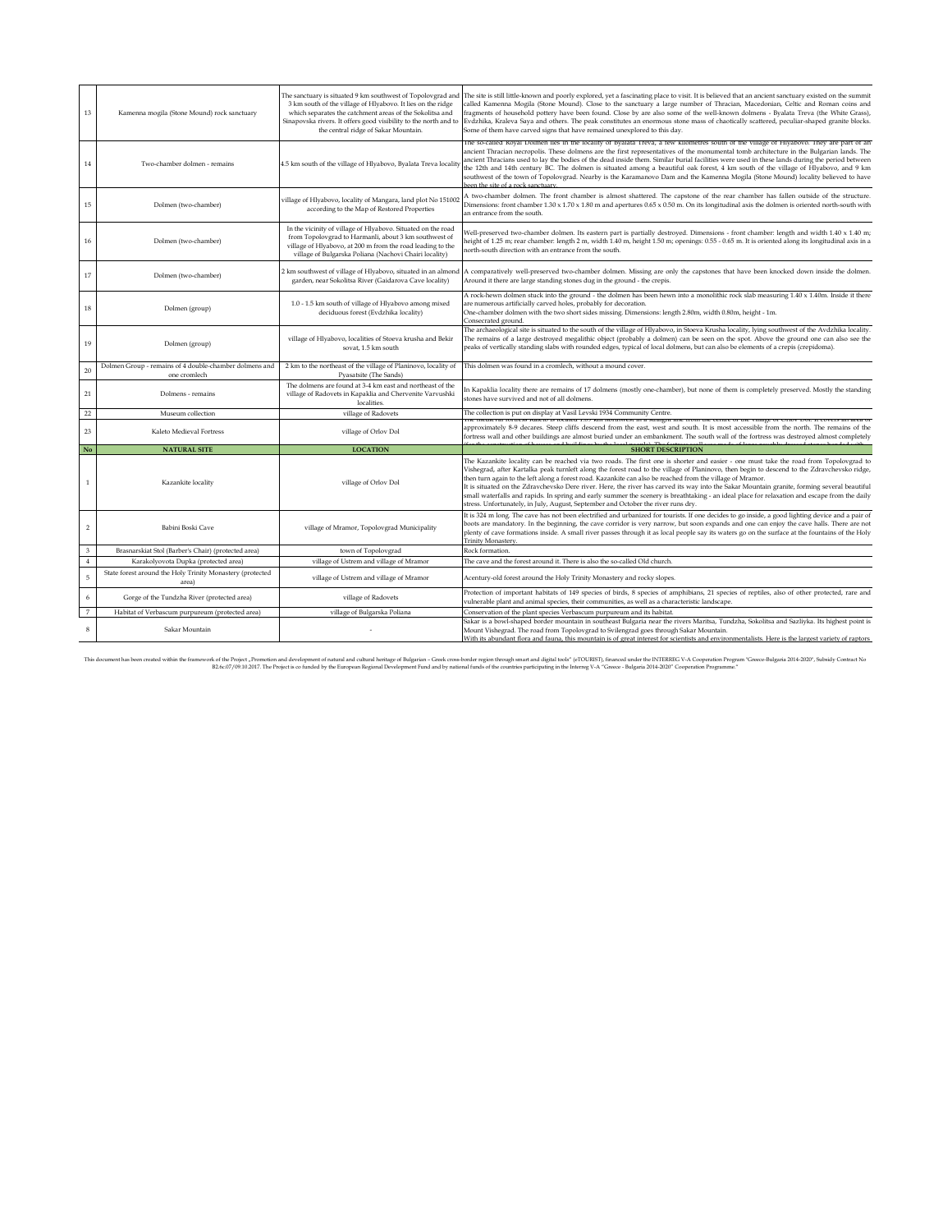| No | NAME | LOCATION | SHORT DESCRIPTION |
|---|---|---|---|
| 13 | Kamenna mogila (Stone Mound) rock sanctuary | The sanctuary is situated 9 km southwest of Topolovgrad and 3 km south of the village of Hlyabovo. It lies on the ridge which separates the catchment areas of the Sokolitsa and Sinapovska rivers. It offers good visibility to the north and to the central ridge of Sakar Mountain. | The site is still little-known and poorly explored, yet a fascinating place to visit. It is believed that an ancient sanctuary existed on the summit called Kamenna Mogila (Stone Mound). Close to the sanctuary a large number of Thracian, Macedonian, Celtic and Roman coins and fragments of household pottery have been found. Close by are also some of the well-known dolmens - Byalata Treva (the White Grass), Evdzhika, Kraleva Saya and others. The peak constitutes an enormous stone mass of chaotically scattered, peculiar-shaped granite blocks. Some of them have carved signs that have remained unexplored to this day. |
| 14 | Two-chamber dolmen - remains | 4.5 km south of the village of Hlyabovo, Byalata Treva locality | The so-called Royal Dolmen lies in the locality of Byalata Treva, a few kilometres south of the village of Hlyabovo. They are part of an ancient Thracian necropolis. These dolmens are the first representatives of the monumental tomb architecture in the Bulgarian lands. The ancient Thracians used to lay the bodies of the dead inside them. Similar burial facilities were used in these lands during the period between the 12th and 14th century BC. The dolmen is situated among a beautiful oak forest, 4 km south of the village of Hlyabovo, and 9 km southwest of the town of Topolovgrad. Nearby is the Karamanovo Dam and the Kamenna Mogila (Stone Mound) locality believed to have been the site of a rock sanctuary. |
| 15 | Dolmen (two-chamber) | village of Hlyabovo, locality of Mangara, land plot No 151002 according to the Map of Restored Properties | A two-chamber dolmen. The front chamber is almost shattered. The capstone of the rear chamber has fallen outside of the structure. Dimensions: front chamber 1.30 x 1.70 x 1.80 m and apertures 0.65 x 0.50 m. On its longitudinal axis the dolmen is oriented north-south with an entrance from the south. |
| 16 | Dolmen (two-chamber) | In the vicinity of village of Hlyabovo. Situated on the road from Topolovgrad to Harmanli, about 3 km southwest of village of Hlyabovo, at 200 m from the road leading to the village of Bulgarska Poliana (Nachovi Chairi locality) | Well-preserved two-chamber dolmen. Its eastern part is partially destroyed. Dimensions - front chamber: length and width 1.40 x 1.40 m; height of 1.25 m; rear chamber: length 2 m, width 1.40 m, height 1.50 m; openings: 0.55 - 0.65 m. It is oriented along its longitudinal axis in a north-south direction with an entrance from the south. |
| 17 | Dolmen (two-chamber) | 2 km southwest of village of Hlyabovo, situated in an almond garden, near Sokolitsa River (Gaidarova Cave locality) | A comparatively well-preserved two-chamber dolmen. Missing are only the capstones that have been knocked down inside the dolmen. Around it there are large standing stones dug in the ground - the crepis. |
| 18 | Dolmen (group) | 1.0 - 1.5 km south of village of Hlyabovo among mixed deciduous forest (Evdzhika locality) | A rock-hewn dolmen stuck into the ground - the dolmen has been hewn into a monolithic rock slab measuring 1.40 x 1.40m. Inside it there are numerous artificially carved holes, probably for decoration.<br>One-chamber dolmen with the two short sides missing. Dimensions: length 2.80m, width 0.80m, height - 1m.<br>Consecrated ground. |
| 19 | Dolmen (group) | village of Hlyabovo, localities of Stoeva krusha and Bekir sovat, 1.5 km south | The archaeological site is situated to the south of the village of Hlyabovo, in Stoeva Krusha locality, lying southwest of the Avdzhika locality. The remains of a large destroyed megalithic object (probably a dolmen) can be seen on the spot. Above the ground one can also see the peaks of vertically standing slabs with rounded edges, typical of local dolmens, but can also be elements of a crepis (crepidoma). |
| 20 | Dolmen Group - remains of 4 double-chamber dolmens and one cromlech | 2 km to the northeast of the village of Planinovo, locality of Pyasatsite (The Sands) | This dolmen was found in a cromlech, without a mound cover. |
| 21 | Dolmens - remains | The dolmens are found at 3-4 km east and northeast of the village of Radovets in Kapaklia and Chervenite Varvushki localities. | In Kapaklia locality there are remains of 17 dolmens (mostly one-chamber), but none of them is completely preserved. Mostly the standing stones have survived and not of all dolmens. |
| 22 | Museum collection | village of Radovets | The collection is put on display at Vasil Levski 1934 Community Centre. |
| 23 | Kaleto Medieval Fortress | village of Orlov Dol | The medieval fortress Kaleto is located 1.09 km northwest in a straight line from the centre of the village of Orlov Dol. It covers an area of approximately 8-9 decares. Steep cliffs descend from the east, west and south. It is most accessible from the north. The remains of the fortress wall and other buildings are almost buried under an embankment. The south wall of the fortress was destroyed almost completely (for the construction of houses and buildings by the local people). The fortress wall was made of large roughly dressed stones bonded with |

| No | NATURAL SITE | LOCATION | SHORT DESCRIPTION |
|---|---|---|---|
| 1 | Kazankite locality | village of Orlov Dol | The Kazankite locality can be reached via two roads. The first one is shorter and easier - one must take the road from Topolovgrad to Vishegrad, after Kartalka peak turnleft along the forest road to the village of Planinovo, then begin to descend to the Zdravchevsko ridge, then turn again to the left along a forest road. Kazankite can also be reached from the village of Mramor.<br>It is situated on the Zdravchevsko Dere river. Here, the river has carved its way into the Sakar Mountain granite, forming several beautiful small waterfalls and rapids. In spring and early summer the scenery is breathtaking - an ideal place for relaxation and escape from the daily stress. Unfortunately, in July, August, September and October the river runs dry. |
| 2 | Babini Boski Cave | village of Mramor, Topolovgrad Municipality | It is 324 m long. The cave has not been electrified and urbanized for tourists. If one decides to go inside, a good lighting device and a pair of boots are mandatory. In the beginning, the cave corridor is very narrow, but soon expands and one can enjoy the cave halls. There are not plenty of cave formations inside. A small river passes through it as local people say its waters go on the surface at the fountains of the Holy Trinity Monastery. |
| 3 | Brasnarskiat Stol (Barber's Chair) (protected area) | town of Topolovgrad | Rock formation. |
| 4 | Karakolyovota Dupka (protected area) | village of Ustrem and village of Mramor | The cave and the forest around it. There is also the so-called Old church. |
| 5 | State forest around the Holy Trinity Monastery (protected area) | village of Ustrem and village of Mramor | Acentury-old forest around the Holy Trinity Monastery and rocky slopes. |
| 6 | Gorge of the Tundzha River (protected area) | village of Radovets | Protection of important habitats of 149 species of birds, 8 species of amphibians, 21 species of reptiles, also of other protected, rare and vulnerable plant and animal species, their communities, as well as a characteristic landscape. |
| 7 | Habitat of Verbascum purpureum (protected area) | village of Bulgarska Poliana | Conservation of the plant species Verbascum purpureum and its habitat. |
| 8 | Sakar Mountain | - | Sakar is a bowl-shaped border mountain in southeast Bulgaria near the rivers Maritsa, Tundzha, Sokolitsa and Sazliyka. Its highest point is Mount Vishegrad. The road from Topolovgrad to Svilengrad goes through Sakar Mountain.<br>With its abundant flora and fauna, this mountain is of great interest for scientists and environmentalists. Here is the largest variety of raptors |

This document has been created within the framework of the Project „Promotion and development of natural and cultural heritage of Bulgarian – Greek cross-border region through smart and digital tools" (eTOURIST), financed under the INTERREG V-A Cooperation Program "Greece-Bulgaria 2014-2020", Subsidy Contract No B2.6c.07/09.10.2017. The Project is co-funded by the European Regional Development Fund and by national funds of the countries participating in the Interreg V-A "Greece - Bulgaria 2014-2020" Cooperation Programme."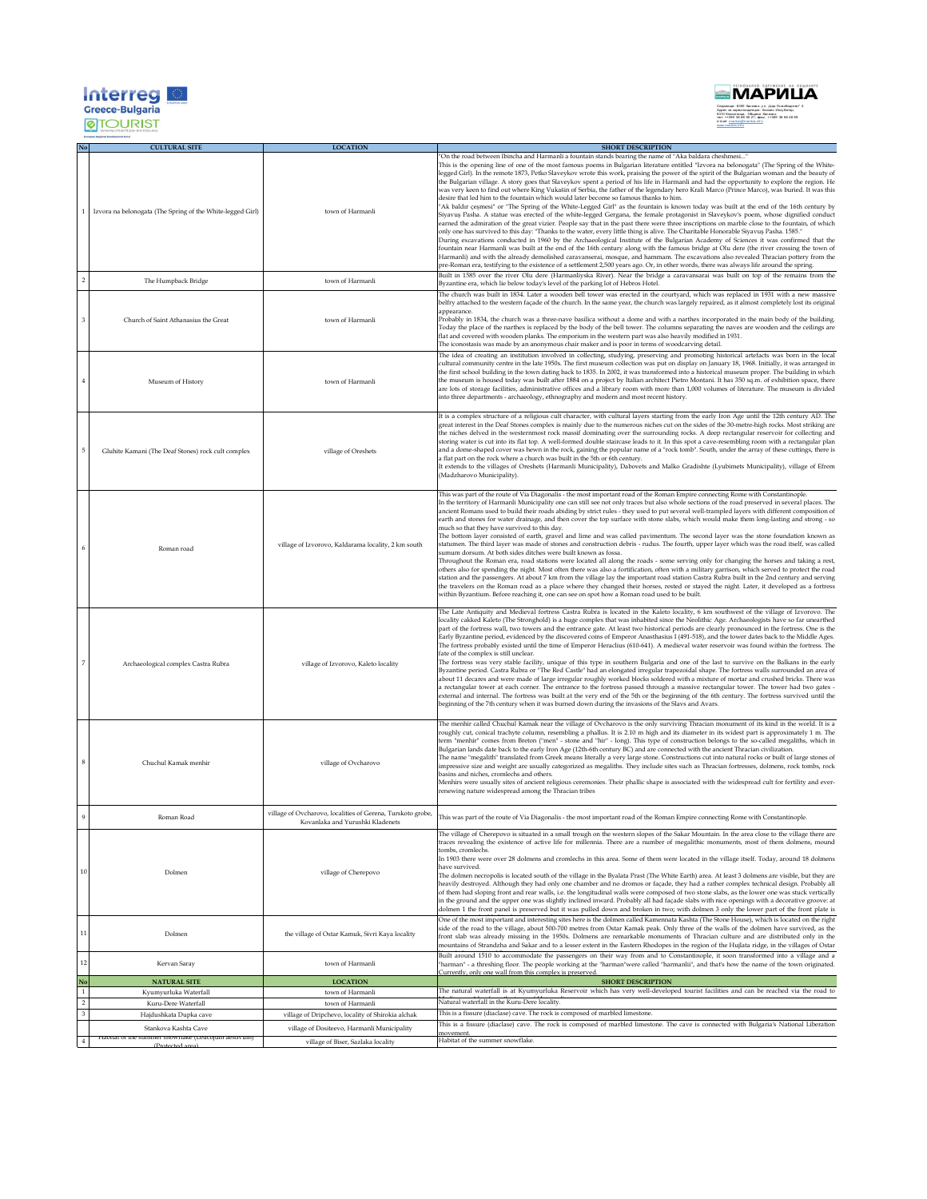| No | CULTURAL SITE | LOCATION | SHORT DESCRIPTION |
|---|---|---|---|
| 1 | Izvora na belonogata (The Spring of the White-legged Girl) | town of Harmanli | "On the road between Ibincha and Harmanli a fountain stands bearing the name of "Aka baldara cheshmesi..." This is the opening line of one of the most famous poems in Bulgarian literature entitled "Izvora na belonogata" (The Spring of the White-legged Girl). In the remote 1873, Petko Slaveykov wrote this work, praising the power of the spirit of the Bulgarian woman and the beauty of the Bulgarian village. A story goes that Slaveykov spent a period of his life in Harmanli and had the opportunity to explore the region. He was very keen to find out where King Vukašin of Serbia, the father of the legendary hero Krali Marco (Prince Marco), was buried. It was this desire that led him to the fountain which would later become so famous thanks to him. "Ak baldır çeşmesi" or "The Spring of the White-Legged Girl" as the fountain is known today was built at the end of the 16th century by Siyavuş Pasha. A statue was erected of the white-legged Gergana, the female protagonist in Slaveykov's poem, whose dignified conduct earned the admiration of the great vizier. People say that in the past there were three inscriptions on marble close to the fountain, of which only one has survived to this day: "Thanks to the water, every little thing is alive. The Charitable Honorable Siyavuş Pasha. 1585." During excavations conducted in 1960 by the Archaeological Institute of the Bulgarian Academy of Sciences it was confirmed that the fountain near Harmanli was built at the end of the 16th century along with the famous bridge at Olu dere (the river crossing the town of Harmanli) and with the already demolished caravanserai, mosque, and hammam. The excavations also revealed Thracian pottery from the pre-Roman era, testifying to the existence of a settlement 2,500 years ago. Or, in other words, there was always life around the spring. |
| 2 | The Humpback Bridge | town of Harmanli | Built in 1585 over the river Olu dere (Harmanliyska River). Near the bridge a caravansarai was built on top of the remains from the Byzantine era, which lie below today's level of the parking lot of Hebros Hotel. |
| 3 | Church of Saint Athanasius the Great | town of Harmanli | The church was built in 1834. Later a wooden bell tower was erected in the courtyard, which was replaced in 1931 with a new massive belfry attached to the western façade of the church. In the same year, the church was largely repaired, as it almost completely lost its original appearance. Probably in 1834, the church was a three-nave basilica without a dome and with a narthex incorporated in the main body of the building. Today the place of the narthex is replaced by the body of the bell tower. The columns separating the naves are wooden and the ceilings are flat and covered with wooden planks. The emporium in the western part was also heavily modified in 1931. The iconostasis was made by an anonymous chair maker and is poor in terms of woodcarving detail. |
| 4 | Museum of History | town of Harmanli | The idea of creating an institution involved in collecting, studying, preserving and promoting historical artefacts was born in the local cultural community centre in the late 1950s. The first museum collection was put on display on January 18, 1968. Initially, it was arranged in the first school building in the town dating back to 1835. In 2002, it was transformed into a historical museum proper. The building in which the museum is housed today was built after 1884 on a project by Italian architect Pietro Montani. It has 350 sq.m. of exhibition space, there are lots of storage facilities, administrative offices and a library room with more than 1,000 volumes of literature. The museum is divided into three departments - archaeology, ethnography and modern and most recent history. |
| 5 | Gluhite Kamani (The Deaf Stones) rock cult complex | village of Oreshets | It is a complex structure of a religious cult character, with cultural layers starting from the early Iron Age until the 12th century AD. The great interest in the Deaf Stones complex is mainly due to the numerous niches cut on the sides of the 30-metre-high rocks. Most striking are the niches delved in the westernmost rock massif dominating over the surrounding rocks. A deep rectangular reservoir for collecting and storing water is cut into its flat top. A well-formed double staircase leads to it. In this spot a cave-resembling room with a rectangular plan and a dome-shaped cover was hewn in the rock, gaining the popular name of a "rock tomb". South, under the array of these cuttings, there is a flat part on the rock where a church was built in the 5th or 6th century. It extends to the villages of Oreshets (Harmanli Municipality), Dabovets and Malko Gradishte (Lyubimets Municipality), village of Efrem (Madzharovo Municipality). |
| 6 | Roman road | village of Izvorovo, Kaldarama locality, 2 km south | This was part of the route of Via Diagonalis - the most important road of the Roman Empire connecting Rome with Constantinople. In the territory of Harmanli Municipality one can still see not only traces but also whole sections of the road preserved in several places. The ancient Romans used to build their roads abiding by strict rules - they used to put several well-trampled layers with different composition of earth and stones for water drainage, and then cover the top surface with stone slabs, which would make them long-lasting and strong - so much so that they have survived to this day. The bottom layer consisted of earth, gravel and lime and was called pavimentum. The second layer was the stone foundation known as statumen. The third layer was made of stones and construction debris - rudus. The fourth, upper layer which was the road itself, was called summum dorsum. At both sides ditches were built known as fossa. Throughout the Roman era, road stations were located all along the roads - some serving only for changing the horses and taking a rest, others also for spending the night. Most often there was also a fortification, often with a military garrison, which served to protect the road station and the passengers. At about 7 km from the village lay the important road station Castra Rubra built in the 2nd century and serving the travelers on the Roman road as a place where they changed their horses, rested or stayed the night. Later, it developed as a fortress within Byzantium. Before reaching it, one can see on spot how a Roman road used to be built. |
| 7 | Archaeological complex Castra Rubra | village of Izvorovo, Kaleto locality | The Late Antiquity and Medieval fortress Castra Rubra is located in the Kaleto locality, 6 km southwest of the village of Izvorovo. The locality cakked Kaleto (The Stronghold) is a huge complex that was inhabited since the Neolithic Age. Archaeologists have so far unearthed part of the fortress wall, two towers and the entrance gate. At least two historical periods are clearly pronounced in the fortress. One is the Early Byzantine period, evidenced by the discovered coins of Emperor Anasthasius I (491-518), and the tower dates back to the Middle Ages. The fortress probably existed until the time of Emperor Heraclius (610-641). A medieval water reservoir was found within the fortress. The fate of the complex is still unclear. The fortress was very stable facility, unique of this type in southern Bulgaria and one of the last to survive on the Balkans in the early Byzantine period. Castra Rubra or "The Red Castle" had an elongated irregular trapezoidal shape. The fortress walls surrounded an area of about 11 decares and were made of large irregular roughly worked blocks soldered with a mixture of mortar and crushed bricks. There was a rectangular tower at each corner. The entrance to the fortress passed through a massive rectangular tower. The tower had two gates - external and internal. The fortress was built at the very end of the 5th or the beginning of the 6th century. The fortress survived until the beginning of the 7th century when it was burned down during the invasions of the Slavs and Avars. |
| 8 | Chuchul Kamak menhir | village of Ovcharovo | The menhir called Chuchul Kamak near the village of Ovcharovo is the only surviving Thracian monument of its kind in the world. It is a roughly cut, conical trachyte column, resembling a phallus. It is 2.10 m high and its diameter in its widest part is approximately 1 m. The term "menhir" comes from Breton ("men" - stone and "hir" - long). This type of construction belongs to the so-called megaliths, which in Bulgarian lands date back to the early Iron Age (12th-6th century BC) and are connected with the ancient Thracian civilization. The name "megalith" translated from Greek means literally a very large stone. Constructions cut into natural rocks or built of large stones of impressive size and weight are usually categorized as megaliths. They include sites such as Thracian fortresses, dolmens, rock tombs, rock basins and niches, cromlechs and others. Menhirs were usually sites of ancient religious ceremonies. Their phallic shape is associated with the widespread cult for fertility and ever-renewing nature widespread among the Thracian tribes |
| 9 | Roman Road | village of Ovcharovo, localities of Gerena, Turskoto grobe, Kovanlaka and Yurushki Kladenets | This was part of the route of Via Diagonalis - the most important road of the Roman Empire connecting Rome with Constantinople. |
| 10 | Dolmen | village of Cherepovo | The village of Cherepovo is situated in a small trough on the western slopes of the Sakar Mountain. In the area close to the village there are traces revealing the existence of active life for millennia. There are a number of megalithic monuments, most of them dolmens, mound tombs, cromlechs. In 1903 there were over 28 dolmens and cromlechs in this area. Some of them were located in the village itself. Today, around 18 dolmens have survived. The dolmen necropolis is located south of the village in the Byalata Prast (The White Earth) area. At least 3 dolmens are visible, but they are heavily destroyed. Although they had only one chamber and no dromos or façade, they had a rather complex technical design. Probably all of them had sloping front and rear walls, i.e. the longitudinal walls were composed of two stone slabs, as the lower one was stuck vertically in the ground and the upper one was slightly inclined inward. Probably all had façade slabs with nice openings with a decorative groove: at dolmen 1 the front panel is preserved but it was pulled down and broken in two; with dolmen 3 only the lower part of the front plate is |
| 11 | Dolmen | the village of Ostar Kamuk, Sivri Kaya locality | One of the most important and interesting sites here is the dolmen called Kamennata Kashta (The Stone House), which is located on the right side of the road to the village, about 500-700 metres from Ostar Kamak peak. Only three of the walls of the dolmen have survived, as the front slab was already missing in the 1950s. Dolmens are remarkable monuments of Thracian culture and are distributed only in the mountains of Strandzha and Sakar and to a lesser extent in the Eastern Rhodopes in the region of the Hujlata ridge, in the villages of Ostar |
| 12 | Kervan Saray | town of Harmanli | Built around 1510 to accommodate the passengers on their way from and to Constantinople, it soon transformed into a village and a "harman" - a threshing floor. The people working at the "harman"were called "harmanlii", and that's how the name of the town originated. Currently, only one wall from this complex is preserved. |
| **No** | **NATURAL SITE** | **LOCATION** | **SHORT DESCRIPTION** |
| 1 | Kyumyurluka Waterfall | town of Harmanli | The natural waterfall is at Kyumyurluka Reservoir which has very well-developed tourist facilities and can be reached via the road to |
| 2 | Kuru-Dere Waterfall | town of Harmanli | Natural waterfall in the Kuru-Dere locality. |
| 3 | Hajdushkata Dupka cave | village of Dripchevo, locality of Shirokia alchak | This is a fissure (diaclase) cave. The rock is composed of marbled limestone. |
| | Stankova Kashta Cave | village of Dositeevo, Harmanli Municipality | This is a fissure (diaclase) cave. The rock is composed of marbled limestone. The cave is connected with Bulgaria's National Liberation movement. |
| 4 | Habitat of the summer snowflake (Leucojum aestivum) (Protected area) | village of Biser, Sazlaka locality | Habitat of the summer snowflake. |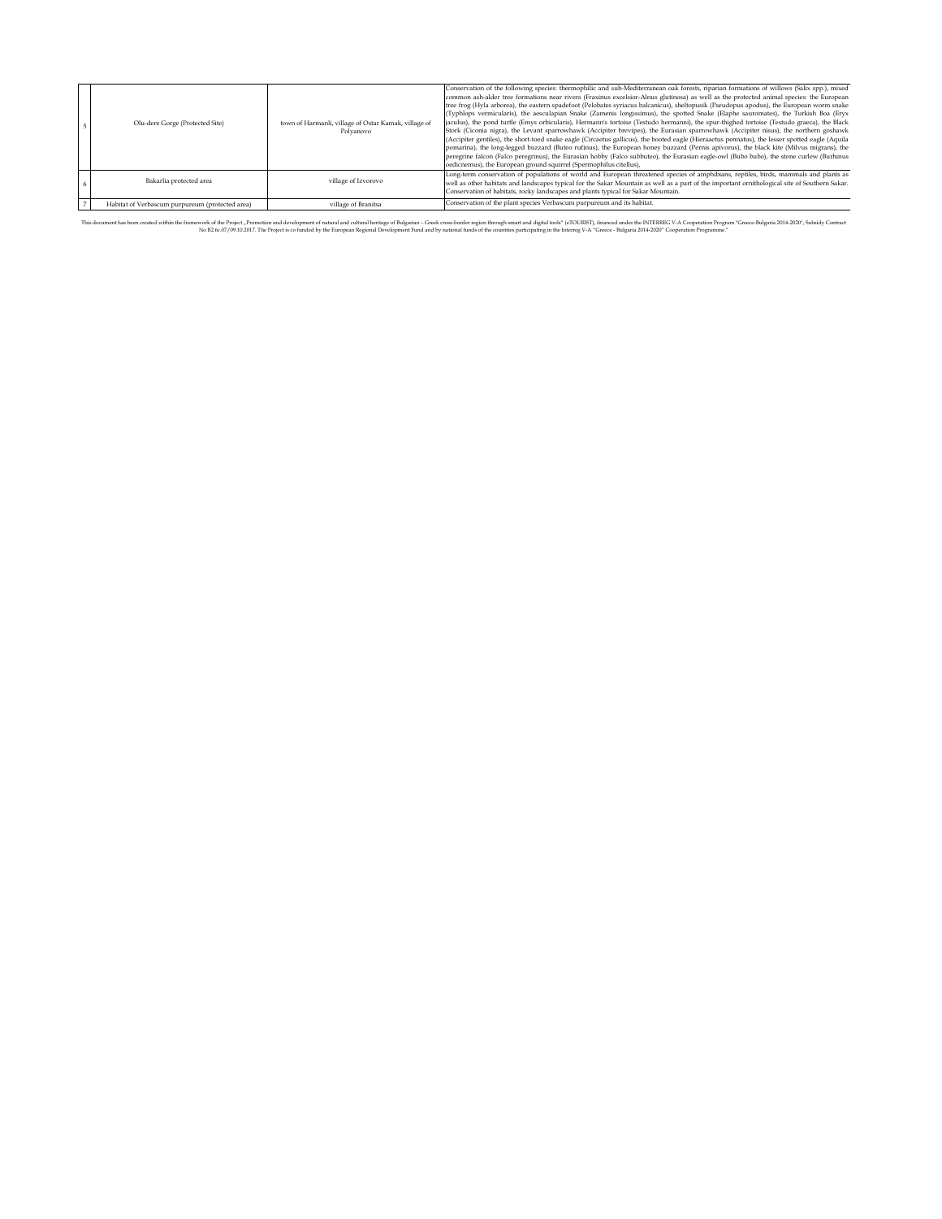| 5 | Olu-dere Gorge (Protected Site) | town of Harmanli, village of Ostar Kamak, village of Polyanovo | Conservation of the following species: thermophilic and sub-Mediterranean oak forests, riparian formations of willows (Salix spp.), mixed common ash-alder tree formations near rivers (Fraxinus excelsior-Alnus glutinosa) as well as the protected animal species: the European tree frog (Hyla arborea), the eastern spadefoot (Pelobates syriacus balcanicus), sheltopusik (Pseudopus apodus), the European worm snake (Typhlops vermicularis), the aesculapian Snake (Zamenis longissimus), the spotted Snake (Elaphe sauromates), the Turkish Boa (Eryx jaculus), the pond turtle (Emys orbicularis), Hermann's tortoise (Testudo hermanni), the spur-thighed tortoise (Testudo graeca), the Black Stork (Ciconia nigra), the Levant sparrowhawk (Accipiter brevipes), the Eurasian sparrowhawk (Accipiter nisus), the northern goshawk (Accipiter gentiles), the short-toed snake eagle (Circaetus gallicus), the booted eagle (Hieraaetus pennatus), the lesser spotted eagle (Aquila pomarina), the long-legged buzzard (Buteo rufinus), the European honey buzzard (Pernis apivorus), the black kite (Milvus migrans), the peregrine falcon (Falco peregrinus), the Eurasian hobby (Falco subbuteo), the Eurasian eagle-owl (Bubo bubo), the stone curlew (Burhinus oedicnemus), the European ground squirrel (Spermophilus citellus), |
|---|---|---|---|
| 6 | Bakarlia protected area | village of Izvorovo | Long-term conservation of populations of world and European threatened species of amphibians, reptiles, birds, mammals and plants as well as other habitats and landscapes typical for the Sakar Mountain as well as a part of the important ornithological site of Southern Sakar. Conservation of habitats, rocky landscapes and plants typical for Sakar Mountain. |
| 7 | Habitat of Verbascum purpureum (protected area) | village of Branitsa | Conservation of the plant species Verbascum purpureum and its habitat. |

This document has been created within the framework of the Project „Promotion and development of natural and cultural heritage of Bulgarian – Greek cross-border region through smart and digital tools" (eTOURIST), financed under the INTERREG V-A Cooperation Program "Greece-Bulgaria 2014-2020", Subsidy Contract No B2.6c.07/09.10.2017. The Project is co funded by the European Regional Development Fund and by national funds of the countries participating in the Interreg V-A "Greece - Bulgaria 2014-2020" Cooperation Programme."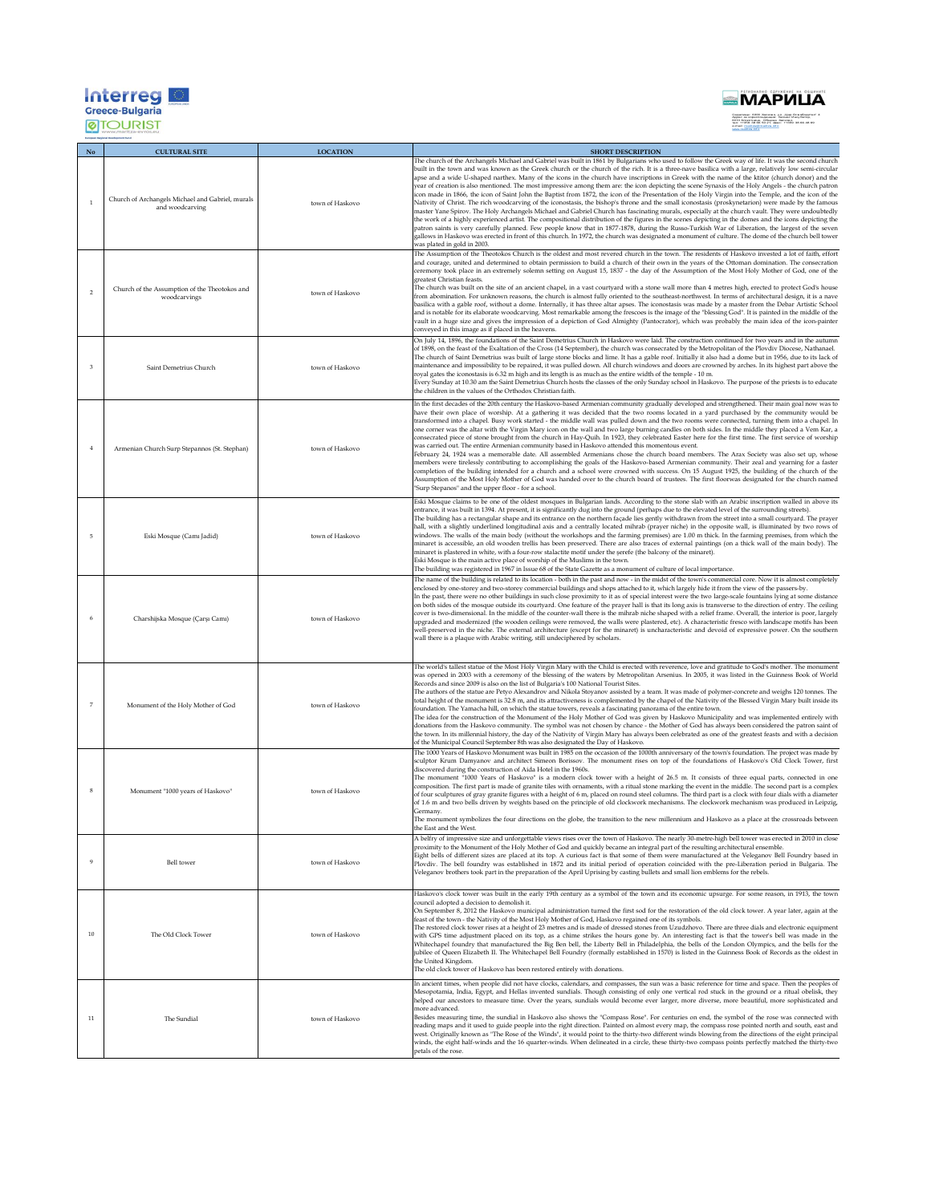| No | CULTURAL SITE | LOCATION | SHORT DESCRIPTION |
|---|---|---|---|
| 1 | Church of Archangels Michael and Gabriel, murals and woodcarving | town of Haskovo | The church of the Archangels Michael and Gabriel was built in 1861 by Bulgarians who used to follow the Greek way of life. It was the second church built in the town and was known as the Greek church or the church of the rich. It is a three-nave basilica with a large, relatively low semi-circular apse and a wide U-shaped narthex. Many of the icons in the church have inscriptions in Greek with the name of the ktitor (church donor) and the year of creation is also mentioned. The most impressive among them are: the icon depicting the scene Synaxis of the Holy Angels - the church patron icon made in 1866, the icon of Saint John the Baptist from 1872, the icon of the Presentation of the Holy Virgin into the Temple, and the icon of the Nativity of Christ. The rich woodcarving of the iconostasis, the bishop's throne and the small iconostasis (proskynetarion) were made by the famous master Yane Spirov. The Holy Archangels Michael and Gabriel Church has fascinating murals, especially at the church vault. They were undoubtedly the work of a highly experienced artist. The compositional distribution of the figures in the scenes depicting in the domes and the icons depicting the patron saints is very carefully planned. Few people know that in 1877-1878, during the Russo-Turkish War of Liberation, the largest of the seven gallows in Haskovo was erected in front of this church. In 1972, the church was designated a monument of culture. The dome of the church bell tower was plated in gold in 2003. |
| 2 | Church of the Assumption of the Theotokos and woodcarvings | town of Haskovo | The Assumption of the Theotokos Church is the oldest and most revered church in the town. The residents of Haskovo invested a lot of faith, effort and courage, united and determined to obtain permission to build a church of their own in the years of the Ottoman domination. The consecration ceremony took place in an extremely solemn setting on August 15, 1837 - the day of the Assumption of the Most Holy Mother of God, one of the greatest Christian feasts.<br>The church was built on the site of an ancient chapel, in a vast courtyard with a stone wall more than 4 metres high, erected to protect God's house from abomination. For unknown reasons, the church is almost fully oriented to the southeast-northwest. In terms of architectural design, it is a nave basilica with a gable roof, without a dome. Internally, it has three altar apses. The iconostasis was made by a master from the Debar Artistic School and is notable for its elaborate woodcarving. Most remarkable among the frescoes is the image of the "blessing God". It is painted in the middle of the vault in a huge size and gives the impression of a depiction of God Almighty (Pantocrator), which was probably the main idea of the icon-painter conveyed in this image as if placed in the heavens. |
| 3 | Saint Demetrius Church | town of Haskovo | On July 14, 1896, the foundations of the Saint Demetrius Church in Haskovo were laid. The construction continued for two years and in the autumn of 1898, on the feast of the Exaltation of the Cross (14 September), the church was consecrated by the Metropolitan of the Plovdiv Diocese, Nathanael.<br>The church of Saint Demetrius was built of large stone blocks and lime. It has a gable roof. Initially it also had a dome but in 1956, due to its lack of maintenance and impossibility to be repaired, it was pulled down. All church windows and doors are crowned by arches. In its highest part above the royal gates the iconostasis is 6.32 m high and its length is as much as the entire width of the temple - 10 m.<br>Every Sunday at 10.30 am the Saint Demetrius Church hosts the classes of the only Sunday school in Haskovo. The purpose of the priests is to educate the children in the values of the Orthodox Christian faith. |
| 4 | Armenian Church Surp Stepannos (St. Stephan) | town of Haskovo | In the first decades of the 20th century the Haskovo-based Armenian community gradually developed and strengthened. Their main goal now was to have their own place of worship. At a gathering it was decided that the two rooms located in a yard purchased by the community would be transformed into a chapel. Busy work started - the middle wall was pulled down and the two rooms were connected, turning them into a chapel. In one corner was the altar with the Virgin Mary icon on the wall and two large burning candles on both sides. In the middle they placed a Vem Kar, a consecrated piece of stone brought from the church in Hay-Quih. In 1923, they celebrated Easter here for the first time. The first service of worship was carried out. The entire Armenian community based in Haskovo attended this momentous event.<br>February 24, 1924 was a memorable date. All assembled Armenians chose the church board members. The Arax Society was also set up, whose members were tirelessly contributing to accomplishing the goals of the Haskovo-based Armenian community. Their zeal and yearning for a faster completion of the building intended for a church and a school were crowned with success. On 15 August 1925, the building of the church of the Assumption of the Most Holy Mother of God was handed over to the church board of trustees. The first floorwas designated for the church named "Surp Stepanos" and the upper floor - for a school. |
| 5 | Eski Mosque (Camı Jadid) | town of Haskovo | Eski Mosque claims to be one of the oldest mosques in Bulgarian lands. According to the stone slab with an Arabic inscription walled in above its entrance, it was built in 1394. At present, it is significantly dug into the ground (perhaps due to the elevated level of the surrounding streets).<br>The building has a rectangular shape and its entrance on the northern façade lies gently withdrawn from the street into a small courtyard. The prayer hall, with a slightly underlined longitudinal axis and a centrally located mihrab (prayer niche) in the opposite wall, is illuminated by two rows of windows. The walls of the main body (without the workshops and the farming premises) are 1.00 m thick. In the farming premises, from which the minaret is accessible, an old wooden trellis has been preserved. There are also traces of external paintings (on a thick wall of the main body). The minaret is plastered in white, with a four-row stalactite motif under the serefe (the balcony of the minaret).<br>Eski Mosque is the main active place of worship of the Muslims in the town.<br>The building was registered in 1967 in Issue 68 of the State Gazette as a monument of culture of local importance. |
| 6 | Charshijska Mosque (Çarşı Camı) | town of Haskovo | The name of the building is related to its location - both in the past and now - in the midst of the town's commercial core. Now it is almost completely enclosed by one-storey and two-storey commercial buildings and shops attached to it, which largely hide it from the view of the passers-by.<br>In the past, there were no other buildings in such close proximity to it as of special interest were the two large-scale fountains lying at some distance on both sides of the mosque outside its courtyard. One feature of the prayer hall is that its long axis is transverse to the direction of entry. The ceiling cover is two-dimensional. In the middle of the counter-wall there is the mihrab niche shaped with a relief frame. Overall, the interior is poor, largely upgraded and modernized (the wooden ceilings were removed, the walls were plastered, etc). A characteristic fresco with landscape motifs has been well-preserved in the niche. The external architecture (except for the minaret) is uncharacteristic and devoid of expressive power. On the southern wall there is a plaque with Arabic writing, still undeciphered by scholars. |
| 7 | Monument of the Holy Mother of God | town of Haskovo | The world's tallest statue of the Most Holy Virgin Mary with the Child is erected with reverence, love and gratitude to God's mother. The monument was opened in 2003 with a ceremony of the blessing of the waters by Metropolitan Arsenius. In 2005, it was listed in the Guinness Book of World Records and since 2009 is also on the list of Bulgaria's 100 National Tourist Sites.<br>The authors of the statue are Petyo Alexandrov and Nikola Stoyanov assisted by a team. It was made of polymer-concrete and weighs 120 tonnes. The total height of the monument is 32.8 m, and its attractiveness is complemented by the chapel of the Nativity of the Blessed Virgin Mary built inside its foundation. The Yamacha hill, on which the statue towers, reveals a fascinating panorama of the entire town.<br>The idea for the construction of the Monument of the Holy Mother of God was given by Haskovo Municipality and was implemented entirely with donations from the Haskovo community. The symbol was not chosen by chance - the Mother of God has always been considered the patron saint of the town. In its millennial history, the day of the Nativity of Virgin Mary has always been celebrated as one of the greatest feasts and with a decision of the Municipal Council September 8th was also designated the Day of Haskovo. |
| 8 | Monument "1000 years of Haskovo" | town of Haskovo | The 1000 Years of Haskovo Monument was built in 1985 on the occasion of the 1000th anniversary of the town's foundation. The project was made by sculptor Krum Damyanov and architect Simeon Borissov. The monument rises on top of the foundations of Haskovo's Old Clock Tower, first discovered during the construction of Aida Hotel in the 1960s.<br>The monument "1000 Years of Haskovo" is a modern clock tower with a height of 26.5 m. It consists of three equal parts, connected in one composition. The first part is made of granite tiles with ornaments, with a ritual stone marking the event in the middle. The second part is a complex of four sculptures of gray granite figures with a height of 6 m, placed on round steel columns. The third part is a clock with four dials with a diameter of 1.6 m and two bells driven by weights based on the principle of old clockwork mechanisms. The clockwork mechanism was produced in Leipzig, Germany.<br>The monument symbolizes the four directions on the globe, the transition to the new millennium and Haskovo as a place at the crossroads between the East and the West. |
| 9 | Bell tower | town of Haskovo | A belfry of impressive size and unforgettable views rises over the town of Haskovo. The nearly 30-metre-high bell tower was erected in 2010 in close proximity to the Monument of the Holy Mother of God and quickly became an integral part of the resulting architectural ensemble.<br>Eight bells of different sizes are placed at its top. A curious fact is that some of them were manufactured at the Veleganov Bell Foundry based in Plovdiv. The bell foundry was established in 1872 and its initial period of operation coincided with the pre-Liberation period in Bulgaria. The Veleganov brothers took part in the preparation of the April Uprising by casting bullets and small lion emblems for the rebels. |
| 10 | The Old Clock Tower | town of Haskovo | Haskovo's clock tower was built in the early 19th century as a symbol of the town and its economic upsurge. For some reason, in 1913, the town council adopted a decision to demolish it.<br>On September 8, 2012 the Haskovo municipal administration turned the first sod for the restoration of the old clock tower. A year later, again at the feast of the town - the Nativity of the Most Holy Mother of God, Haskovo regained one of its symbols.<br>The restored clock tower rises at a height of 23 metres and is made of dressed stones from Uzudzhovo. There are three dials and electronic equipment with GPS time adjustment placed on its top, as a chime strikes the hours gone by. An interesting fact is that the tower's bell was made in the Whitechapel foundry that manufactured the Big Ben bell, the Liberty Bell in Philadelphia, the bells of the London Olympics, and the bells for the jubilee of Queen Elizabeth II. The Whitechapel Bell Foundry (formally established in 1570) is listed in the Guinness Book of Records as the oldest in the United Kingdom.<br>The old clock tower of Haskovo has been restored entirely with donations. |
| 11 | The Sundial | town of Haskovo | In ancient times, when people did not have clocks, calendars, and compasses, the sun was a basic reference for time and space. Then the peoples of Mesopotamia, India, Egypt, and Hellas invented sundials. Though consisting of only one vertical rod stuck in the ground or a ritual obelisk, they helped our ancestors to measure time. Over the years, sundials would become ever larger, more diverse, more beautiful, more sophisticated and more advanced.<br>Besides measuring time, the sundial in Haskovo also shows the "Compass Rose". For centuries on end, the symbol of the rose was connected with reading maps and it used to guide people into the right direction. Painted on almost every map, the compass rose pointed north and south, east and west. Originally known as "The Rose of the Winds", it would point to the thirty-two different winds blowing from the directions of the eight principal winds, the eight half-winds and the 16 quarter-winds. When delineated in a circle, these thirty-two compass points perfectly matched the thirty-two petals of the rose. |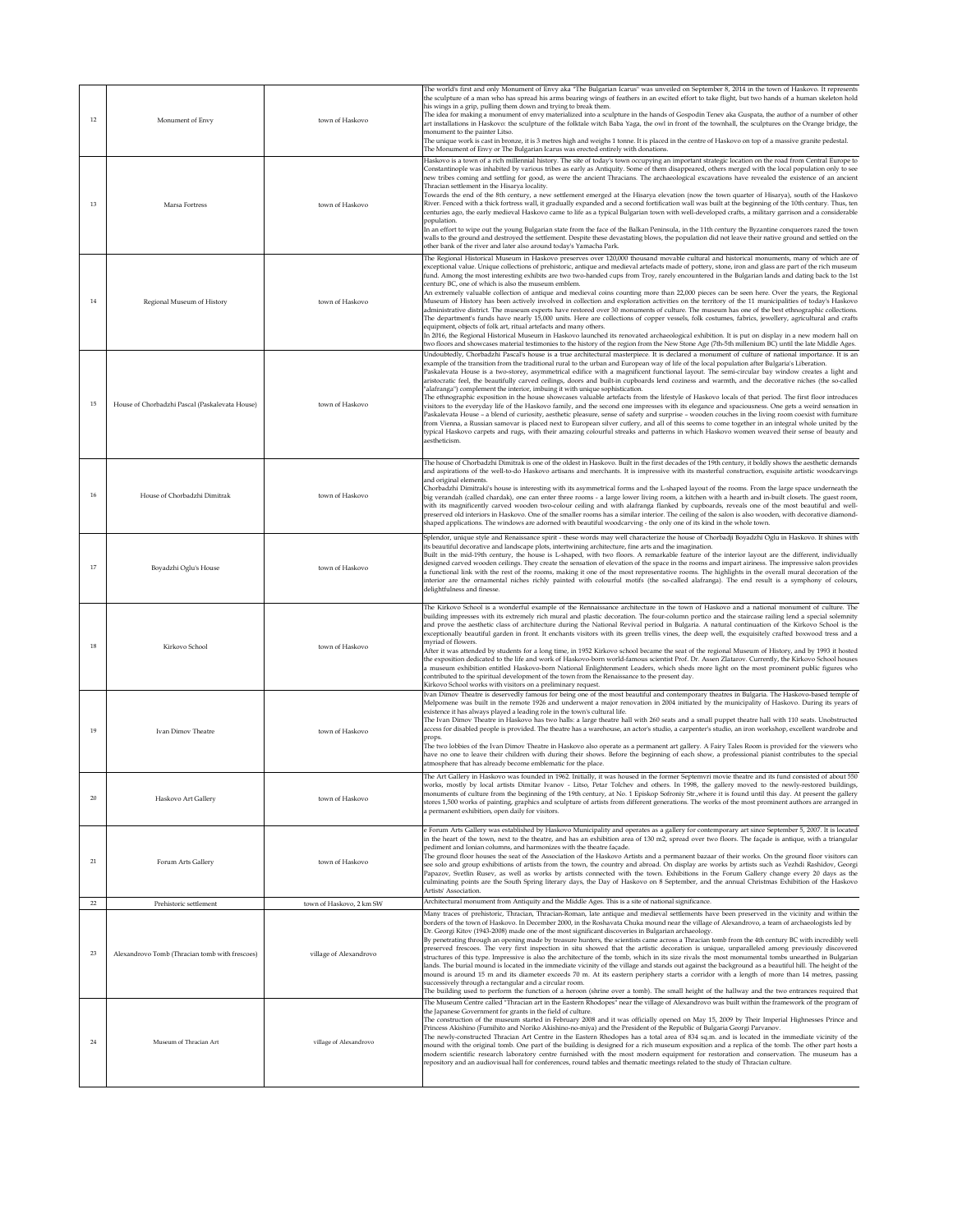| 12 | Monument of Envy | town of Haskovo | The world's first and only Monument of Envy aka "The Bulgarian Icarus" was unveiled on September 8, 2014 in the town of Haskovo. It represents the sculpture of a man who has spread his arms bearing wings of feathers in an excited effort to take flight, but two hands of a human skeleton hold his wings in a grip, pulling them down and trying to break them.<br>The idea for making a monument of envy materialized into a sculpture in the hands of Gospodin Tenev aka Guspata, the author of a number of other art installations in Haskovo: the sculpture of the folktale witch Baba Yaga, the owl in front of the townhall, the sculptures on the Orange bridge, the monument to the painter Litso.<br>The unique work is cast in bronze, it is 3 metres high and weighs 1 tonne. It is placed in the centre of Haskovo on top of a massive granite pedestal.<br>The Monument of Envy or The Bulgarian Icarus was erected entirely with donations. |
|---|---|---|---|
| 13 | Marsa Fortress | town of Haskovo | Haskovo is a town of a rich millennial history. The site of today's town occupying an important strategic location on the road from Central Europe to Constantinople was inhabited by various tribes as early as Antiquity. Some of them disappeared, others merged with the local population only to see new tribes coming and settling for good, as were the ancient Thracians. The archaeological excavations have revealed the existence of an ancient Thracian settlement in the Hisarya locality.<br>Towards the end of the 8th century, a new settlement emerged at the Hisarya elevation (now the town quarter of Hisarya), south of the Haskovo River. Fenced with a thick fortress wall, it gradually expanded and a second fortification wall was built at the beginning of the 10th century. Thus, ten centuries ago, the early medieval Haskovo came to life as a typical Bulgarian town with well-developed crafts, a military garrison and a considerable population.<br>In an effort to wipe out the young Bulgarian state from the face of the Balkan Peninsula, in the 11th century the Byzantine conquerors razed the town walls to the ground and destroyed the settlement. Despite these devastating blows, the population did not leave their native ground and settled on the other bank of the river and later also around today's Yamacha Park. |
| 14 | Regional Museum of History | town of Haskovo | The Regional Historical Museum in Haskovo preserves over 120,000 thousand movable cultural and historical monuments, many of which are of exceptional value. Unique collections of prehistoric, antique and medieval artefacts made of pottery, stone, iron and glass are part of the rich museum fund. Among the most interesting exhibits are two two-handed cups from Troy, rarely encountered in the Bulgarian lands and dating back to the 1st century BC, one of which is also the museum emblem.<br>An extremely valuable collection of antique and medieval coins counting more than 22,000 pieces can be seen here. Over the years, the Regional Museum of History has been actively involved in collection and exploration activities on the territory of the 11 municipalities of today's Haskovo administrative district. The museum experts have restored over 30 monuments of culture. The museum has one of the best ethnographic collections. The department's funds have nearly 15,000 units. Here are collections of copper vessels, folk costumes, fabrics, jewellery, agricultural and crafts equipment, objects of folk art, ritual artefacts and many others.<br>In 2016, the Regional Historical Museum in Haskovo launched its renovated archaeological exhibition. It is put on display in a new modern hall on two floors and showcases material testimonies to the history of the region from the New Stone Age (7th-5th millenium BC) until the late Middle Ages. |
| 15 | House of Chorbadzhi Pascal (Paskalevata House) | town of Haskovo | Undoubtedly, Chorbadzhi Pascal's house is a true architectural masterpiece. It is declared a monument of culture of national importance. It is an example of the transition from the traditional rural to the urban and European way of life of the local population after Bulgaria's Liberation.<br>Paskalevata House is a two-storey, asymmetrical edifice with a magnificent functional layout. The semi-circular bay window creates a light and aristocratic feel, the beautifully carved ceilings, doors and built-in cupboards lend coziness and warmth, and the decorative niches (the so-called "alafranga") complement the interior, imbuing it with unique sophistication.<br>The ethnographic exposition in the house showcases valuable artefacts from the lifestyle of Haskovo locals of that period. The first floor introduces visitors to the everyday life of the Haskovo family, and the second one impresses with its elegance and spaciousness. One gets a weird sensation in Paskalevata House – a blend of curiosity, aesthetic pleasure, sense of safety and surprise – wooden couches in the living room coexist with furniture from Vienna, a Russian samovar is placed next to European silver cutlery, and all of this seems to come together in an integral whole united by the typical Haskovo carpets and rugs, with their amazing colourful streaks and patterns in which Haskovo women weaved their sense of beauty and aestheticism. |
| 16 | House of Chorbadzhi Dimitrak | town of Haskovo | The house of Chorbadzhi Dimitrak is one of the oldest in Haskovo. Built in the first decades of the 19th century, it boldly shows the aesthetic demands and aspirations of the well-to-do Haskovo artisans and merchants. It is impressive with its masterful construction, exquisite artistic woodcarvings and original elements.<br>Chorbadzhi Dimitraki's house is interesting with its asymmetrical forms and the L-shaped layout of the rooms. From the large space underneath the big verandah (called chardak), one can enter three rooms - a large lower living room, a kitchen with a hearth and in-built closets. The guest room, with its magnificently carved wooden two-colour ceiling and with alafranga flanked by cupboards, reveals one of the most beautiful and well-preserved old interiors in Haskovo. One of the smaller rooms has a similar interior. The ceiling of the salon is also wooden, with decorative diamond-shaped applications. The windows are adorned with beautiful woodcarving - the only one of its kind in the whole town. |
| 17 | Boyadzhi Oglu's House | town of Haskovo | Splendor, unique style and Renaissance spirit - these words may well characterize the house of Chorbadji Boyadzhi Oglu in Haskovo. It shines with its beautiful decorative and landscape plots, intertwining architecture, fine arts and the imagination.<br>Built in the mid-19th century, the house is L-shaped, with two floors. A remarkable feature of the interior layout are the different, individually designed carved wooden ceilings. They create the sensation of elevation of the space in the rooms and impart airiness. The impressive salon provides a functional link with the rest of the rooms, making it one of the most representative rooms. The highlights in the overall mural decoration of the interior are the ornamental niches richly painted with colourful motifs (the so-called alafranga). The end result is a symphony of colours, delightfulness and finesse. |
| 18 | Kirkovo School | town of Haskovo | The Kirkovo School is a wonderful example of the Renaissance architecture in the town of Haskovo and a national monument of culture. The building impresses with its extremely rich mural and plastic decoration. The four-column portico and the staircase railing lend a special solemnity and prove the aesthetic class of architecture during the National Revival period in Bulgaria. A natural continuation of the Kirkovo School is the exceptionally beautiful garden in front. It enchants visitors with its green trellis vines, the deep well, the exquisitely crafted boxwood tress and a myriad of flowers.<br>After it was attended by students for a long time, in 1952 Kirkovo school became the seat of the regional Museum of History, and by 1993 it hosted the exposition dedicated to the life and work of Haskovo-born world-famous scientist Prof. Dr. Assen Zlatarov. Currently, the Kirkovo School houses a museum exhibition entitled Haskovo-born National Enlightenment Leaders, which sheds more light on the most prominent public figures who contributed to the spiritual development of the town from the Renaissance to the present day.<br>Kirkovo School works with visitors on a preliminary request. |
| 19 | Ivan Dimov Theatre | town of Haskovo | Ivan Dimov Theatre is deservedly famous for being one of the most beautiful and contemporary theatres in Bulgaria. The Haskovo-based temple of Melpomene was built in the remote 1926 and underwent a major renovation in 2004 initiated by the municipality of Haskovo. During its years of existence it has always played a leading role in the town's cultural life.<br>The Ivan Dimov Theatre in Haskovo has two halls: a large theatre hall with 260 seats and a small puppet theatre hall with 110 seats. Unobstructed access for disabled people is provided. The theatre has a warehouse, an actor's studio, a carpenter's studio, an iron workshop, excellent wardrobe and props.<br>The two lobbies of the Ivan Dimov Theatre in Haskovo also operate as a permanent art gallery. A Fairy Tales Room is provided for the viewers who have no one to leave their children with during their shows. Before the beginning of each show, a professional pianist contributes to the special atmosphere that has already become emblematic for the place. |
| 20 | Haskovo Art Gallery | town of Haskovo | The Art Gallery in Haskovo was founded in 1962. Initially, it was housed in the former Septemvri movie theatre and its fund consisted of about 550 works, mostly by local artists Dimitar Ivanov - Litso, Petar Tolchev and others. In 1998, the gallery moved to the newly-restored buildings, monuments of culture from the beginning of the 19th century, at No. 1 Episkop Sofroniy Str.,where it is found until this day. At present the gallery stores 1,500 works of painting, graphics and sculpture of artists from different generations. The works of the most prominent authors are arranged in a permanent exhibition, open daily for visitors. |
| 21 | Forum Arts Gallery | town of Haskovo | e Forum Arts Gallery was established by Haskovo Municipality and operates as a gallery for contemporary art since September 5, 2007. It is located in the heart of the town, next to the theatre, and has an exhibition area of 130 m2, spread over two floors. The façade is antique, with a triangular pediment and Ionian columns, and harmonizes with the theatre façade.<br>The ground floor houses the seat of the Association of the Haskovo Artists and a permanent bazaar of their works. On the ground floor visitors can see solo and group exhibitions of artists from the town, the country and abroad. On display are works by artists such as Vezhdi Rashidov, Georgi Papazov, Svetlin Rusev, as well as works by artists connected with the town. Exhibitions in the Forum Gallery change every 20 days as the culminating points are the South Spring literary days, the Day of Haskovo on 8 September, and the annual Christmas Exhibition of the Haskovo Artists' Association. |
| 22 | Prehistoric settlement | town of Haskovo, 2 km SW | Architectural monument from Antiquity and the Middle Ages. This is a site of national significance. |
| 23 | Alexandrovo Tomb (Thracian tomb with frescoes) | village of Alexandrovo | Many traces of prehistoric, Thracian, Thracian-Roman, late antique and medieval settlements have been preserved in the vicinity and within the borders of the town of Haskovo. In December 2000, in the Roshavata Chuka mound near the village of Alexandrovo, a team of archaeologists led by Dr. Georgi Kitov (1943-2008) made one of the most significant discoveries in Bulgarian archaeology.<br>By penetrating through an opening made by treasure hunters, the scientists came across a Thracian tomb from the 4th century BC with incredibly well preserved frescoes. The very first inspection in situ showed that the artistic decoration is unique, unparalleled among previously discovered structures of this type. Impressive is also the architecture of the tomb, which in its size rivals the most monumental tombs unearthed in Bulgarian lands. The burial mound is located in the immediate vicinity of the village and stands out against the background as a beautiful hill. The height of the mound is around 15 m and its diameter exceeds 70 m. At its eastern periphery starts a corridor with a length of more than 14 metres, passing successively through a rectangular and a circular room.<br>The building used to perform the function of a heroon (shrine over a tomb). The small height of the hallway and the two entrances required that |
| 24 | Museum of Thracian Art | village of Alexandrovo | The Museum Centre called "Thracian art in the Eastern Rhodopes" near the village of Alexandrovo was built within the framework of the program of the Japanese Government for grants in the field of culture.<br>The construction of the museum started in February 2008 and it was officially opened on May 15, 2009 by Their Imperial Highnesses Prince and Princess Akishino (Fumihito and Noriko Akishino-no-miya) and the President of the Republic of Bulgaria Georgi Parvanov.<br>The newly-constructed Thracian Art Centre in the Eastern Rhodopes has a total area of 834 sq.m. and is located in the immediate vicinity of the mound with the original tomb. One part of the building is designed for a rich museum exposition and a replica of the tomb. The other part hosts a modern scientific research laboratory centre furnished with the most modern equipment for restoration and conservation. The museum has a repository and an audiovisual hall for conferences, round tables and thematic meetings related to the study of Thracian culture. |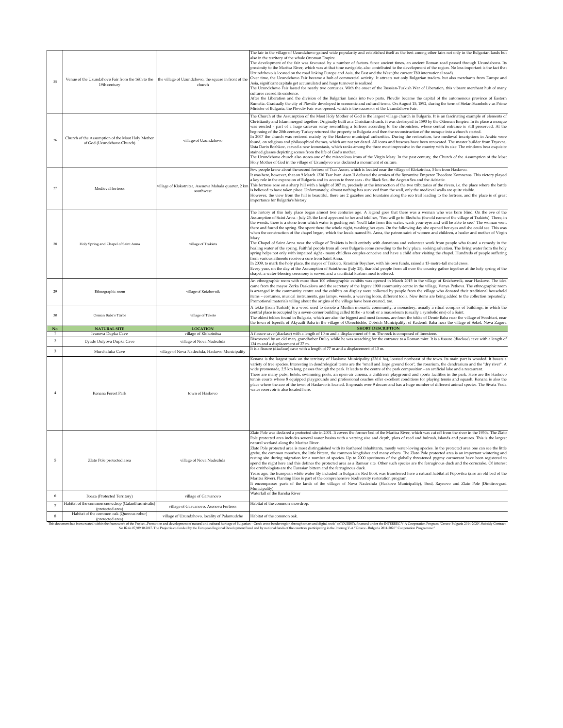| | | | |
|---|---|---|---|
| 25 | Venue of the Uzundzhovo Fair from the 16th to the 19th century | the village of Uzundzhovo, the square in front of the church | The fair in the village of Uzundzhovo gained wide popularity and established itself as the best among other fairs not only in the Bulgarian lands but also in the territory of the whole Ottoman Empire.<br>The development of the fair was favoured by a number of factors. Since ancient times, an ancient Roman road passed through Uzundzhovo. Its proximity to the Maritsa River, which was at that time navigable, also contributed to the development of the region. No less important is the fact that Uzundzhovo is located on the road linking Europe and Asia, the East and the West (the current E80 international road).<br>Over time, the Uzundzhovo Fair became a hub of commercial activity. It attracts not only Bulgarian traders, but also merchants from Europe and Asia, significant capitals get accumulated and huge turnover is realized.<br>The Uzundzhovo Fair lasted for nearly two centuries. With the onset of the Russian-Turkish War of Liberation, this vibrant merchant hub of many cultures ceased its existence.<br>After the Liberation and the division of the Bulgarian lands into two parts, Plovdiv became the capital of the autonomous province of Eastern Rumelia. Gradually the city of Plovdiv developed in economic and cultural terms. On August 15, 1892, during the term of Stefan Stambolov as Prime Minister of Bulgaria, the Plovdiv Fair was opened, which is the successor of the Uzundzhovo Fair. |
| 26 | Church of the Assumption of the Most Holy Mother of God (Uzundzhovo Church) | village of Uzundzhovo | The Church of the Assumption of the Most Holy Mother of God is the largest village church in Bulgaria. It is an fascinating example of elements of Christianity and Islam merged together. Originally built as a Christian church, it was destroyed in 1593 by the Ottoman Empire. In its place a mosque was erected - part of a huge caravan seray resembling a fortress according to the chroniclers, whose central entrance is still preserved. At the beginning of the 20th century Turkey returned the property to Bulgaria and then the reconstruction of the mosque into a church started.<br>In 2007 the church was restored mainly by the Haskovo municipal authorities. During the restoration, two medieval inscriptions in Arabic were found, on religious and philosophical themes, which are not yet dated. All icons and frescoes have been renovated. The master builder from Tryavna, Usta Darin Bozhkov, carved a new iconostasis, which ranks among the three most impressive in the country with its size. The windows bear exquisite stained glasses depicting scenes from the life of God's mother.<br>The Uzundzhovo church also stores one of the miraculous icons of the Virgin Mary. In the past century, the Church of the Assumption of the Most Holy Mother of God in the village of Uzundjovo was declared a monument of culture. |
| 27 | Medieval fortress | village of Klokotnitsa, Asenova Mahala quarter, 2 km southwest | Few people know about the second fortress of Tsar Assen, which is located near the village of Klokotnitsa, 5 km from Haskovo.<br>It was here, however, that on 9 March 1230 Tsar Ivan Asen II defeated the armies of the Byzantine Emperor Theodore Komnenos. This victory played a key role in the expansion of Bulgaria and its access to three seas - the Black Sea, the Aegean Sea and the Adriatic.<br>This fortress rose on a sharp hill with a height of 387 m, precisely at the intersection of the two tributaries of the rivers, i.e. the place where the battle is believed to have taken place. Unfortunately, almost nothing has survived from the wall, only the medieval walls are quite visible.<br>However, the view from the hill is beautiful, there are 2 gazebos and fountains along the eco trail leading to the fortress, and the place is of great importance for Bulgaria's history. |
| 28 | Holy Spring and Chapel of Saint Anna | village of Trakiets | The history of this holy place began almost two centuries ago. A legend goes that there was a woman who was born blind. On the eve of the Assumption of Saint Anna - July 25, the Lord appeared to her and told her, "You will go to Elechcha (the old name of the village of Trakiets). There, in the woods, there is a stone from which water is gushing out. You'll take from this water, wash your eyes and you will be able to see." The woman went there and found the spring. She spent there the whole night, washing her eyes. On the following day she opened her eyes and she could see. This was when the construction of the chapel began, which the locals named St. Anna, the patron saint of women and children, a healer and mother of Virgin Mary.<br>The Chapel of Saint Anna near the village of Trakiets is built entirely with donations and volunteer work from people who found a remedy in the healing water of the spring. Faithful people from all over Bulgaria come crowding to the holy place, seeking salvation. The living water from the holy spring helps not only with impaired sight - many childless couples conceive and have a child after visiting the chapel. Hundreds of people suffering from various ailments receive a cure from Saint Anna.<br>In 2009, to mark the holy place, the mayor of Trakiets, Krasimir Boychev, with his own funds, raised a 13-metre-tall metal cross.<br>Every year, on the day of the Assumption of SaintAnna (July 25), thankful people from all over the country gather together at the holy spring of the chapel, a water-blessing ceremony is served and a sacrificial kurban meal is offered. |
| 29 | Ethnographic room | village of Knizhovnik | An ethnographic room with more than 100 ethnographic exhibits was opened in March 2015 in the village of Knizhovnik, near Haskovo. The idea came from the mayor Zorka Daskalova and the secretary of the Izgrev 1900 community centre in the village, Vanya Petkova. The ethnographic room is arranged in the community centre and the exhibits on display were collected by people from the village who donated their traditional household items – costumes, musical instruments, gas lamps, vessels, a weaving loom, different tools. New items are being added to the collection repeatedly. Promotional materials telling about the origins of the village have been created, too. |
| 30 | Osman Baba's Türbe | village of Teketo | A tekke (from Turkish) is a word used to denote a Muslim monastic community, a monastery, usually a ritual complex of buildings, in which the central place is occupied by a seven-corner building called türbe - a tomb or a mausoleum (usually a symbolic one) of a Saint.<br>The oldest tekkes found in Bulgaria, which are also the biggest and most famous, are four: the tekke of Demir Baba near the village of Sveshtari, near the town of Isperih; of Akyazili Baba in the village of Obrochishte, Dobrich Municipality; of Kademli Baba near the village of Sokol, Nova Zagora |
| **No** | **NATURAL SITE** | **LOCATION** | **SHORT DESCRIPTION** |
| 1 | Ivanova Dupka Cave | village of Klokotnitsa | A fissure cave (diaclase) with a length of 10 m and a displacement of 6 m. The rock is composed of limestone. |
| 2 | Dyado Dulyova Dupka Cave | village of Nova Nadezhda | Discovered by an old man, grandfather Dulio, while he was searching for the entrance to a Roman mint. It is a fissure (diaclase) cave with a length of 134 m and a displacement of 27 m. |
| 3 | Murchaluka Cave | village of Nova Nadezhda, Haskovo Municipality | It is a fissure (diaclase) cave with a length of 77 m and a displacement of 13 m. |
| 4 | Kenana Forest Park | town of Haskovo | Kenana is the largest park on the territory of Haskovo Municipality (236.6 ha), located northeast of the town. Its main part is wooded. It boasts a variety of tree species. Interesting in dendrological terms are the "small and large ground floor", the rosarium, the dendrarium and the "dry river". A wide promenade, 2.5 km long, passes through the park. It leads to the centre of the park composition - an artificial lake and a restaurant.<br>There are many pubs, hotels, swimming pools, an open-air cinema, a children's playground and sports facilities in the park. Here are the Haskovo tennis courts whose 8 equipped playgrounds and professional coaches offer excellent conditions for playing tennis and squash. Kenana is also the place where the zoo of the town of Haskovo is located. It spreads over 9 decare and has a huge number of different animal species. The Sivata Voda water reservoir is also located here. |
| 5 | Zlato Pole protected area | village of Nova Nadezhda | Zlato Pole was declared a protected site in 2001. It covers the former bed of the Maritsa River, which was cut off from the river in the 1950s. The Zlato Pole protected area includes several water basins with a varying size and depth, plots of reed and bulrush, islands and pastures. This is the largest natural wetland along the Maritsa River.<br>Zlato Pole protected area is most distinguished with its feathered inhabitants, mostly water-loving species. In the protected area one can see the little grebe, the common moorhen, the little bittern, the common kingfisher and many others. The Zlato Pole protected area is an important wintering and resting site during migration for a number of species. Up to 2000 specimens of the globally threatened pygmy cormorant have been registered to spend the night here and this defines the protected area as a Ramsar site. Other such species are the ferruginous duck and the corncrake. Of interest for ornithologists are the Eurasian bittern and the ferruginous duck.<br>Years ago, the European white water lily included in Bulgaria's Red Book was transferred here a natural habitat at Popovitsa (also an old bed of the Maritsa River). Planting lilies is part of the comprehensive biodiversity restoration program.<br>It encompasses parts of the lands of the villages of Nova Nadezhda (Haskovo Municipality), Brod, Raynovo and Zlato Pole (Dimitrovgrad Municipality). |
| 6 | Boaza (Protected Territory) | village of Garvanovo | Waterfall of the Banska River |
| 7 | Habitat of the common snowdrop (Galanthus nivalis) (protected area) | village of Garvanovo, Asenova Fortress | Habitat of the common snowdrop. |
| 8 | Habitat of the common oak (Quercus robur) (protected area) | village of Uzundzhovo, locality of Palamudche | Habitat of the common oak. |

This document has been created within the framework of the Project „Promotion and development of natural and cultural heritage of Bulgarian – Greek cross-border region through smart and digital tools" (eTOURIST), financed under the INTERREG V-A Cooperation Program "Greece-Bulgaria 2014-2020", Subsidy Contract No B2.6c.07/09.10.2017. The Project is co funded by the European Regional Development Fund and by national funds of the countries participating in the Interreg V-A "Greece - Bulgaria 2014-2020" Cooperation Programme."